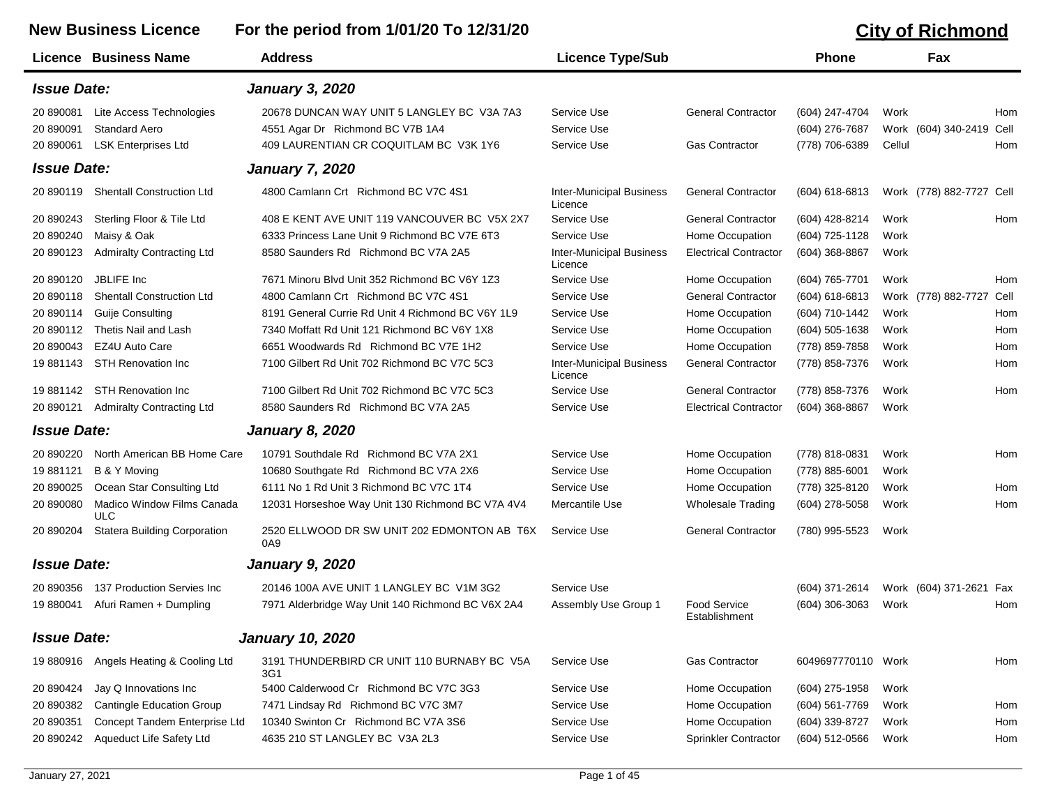# New Business Licence

**For the period from 1/01/20 To 12/31/20**

**City of Richmond**

| Licence | Business Name | Address | Licence Type/Sub | | Phone | | Fax | |
|---|---|---|---|---|---|---|---|---|
| ***Issue Date:*** | | ***January 3, 2020*** | | | | | | |
| 20 890081 | Lite Access Technologies | 20678 DUNCAN WAY UNIT 5 LANGLEY BC V3A 7A3 | Service Use | General Contractor | (604) 247-4704 | Work | | Hom |
| 20 890091 | Standard Aero | 4551 Agar Dr Richmond BC V7B 1A4 | Service Use | | (604) 276-7687 | Work | (604) 340-2419 | Cell |
| 20 890061 | LSK Enterprises Ltd | 409 LAURENTIAN CR COQUITLAM BC V3K 1Y6 | Service Use | Gas Contractor | (778) 706-6389 | Cellul | | Hom |
| ***Issue Date:*** | | ***January 7, 2020*** | | | | | | |
| 20 890119 | Shentall Construction Ltd | 4800 Camlann Crt Richmond BC V7C 4S1 | Inter-Municipal Business Licence | General Contractor | (604) 618-6813 | Work | (778) 882-7727 | Cell |
| 20 890243 | Sterling Floor & Tile Ltd | 408 E KENT AVE UNIT 119 VANCOUVER BC V5X 2X7 | Service Use | General Contractor | (604) 428-8214 | Work | | Hom |
| 20 890240 | Maisy & Oak | 6333 Princess Lane Unit 9 Richmond BC V7E 6T3 | Service Use | Home Occupation | (604) 725-1128 | Work | | |
| 20 890123 | Admiralty Contracting Ltd | 8580 Saunders Rd Richmond BC V7A 2A5 | Inter-Municipal Business Licence | Electrical Contractor | (604) 368-8867 | Work | | |
| 20 890120 | JBLIFE Inc | 7671 Minoru Blvd Unit 352 Richmond BC V6Y 1Z3 | Service Use | Home Occupation | (604) 765-7701 | Work | | Hom |
| 20 890118 | Shentall Construction Ltd | 4800 Camlann Crt Richmond BC V7C 4S1 | Service Use | General Contractor | (604) 618-6813 | Work | (778) 882-7727 | Cell |
| 20 890114 | Guije Consulting | 8191 General Currie Rd Unit 4 Richmond BC V6Y 1L9 | Service Use | Home Occupation | (604) 710-1442 | Work | | Hom |
| 20 890112 | Thetis Nail and Lash | 7340 Moffatt Rd Unit 121 Richmond BC V6Y 1X8 | Service Use | Home Occupation | (604) 505-1638 | Work | | Hom |
| 20 890043 | EZ4U Auto Care | 6651 Woodwards Rd Richmond BC V7E 1H2 | Service Use | Home Occupation | (778) 859-7858 | Work | | Hom |
| 19 881143 | STH Renovation Inc | 7100 Gilbert Rd Unit 702 Richmond BC V7C 5C3 | Inter-Municipal Business Licence | General Contractor | (778) 858-7376 | Work | | Hom |
| 19 881142 | STH Renovation Inc | 7100 Gilbert Rd Unit 702 Richmond BC V7C 5C3 | Service Use | General Contractor | (778) 858-7376 | Work | | Hom |
| 20 890121 | Admiralty Contracting Ltd | 8580 Saunders Rd Richmond BC V7A 2A5 | Service Use | Electrical Contractor | (604) 368-8867 | Work | | |
| ***Issue Date:*** | | ***January 8, 2020*** | | | | | | |
| 20 890220 | North American BB Home Care | 10791 Southdale Rd Richmond BC V7A 2X1 | Service Use | Home Occupation | (778) 818-0831 | Work | | Hom |
| 19 881121 | B & Y Moving | 10680 Southgate Rd Richmond BC V7A 2X6 | Service Use | Home Occupation | (778) 885-6001 | Work | | |
| 20 890025 | Ocean Star Consulting Ltd | 6111 No 1 Rd Unit 3 Richmond BC V7C 1T4 | Service Use | Home Occupation | (778) 325-8120 | Work | | Hom |
| 20 890080 | Madico Window Films Canada ULC | 12031 Horseshoe Way Unit 130 Richmond BC V7A 4V4 | Mercantile Use | Wholesale Trading | (604) 278-5058 | Work | | Hom |
| 20 890204 | Statera Building Corporation | 2520 ELLWOOD DR SW UNIT 202 EDMONTON AB T6X 0A9 | Service Use | General Contractor | (780) 995-5523 | Work | | |
| ***Issue Date:*** | | ***January 9, 2020*** | | | | | | |
| 20 890356 | 137 Production Servies Inc | 20146 100A AVE UNIT 1 LANGLEY BC V1M 3G2 | Service Use | | (604) 371-2614 | Work | (604) 371-2621 | Fax |
| 19 880041 | Afuri Ramen + Dumpling | 7971 Alderbridge Way Unit 140 Richmond BC V6X 2A4 | Assembly Use Group 1 | Food Service Establishment | (604) 306-3063 | Work | | Hom |
| ***Issue Date:*** | | ***January 10, 2020*** | | | | | | |
| 19 880916 | Angels Heating & Cooling Ltd | 3191 THUNDERBIRD CR UNIT 110 BURNABY BC V5A 3G1 | Service Use | Gas Contractor | 6049697770110 | Work | | Hom |
| 20 890424 | Jay Q Innovations Inc | 5400 Calderwood Cr Richmond BC V7C 3G3 | Service Use | Home Occupation | (604) 275-1958 | Work | | |
| 20 890382 | Cantingle Education Group | 7471 Lindsay Rd Richmond BC V7C 3M7 | Service Use | Home Occupation | (604) 561-7769 | Work | | Hom |
| 20 890351 | Concept Tandem Enterprise Ltd | 10340 Swinton Cr Richmond BC V7A 3S6 | Service Use | Home Occupation | (604) 339-8727 | Work | | Hom |
| 20 890242 | Aqueduct Life Safety Ltd | 4635 210 ST LANGLEY BC V3A 2L3 | Service Use | Sprinkler Contractor | (604) 512-0566 | Work | | Hom |

January 27, 2021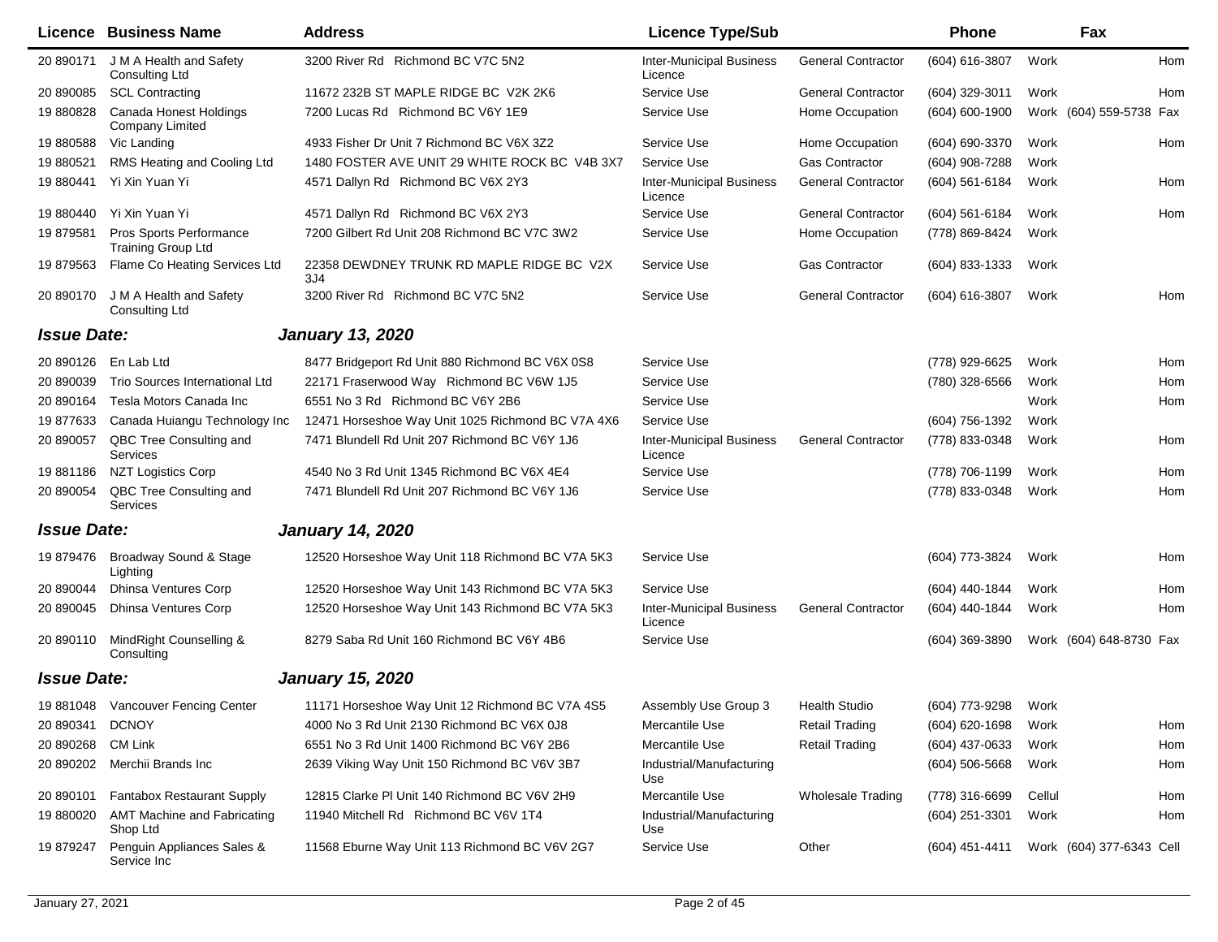| Licence | Business Name | Address | Licence Type/Sub | | Phone | Fax | |
|---|---|---|---|---|---|---|---|
| 20 890171 | J M A Health and Safety Consulting Ltd | 3200 River Rd Richmond BC V7C 5N2 | Inter-Municipal Business Licence | General Contractor | (604) 616-3807 | Work | Hom |
| 20 890085 | SCL Contracting | 11672 232B ST MAPLE RIDGE BC V2K 2K6 | Service Use | General Contractor | (604) 329-3011 | Work | Hom |
| 19 880828 | Canada Honest Holdings Company Limited | 7200 Lucas Rd Richmond BC V6Y 1E9 | Service Use | Home Occupation | (604) 600-1900 | Work (604) 559-5738 | Fax |
| 19 880588 | Vic Landing | 4933 Fisher Dr Unit 7 Richmond BC V6X 3Z2 | Service Use | Home Occupation | (604) 690-3370 | Work | Hom |
| 19 880521 | RMS Heating and Cooling Ltd | 1480 FOSTER AVE UNIT 29 WHITE ROCK BC V4B 3X7 | Service Use | Gas Contractor | (604) 908-7288 | Work | |
| 19 880441 | Yi Xin Yuan Yi | 4571 Dallyn Rd Richmond BC V6X 2Y3 | Inter-Municipal Business Licence | General Contractor | (604) 561-6184 | Work | Hom |
| 19 880440 | Yi Xin Yuan Yi | 4571 Dallyn Rd Richmond BC V6X 2Y3 | Service Use | General Contractor | (604) 561-6184 | Work | Hom |
| 19 879581 | Pros Sports Performance Training Group Ltd | 7200 Gilbert Rd Unit 208 Richmond BC V7C 3W2 | Service Use | Home Occupation | (778) 869-8424 | Work | |
| 19 879563 | Flame Co Heating Services Ltd | 22358 DEWDNEY TRUNK RD MAPLE RIDGE BC V2X 3J4 | Service Use | Gas Contractor | (604) 833-1333 | Work | |
| 20 890170 | J M A Health and Safety Consulting Ltd | 3200 River Rd Richmond BC V7C 5N2 | Service Use | General Contractor | (604) 616-3807 | Work | Hom |

**Issue Date:** ***January 13, 2020***

| Licence | Business Name | Address | Licence Type/Sub | | Phone | Fax | |
|---|---|---|---|---|---|---|---|
| 20 890126 | En Lab Ltd | 8477 Bridgeport Rd Unit 880 Richmond BC V6X 0S8 | Service Use | | (778) 929-6625 | Work | Hom |
| 20 890039 | Trio Sources International Ltd | 22171 Fraserwood Way Richmond BC V6W 1J5 | Service Use | | (780) 328-6566 | Work | Hom |
| 20 890164 | Tesla Motors Canada Inc | 6551 No 3 Rd Richmond BC V6Y 2B6 | Service Use | | | Work | Hom |
| 19 877633 | Canada Huiangu Technology Inc | 12471 Horseshoe Way Unit 1025 Richmond BC V7A 4X6 | Service Use | | (604) 756-1392 | Work | |
| 20 890057 | QBC Tree Consulting and Services | 7471 Blundell Rd Unit 207 Richmond BC V6Y 1J6 | Inter-Municipal Business Licence | General Contractor | (778) 833-0348 | Work | Hom |
| 19 881186 | NZT Logistics Corp | 4540 No 3 Rd Unit 1345 Richmond BC V6X 4E4 | Service Use | | (778) 706-1199 | Work | Hom |
| 20 890054 | QBC Tree Consulting and Services | 7471 Blundell Rd Unit 207 Richmond BC V6Y 1J6 | Service Use | | (778) 833-0348 | Work | Hom |

**Issue Date:** ***January 14, 2020***

| Licence | Business Name | Address | Licence Type/Sub | | Phone | Fax | |
|---|---|---|---|---|---|---|---|
| 19 879476 | Broadway Sound & Stage Lighting | 12520 Horseshoe Way Unit 118 Richmond BC V7A 5K3 | Service Use | | (604) 773-3824 | Work | Hom |
| 20 890044 | Dhinsa Ventures Corp | 12520 Horseshoe Way Unit 143 Richmond BC V7A 5K3 | Service Use | | (604) 440-1844 | Work | Hom |
| 20 890045 | Dhinsa Ventures Corp | 12520 Horseshoe Way Unit 143 Richmond BC V7A 5K3 | Inter-Municipal Business Licence | General Contractor | (604) 440-1844 | Work | Hom |
| 20 890110 | MindRight Counselling & Consulting | 8279 Saba Rd Unit 160 Richmond BC V6Y 4B6 | Service Use | | (604) 369-3890 | Work (604) 648-8730 | Fax |

**Issue Date:** ***January 15, 2020***

| Licence | Business Name | Address | Licence Type/Sub | | Phone | Fax | |
|---|---|---|---|---|---|---|---|
| 19 881048 | Vancouver Fencing Center | 11171 Horseshoe Way Unit 12 Richmond BC V7A 4S5 | Assembly Use Group 3 | Health Studio | (604) 773-9298 | Work | |
| 20 890341 | DCNOY | 4000 No 3 Rd Unit 2130 Richmond BC V6X 0J8 | Mercantile Use | Retail Trading | (604) 620-1698 | Work | Hom |
| 20 890268 | CM Link | 6551 No 3 Rd Unit 1400 Richmond BC V6Y 2B6 | Mercantile Use | Retail Trading | (604) 437-0633 | Work | Hom |
| 20 890202 | Merchii Brands Inc | 2639 Viking Way Unit 150 Richmond BC V6V 3B7 | Industrial/Manufacturing Use | | (604) 506-5668 | Work | Hom |
| 20 890101 | Fantabox Restaurant Supply | 12815 Clarke Pl Unit 140 Richmond BC V6V 2H9 | Mercantile Use | Wholesale Trading | (778) 316-6699 | Cellul | Hom |
| 19 880020 | AMT Machine and Fabricating Shop Ltd | 11940 Mitchell Rd Richmond BC V6V 1T4 | Industrial/Manufacturing Use | | (604) 251-3301 | Work | Hom |
| 19 879247 | Penguin Appliances Sales & Service Inc | 11568 Eburne Way Unit 113 Richmond BC V6V 2G7 | Service Use | Other | (604) 451-4411 | Work (604) 377-6343 | Cell |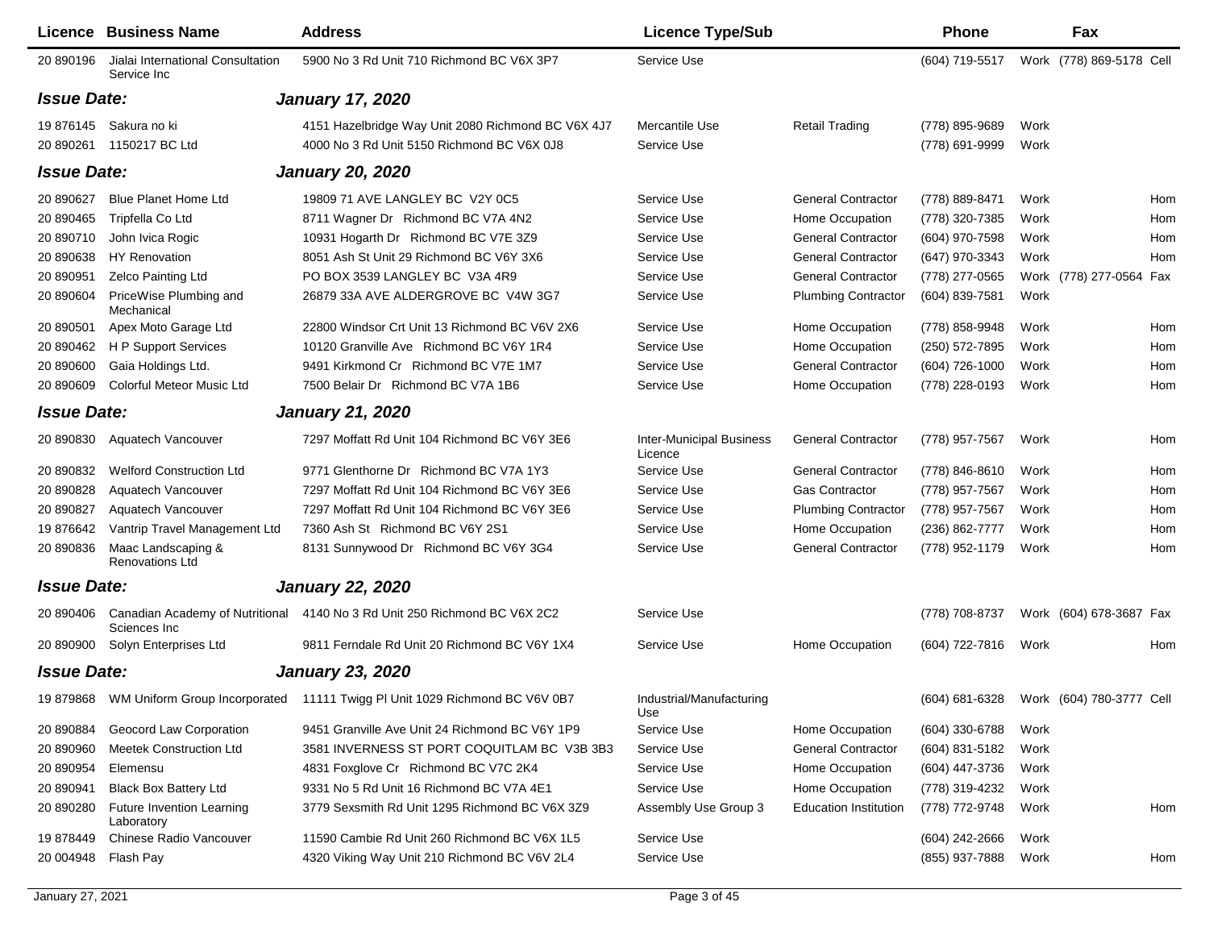| Licence | Business Name | Address | Licence Type/Sub | | Phone | | Fax | |
|---|---|---|---|---|---|---|---|---|
| 20 890196 | Jialai International Consultation Service Inc | 5900 No 3 Rd Unit 710 Richmond BC V6X 3P7 | Service Use | | (604) 719-5517 | Work | (778) 869-5178 | Cell |
| ***Issue Date:*** | | ***January 17, 2020*** | | | | | | |
| 19 876145 | Sakura no ki | 4151 Hazelbridge Way Unit 2080 Richmond BC V6X 4J7 | Mercantile Use | Retail Trading | (778) 895-9689 | Work | | |
| 20 890261 | 1150217 BC Ltd | 4000 No 3 Rd Unit 5150 Richmond BC V6X 0J8 | Service Use | | (778) 691-9999 | Work | | |
| ***Issue Date:*** | | ***January 20, 2020*** | | | | | | |
| 20 890627 | Blue Planet Home Ltd | 19809 71 AVE LANGLEY BC V2Y 0C5 | Service Use | General Contractor | (778) 889-8471 | Work | | Hom |
| 20 890465 | Tripfella Co Ltd | 8711 Wagner Dr Richmond BC V7A 4N2 | Service Use | Home Occupation | (778) 320-7385 | Work | | Hom |
| 20 890710 | John Ivica Rogic | 10931 Hogarth Dr Richmond BC V7E 3Z9 | Service Use | General Contractor | (604) 970-7598 | Work | | Hom |
| 20 890638 | HY Renovation | 8051 Ash St Unit 29 Richmond BC V6Y 3X6 | Service Use | General Contractor | (647) 970-3343 | Work | | Hom |
| 20 890951 | Zelco Painting Ltd | PO BOX 3539 LANGLEY BC V3A 4R9 | Service Use | General Contractor | (778) 277-0565 | Work | (778) 277-0564 | Fax |
| 20 890604 | PriceWise Plumbing and Mechanical | 26879 33A AVE ALDERGROVE BC V4W 3G7 | Service Use | Plumbing Contractor | (604) 839-7581 | Work | | |
| 20 890501 | Apex Moto Garage Ltd | 22800 Windsor Crt Unit 13 Richmond BC V6V 2X6 | Service Use | Home Occupation | (778) 858-9948 | Work | | Hom |
| 20 890462 | H P Support Services | 10120 Granville Ave Richmond BC V6Y 1R4 | Service Use | Home Occupation | (250) 572-7895 | Work | | Hom |
| 20 890600 | Gaia Holdings Ltd. | 9491 Kirkmond Cr Richmond BC V7E 1M7 | Service Use | General Contractor | (604) 726-1000 | Work | | Hom |
| 20 890609 | Colorful Meteor Music Ltd | 7500 Belair Dr Richmond BC V7A 1B6 | Service Use | Home Occupation | (778) 228-0193 | Work | | Hom |
| ***Issue Date:*** | | ***January 21, 2020*** | | | | | | |
| 20 890830 | Aquatech Vancouver | 7297 Moffatt Rd Unit 104 Richmond BC V6Y 3E6 | Inter-Municipal Business Licence | General Contractor | (778) 957-7567 | Work | | Hom |
| 20 890832 | Welford Construction Ltd | 9771 Glenthorne Dr Richmond BC V7A 1Y3 | Service Use | General Contractor | (778) 846-8610 | Work | | Hom |
| 20 890828 | Aquatech Vancouver | 7297 Moffatt Rd Unit 104 Richmond BC V6Y 3E6 | Service Use | Gas Contractor | (778) 957-7567 | Work | | Hom |
| 20 890827 | Aquatech Vancouver | 7297 Moffatt Rd Unit 104 Richmond BC V6Y 3E6 | Service Use | Plumbing Contractor | (778) 957-7567 | Work | | Hom |
| 19 876642 | Vantrip Travel Management Ltd | 7360 Ash St Richmond BC V6Y 2S1 | Service Use | Home Occupation | (236) 862-7777 | Work | | Hom |
| 20 890836 | Maac Landscaping & Renovations Ltd | 8131 Sunnywood Dr Richmond BC V6Y 3G4 | Service Use | General Contractor | (778) 952-1179 | Work | | Hom |
| ***Issue Date:*** | | ***January 22, 2020*** | | | | | | |
| 20 890406 | Canadian Academy of Nutritional Sciences Inc | 4140 No 3 Rd Unit 250 Richmond BC V6X 2C2 | Service Use | | (778) 708-8737 | Work | (604) 678-3687 | Fax |
| 20 890900 | Solyn Enterprises Ltd | 9811 Ferndale Rd Unit 20 Richmond BC V6Y 1X4 | Service Use | Home Occupation | (604) 722-7816 | Work | | Hom |
| ***Issue Date:*** | | ***January 23, 2020*** | | | | | | |
| 19 879868 | WM Uniform Group Incorporated | 11111 Twigg Pl Unit 1029 Richmond BC V6V 0B7 | Industrial/Manufacturing Use | | (604) 681-6328 | Work | (604) 780-3777 | Cell |
| 20 890884 | Geocord Law Corporation | 9451 Granville Ave Unit 24 Richmond BC V6Y 1P9 | Service Use | Home Occupation | (604) 330-6788 | Work | | |
| 20 890960 | Meetek Construction Ltd | 3581 INVERNESS ST PORT COQUITLAM BC V3B 3B3 | Service Use | General Contractor | (604) 831-5182 | Work | | |
| 20 890954 | Elemensu | 4831 Foxglove Cr Richmond BC V7C 2K4 | Service Use | Home Occupation | (604) 447-3736 | Work | | |
| 20 890941 | Black Box Battery Ltd | 9331 No 5 Rd Unit 16 Richmond BC V7A 4E1 | Service Use | Home Occupation | (778) 319-4232 | Work | | |
| 20 890280 | Future Invention Learning Laboratory | 3779 Sexsmith Rd Unit 1295 Richmond BC V6X 3Z9 | Assembly Use Group 3 | Education Institution | (778) 772-9748 | Work | | Hom |
| 19 878449 | Chinese Radio Vancouver | 11590 Cambie Rd Unit 260 Richmond BC V6X 1L5 | Service Use | | (604) 242-2666 | Work | | |
| 20 004948 | Flash Pay | 4320 Viking Way Unit 210 Richmond BC V6V 2L4 | Service Use | | (855) 937-7888 | Work | | Hom |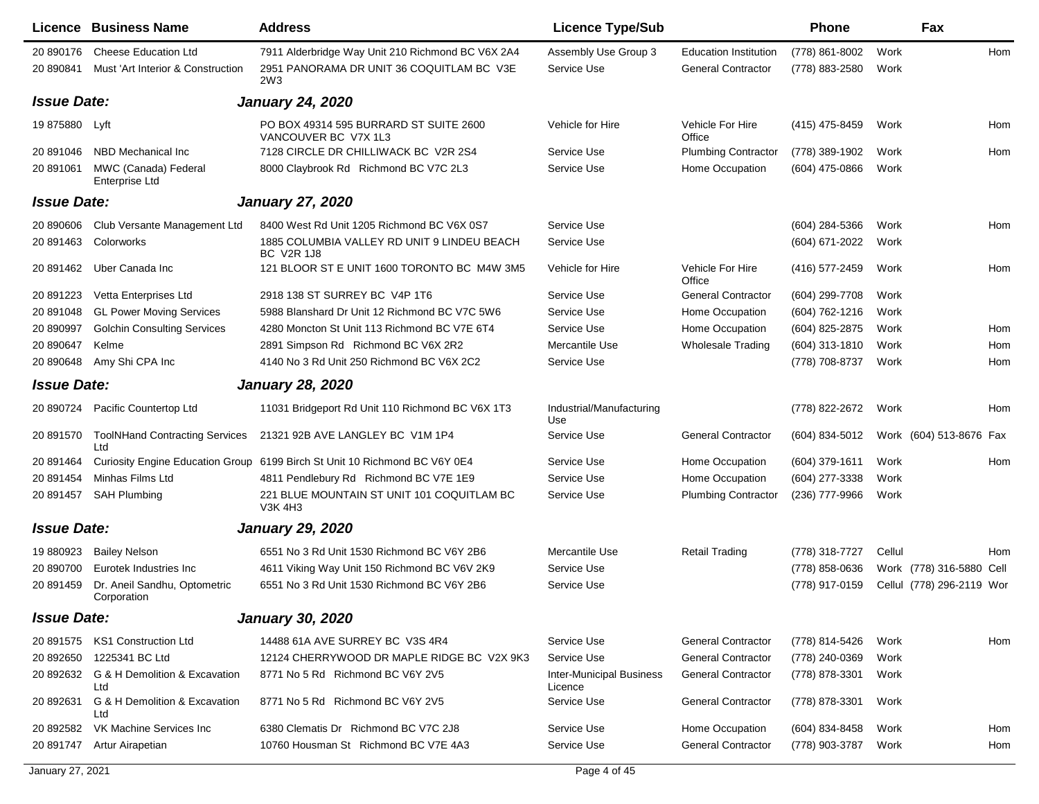| Licence | Business Name | Address | Licence Type/Sub | | Phone | Fax | |
|---|---|---|---|---|---|---|---|
| 20 890176 | Cheese Education Ltd | 7911 Alderbridge Way Unit 210 Richmond BC V6X 2A4 | Assembly Use Group 3 | Education Institution | (778) 861-8002 | Work | Hom |
| 20 890841 | Must 'Art Interior & Construction | 2951 PANORAMA DR UNIT 36 COQUITLAM BC V3E 2W3 | Service Use | General Contractor | (778) 883-2580 | Work | |
| ***Issue Date:*** | | ***January 24, 2020*** | | | | | |
| 19 875880 | Lyft | PO BOX 49314 595 BURRARD ST SUITE 2600 VANCOUVER BC V7X 1L3 | Vehicle for Hire | Vehicle For Hire Office | (415) 475-8459 | Work | Hom |
| 20 891046 | NBD Mechanical Inc | 7128 CIRCLE DR CHILLIWACK BC V2R 2S4 | Service Use | Plumbing Contractor | (778) 389-1902 | Work | Hom |
| 20 891061 | MWC (Canada) Federal Enterprise Ltd | 8000 Claybrook Rd Richmond BC V7C 2L3 | Service Use | Home Occupation | (604) 475-0866 | Work | |
| ***Issue Date:*** | | ***January 27, 2020*** | | | | | |
| 20 890606 | Club Versante Management Ltd | 8400 West Rd Unit 1205 Richmond BC V6X 0S7 | Service Use | | (604) 284-5366 | Work | Hom |
| 20 891463 | Colorworks | 1885 COLUMBIA VALLEY RD UNIT 9 LINDEU BEACH BC V2R 1J8 | Service Use | | (604) 671-2022 | Work | |
| 20 891462 | Uber Canada Inc | 121 BLOOR ST E UNIT 1600 TORONTO BC M4W 3M5 | Vehicle for Hire | Vehicle For Hire Office | (416) 577-2459 | Work | Hom |
| 20 891223 | Vetta Enterprises Ltd | 2918 138 ST SURREY BC V4P 1T6 | Service Use | General Contractor | (604) 299-7708 | Work | |
| 20 891048 | GL Power Moving Services | 5988 Blanshard Dr Unit 12 Richmond BC V7C 5W6 | Service Use | Home Occupation | (604) 762-1216 | Work | |
| 20 890997 | Golchin Consulting Services | 4280 Moncton St Unit 113 Richmond BC V7E 6T4 | Service Use | Home Occupation | (604) 825-2875 | Work | Hom |
| 20 890647 | Kelme | 2891 Simpson Rd Richmond BC V6X 2R2 | Mercantile Use | Wholesale Trading | (604) 313-1810 | Work | Hom |
| 20 890648 | Amy Shi CPA Inc | 4140 No 3 Rd Unit 250 Richmond BC V6X 2C2 | Service Use | | (778) 708-8737 | Work | Hom |
| ***Issue Date:*** | | ***January 28, 2020*** | | | | | |
| 20 890724 | Pacific Countertop Ltd | 11031 Bridgeport Rd Unit 110 Richmond BC V6X 1T3 | Industrial/Manufacturing Use | | (778) 822-2672 | Work | Hom |
| 20 891570 | ToolNHand Contracting Services Ltd | 21321 92B AVE LANGLEY BC V1M 1P4 | Service Use | General Contractor | (604) 834-5012 | Work (604) 513-8676 | Fax |
| 20 891464 | Curiosity Engine Education Group | 6199 Birch St Unit 10 Richmond BC V6Y 0E4 | Service Use | Home Occupation | (604) 379-1611 | Work | Hom |
| 20 891454 | Minhas Films Ltd | 4811 Pendlebury Rd Richmond BC V7E 1E9 | Service Use | Home Occupation | (604) 277-3338 | Work | |
| 20 891457 | SAH Plumbing | 221 BLUE MOUNTAIN ST UNIT 101 COQUITLAM BC V3K 4H3 | Service Use | Plumbing Contractor | (236) 777-9966 | Work | |
| ***Issue Date:*** | | ***January 29, 2020*** | | | | | |
| 19 880923 | Bailey Nelson | 6551 No 3 Rd Unit 1530 Richmond BC V6Y 2B6 | Mercantile Use | Retail Trading | (778) 318-7727 | Cellul | Hom |
| 20 890700 | Eurotek Industries Inc | 4611 Viking Way Unit 150 Richmond BC V6V 2K9 | Service Use | | (778) 858-0636 | Work (778) 316-5880 | Cell |
| 20 891459 | Dr. Aneil Sandhu, Optometric Corporation | 6551 No 3 Rd Unit 1530 Richmond BC V6Y 2B6 | Service Use | | (778) 917-0159 | Cellul (778) 296-2119 | Wor |
| ***Issue Date:*** | | ***January 30, 2020*** | | | | | |
| 20 891575 | KS1 Construction Ltd | 14488 61A AVE SURREY BC V3S 4R4 | Service Use | General Contractor | (778) 814-5426 | Work | Hom |
| 20 892650 | 1225341 BC Ltd | 12124 CHERRYWOOD DR MAPLE RIDGE BC V2X 9K3 | Service Use | General Contractor | (778) 240-0369 | Work | |
| 20 892632 | G & H Demolition & Excavation Ltd | 8771 No 5 Rd Richmond BC V6Y 2V5 | Inter-Municipal Business Licence | General Contractor | (778) 878-3301 | Work | |
| 20 892631 | G & H Demolition & Excavation Ltd | 8771 No 5 Rd Richmond BC V6Y 2V5 | Service Use | General Contractor | (778) 878-3301 | Work | |
| 20 892582 | VK Machine Services Inc | 6380 Clematis Dr Richmond BC V7C 2J8 | Service Use | Home Occupation | (604) 834-8458 | Work | Hom |
| 20 891747 | Artur Airapetian | 10760 Housman St Richmond BC V7E 4A3 | Service Use | General Contractor | (778) 903-3787 | Work | Hom |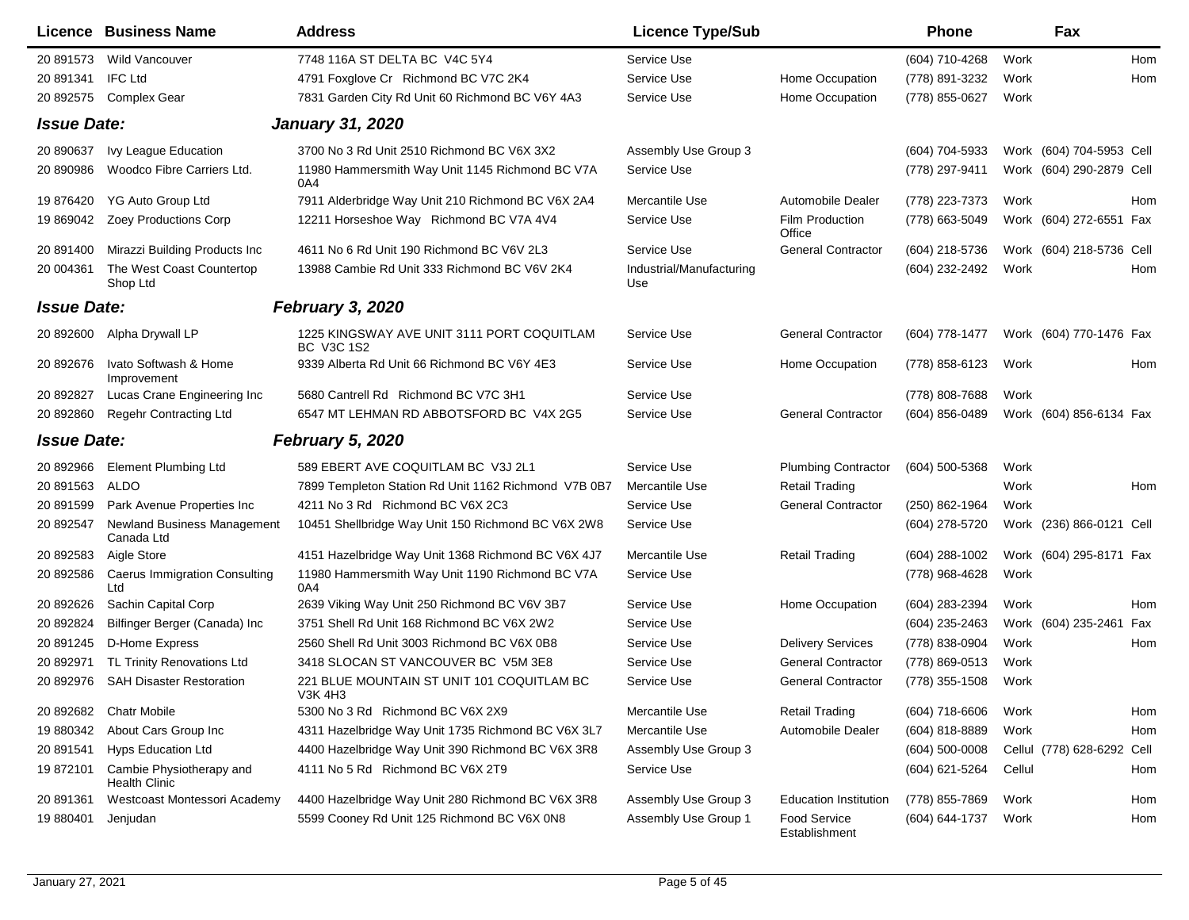| Licence | Business Name | Address | Licence Type/Sub | | Phone | | Fax | |
|---|---|---|---|---|---|---|---|---|
| 20 891573 | Wild Vancouver | 7748 116A ST DELTA BC V4C 5Y4 | Service Use | | (604) 710-4268 | Work | | Hom |
| 20 891341 | IFC Ltd | 4791 Foxglove Cr Richmond BC V7C 2K4 | Service Use | Home Occupation | (778) 891-3232 | Work | | Hom |
| 20 892575 | Complex Gear | 7831 Garden City Rd Unit 60 Richmond BC V6Y 4A3 | Service Use | Home Occupation | (778) 855-0627 | Work | | |
| ***Issue Date:*** | | ***January 31, 2020*** | | | | | | |
| 20 890637 | Ivy League Education | 3700 No 3 Rd Unit 2510 Richmond BC V6X 3X2 | Assembly Use Group 3 | | (604) 704-5933 | Work | (604) 704-5953 | Cell |
| 20 890986 | Woodco Fibre Carriers Ltd. | 11980 Hammersmith Way Unit 1145 Richmond BC V7A 0A4 | Service Use | | (778) 297-9411 | Work | (604) 290-2879 | Cell |
| 19 876420 | YG Auto Group Ltd | 7911 Alderbridge Way Unit 210 Richmond BC V6X 2A4 | Mercantile Use | Automobile Dealer | (778) 223-7373 | Work | | Hom |
| 19 869042 | Zoey Productions Corp | 12211 Horseshoe Way Richmond BC V7A 4V4 | Service Use | Film Production Office | (778) 663-5049 | Work | (604) 272-6551 | Fax |
| 20 891400 | Mirazzi Building Products Inc | 4611 No 6 Rd Unit 190 Richmond BC V6V 2L3 | Service Use | General Contractor | (604) 218-5736 | Work | (604) 218-5736 | Cell |
| 20 004361 | The West Coast Countertop Shop Ltd | 13988 Cambie Rd Unit 333 Richmond BC V6V 2K4 | Industrial/Manufacturing Use | | (604) 232-2492 | Work | | Hom |
| ***Issue Date:*** | | ***February 3, 2020*** | | | | | | |
| 20 892600 | Alpha Drywall LP | 1225 KINGSWAY AVE UNIT 3111 PORT COQUITLAM BC V3C 1S2 | Service Use | General Contractor | (604) 778-1477 | Work | (604) 770-1476 | Fax |
| 20 892676 | Ivato Softwash & Home Improvement | 9339 Alberta Rd Unit 66 Richmond BC V6Y 4E3 | Service Use | Home Occupation | (778) 858-6123 | Work | | Hom |
| 20 892827 | Lucas Crane Engineering Inc | 5680 Cantrell Rd Richmond BC V7C 3H1 | Service Use | | (778) 808-7688 | Work | | |
| 20 892860 | Regehr Contracting Ltd | 6547 MT LEHMAN RD ABBOTSFORD BC V4X 2G5 | Service Use | General Contractor | (604) 856-0489 | Work | (604) 856-6134 | Fax |
| ***Issue Date:*** | | ***February 5, 2020*** | | | | | | |
| 20 892966 | Element Plumbing Ltd | 589 EBERT AVE COQUITLAM BC V3J 2L1 | Service Use | Plumbing Contractor | (604) 500-5368 | Work | | |
| 20 891563 | ALDO | 7899 Templeton Station Rd Unit 1162 Richmond V7B 0B7 | Mercantile Use | Retail Trading | | Work | | Hom |
| 20 891599 | Park Avenue Properties Inc | 4211 No 3 Rd Richmond BC V6X 2C3 | Service Use | General Contractor | (250) 862-1964 | Work | | |
| 20 892547 | Newland Business Management Canada Ltd | 10451 Shellbridge Way Unit 150 Richmond BC V6X 2W8 | Service Use | | (604) 278-5720 | Work | (236) 866-0121 | Cell |
| 20 892583 | Aigle Store | 4151 Hazelbridge Way Unit 1368 Richmond BC V6X 4J7 | Mercantile Use | Retail Trading | (604) 288-1002 | Work | (604) 295-8171 | Fax |
| 20 892586 | Caerus Immigration Consulting Ltd | 11980 Hammersmith Way Unit 1190 Richmond BC V7A 0A4 | Service Use | | (778) 968-4628 | Work | | |
| 20 892626 | Sachin Capital Corp | 2639 Viking Way Unit 250 Richmond BC V6V 3B7 | Service Use | Home Occupation | (604) 283-2394 | Work | | Hom |
| 20 892824 | Bilfinger Berger (Canada) Inc | 3751 Shell Rd Unit 168 Richmond BC V6X 2W2 | Service Use | | (604) 235-2463 | Work | (604) 235-2461 | Fax |
| 20 891245 | D-Home Express | 2560 Shell Rd Unit 3003 Richmond BC V6X 0B8 | Service Use | Delivery Services | (778) 838-0904 | Work | | Hom |
| 20 892971 | TL Trinity Renovations Ltd | 3418 SLOCAN ST VANCOUVER BC V5M 3E8 | Service Use | General Contractor | (778) 869-0513 | Work | | |
| 20 892976 | SAH Disaster Restoration | 221 BLUE MOUNTAIN ST UNIT 101 COQUITLAM BC V3K 4H3 | Service Use | General Contractor | (778) 355-1508 | Work | | |
| 20 892682 | Chatr Mobile | 5300 No 3 Rd Richmond BC V6X 2X9 | Mercantile Use | Retail Trading | (604) 718-6606 | Work | | Hom |
| 19 880342 | About Cars Group Inc | 4311 Hazelbridge Way Unit 1735 Richmond BC V6X 3L7 | Mercantile Use | Automobile Dealer | (604) 818-8889 | Work | | Hom |
| 20 891541 | Hyps Education Ltd | 4400 Hazelbridge Way Unit 390 Richmond BC V6X 3R8 | Assembly Use Group 3 | | (604) 500-0008 | Cellul | (778) 628-6292 | Cell |
| 19 872101 | Cambie Physiotherapy and Health Clinic | 4111 No 5 Rd Richmond BC V6X 2T9 | Service Use | | (604) 621-5264 | Cellul | | Hom |
| 20 891361 | Westcoast Montessori Academy | 4400 Hazelbridge Way Unit 280 Richmond BC V6X 3R8 | Assembly Use Group 3 | Education Institution | (778) 855-7869 | Work | | Hom |
| 19 880401 | Jenjudan | 5599 Cooney Rd Unit 125 Richmond BC V6X 0N8 | Assembly Use Group 1 | Food Service Establishment | (604) 644-1737 | Work | | Hom |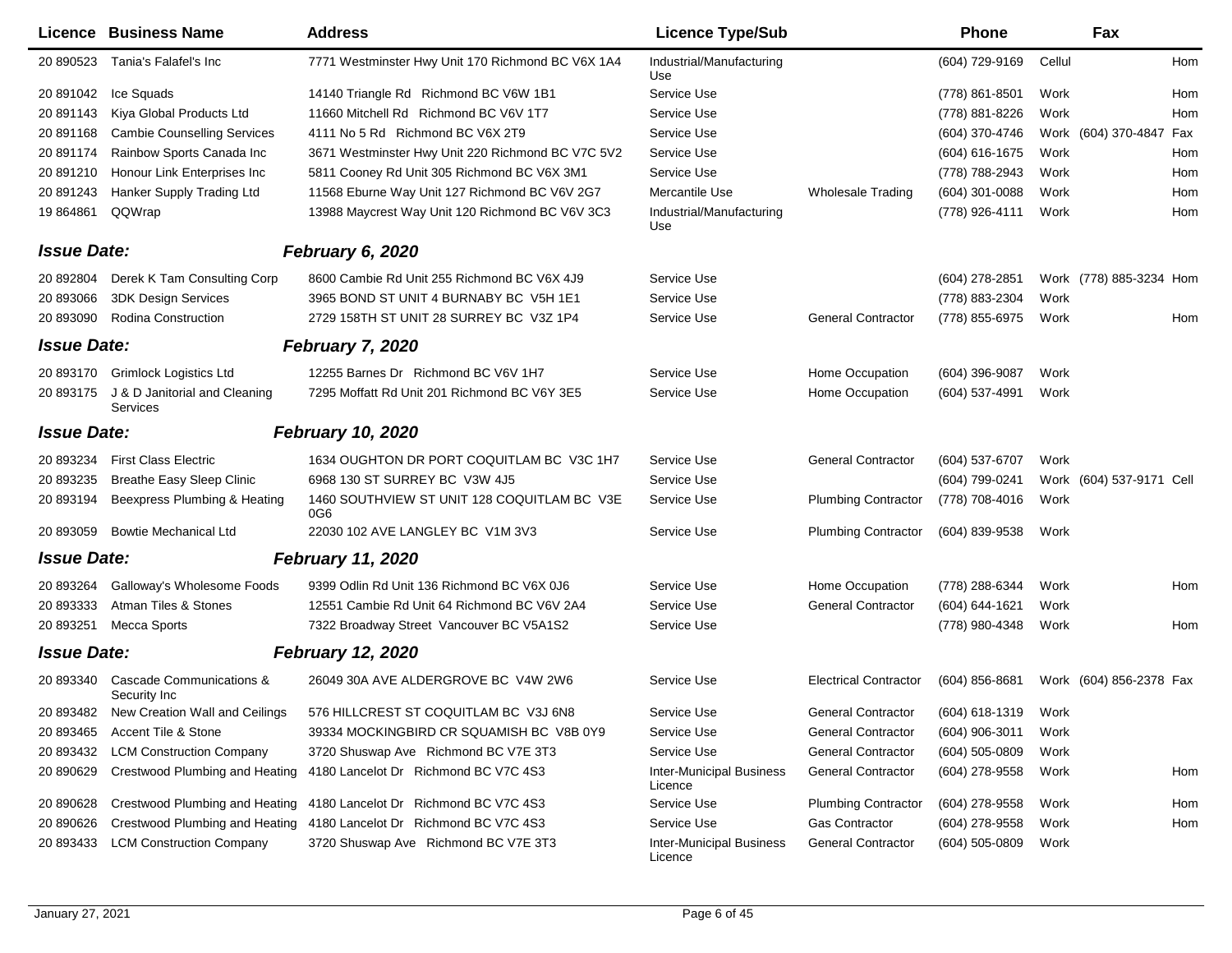| Licence | Business Name | Address | Licence Type/Sub | | Phone | | Fax | |
|---|---|---|---|---|---|---|---|---|
| 20 890523 | Tania's Falafel's Inc | 7771 Westminster Hwy Unit 170 Richmond BC V6X 1A4 | Industrial/Manufacturing Use | | (604) 729-9169 | Cellul | | Hom |
| 20 891042 | Ice Squads | 14140 Triangle Rd Richmond BC V6W 1B1 | Service Use | | (778) 861-8501 | Work | | Hom |
| 20 891143 | Kiya Global Products Ltd | 11660 Mitchell Rd Richmond BC V6V 1T7 | Service Use | | (778) 881-8226 | Work | | Hom |
| 20 891168 | Cambie Counselling Services | 4111 No 5 Rd Richmond BC V6X 2T9 | Service Use | | (604) 370-4746 | Work | (604) 370-4847 | Fax |
| 20 891174 | Rainbow Sports Canada Inc | 3671 Westminster Hwy Unit 220 Richmond BC V7C 5V2 | Service Use | | (604) 616-1675 | Work | | Hom |
| 20 891210 | Honour Link Enterprises Inc | 5811 Cooney Rd Unit 305 Richmond BC V6X 3M1 | Service Use | | (778) 788-2943 | Work | | Hom |
| 20 891243 | Hanker Supply Trading Ltd | 11568 Eburne Way Unit 127 Richmond BC V6V 2G7 | Mercantile Use | Wholesale Trading | (604) 301-0088 | Work | | Hom |
| 19 864861 | QQWrap | 13988 Maycrest Way Unit 120 Richmond BC V6V 3C3 | Industrial/Manufacturing Use | | (778) 926-4111 | Work | | Hom |
| ***Issue Date:*** | | ***February 6, 2020*** | | | | | | |
| 20 892804 | Derek K Tam Consulting Corp | 8600 Cambie Rd Unit 255 Richmond BC V6X 4J9 | Service Use | | (604) 278-2851 | Work | (778) 885-3234 | Hom |
| 20 893066 | 3DK Design Services | 3965 BOND ST UNIT 4 BURNABY BC V5H 1E1 | Service Use | | (778) 883-2304 | Work | | |
| 20 893090 | Rodina Construction | 2729 158TH ST UNIT 28 SURREY BC V3Z 1P4 | Service Use | General Contractor | (778) 855-6975 | Work | | Hom |
| ***Issue Date:*** | | ***February 7, 2020*** | | | | | | |
| 20 893170 | Grimlock Logistics Ltd | 12255 Barnes Dr Richmond BC V6V 1H7 | Service Use | Home Occupation | (604) 396-9087 | Work | | |
| 20 893175 | J & D Janitorial and Cleaning Services | 7295 Moffatt Rd Unit 201 Richmond BC V6Y 3E5 | Service Use | Home Occupation | (604) 537-4991 | Work | | |
| ***Issue Date:*** | | ***February 10, 2020*** | | | | | | |
| 20 893234 | First Class Electric | 1634 OUGHTON DR PORT COQUITLAM BC V3C 1H7 | Service Use | General Contractor | (604) 537-6707 | Work | | |
| 20 893235 | Breathe Easy Sleep Clinic | 6968 130 ST SURREY BC V3W 4J5 | Service Use | | (604) 799-0241 | Work | (604) 537-9171 | Cell |
| 20 893194 | Beexpress Plumbing & Heating | 1460 SOUTHVIEW ST UNIT 128 COQUITLAM BC V3E 0G6 | Service Use | Plumbing Contractor | (778) 708-4016 | Work | | |
| 20 893059 | Bowtie Mechanical Ltd | 22030 102 AVE LANGLEY BC V1M 3V3 | Service Use | Plumbing Contractor | (604) 839-9538 | Work | | |
| ***Issue Date:*** | | ***February 11, 2020*** | | | | | | |
| 20 893264 | Galloway's Wholesome Foods | 9399 Odlin Rd Unit 136 Richmond BC V6X 0J6 | Service Use | Home Occupation | (778) 288-6344 | Work | | Hom |
| 20 893333 | Atman Tiles & Stones | 12551 Cambie Rd Unit 64 Richmond BC V6V 2A4 | Service Use | General Contractor | (604) 644-1621 | Work | | |
| 20 893251 | Mecca Sports | 7322 Broadway Street Vancouver BC V5A1S2 | Service Use | | (778) 980-4348 | Work | | Hom |
| ***Issue Date:*** | | ***February 12, 2020*** | | | | | | |
| 20 893340 | Cascade Communications & Security Inc | 26049 30A AVE ALDERGROVE BC V4W 2W6 | Service Use | Electrical Contractor | (604) 856-8681 | Work | (604) 856-2378 | Fax |
| 20 893482 | New Creation Wall and Ceilings | 576 HILLCREST ST COQUITLAM BC V3J 6N8 | Service Use | General Contractor | (604) 618-1319 | Work | | |
| 20 893465 | Accent Tile & Stone | 39334 MOCKINGBIRD CR SQUAMISH BC V8B 0Y9 | Service Use | General Contractor | (604) 906-3011 | Work | | |
| 20 893432 | LCM Construction Company | 3720 Shuswap Ave Richmond BC V7E 3T3 | Service Use | General Contractor | (604) 505-0809 | Work | | |
| 20 890629 | Crestwood Plumbing and Heating | 4180 Lancelot Dr Richmond BC V7C 4S3 | Inter-Municipal Business Licence | General Contractor | (604) 278-9558 | Work | | Hom |
| 20 890628 | Crestwood Plumbing and Heating | 4180 Lancelot Dr Richmond BC V7C 4S3 | Service Use | Plumbing Contractor | (604) 278-9558 | Work | | Hom |
| 20 890626 | Crestwood Plumbing and Heating | 4180 Lancelot Dr Richmond BC V7C 4S3 | Service Use | Gas Contractor | (604) 278-9558 | Work | | Hom |
| 20 893433 | LCM Construction Company | 3720 Shuswap Ave Richmond BC V7E 3T3 | Inter-Municipal Business Licence | General Contractor | (604) 505-0809 | Work | | |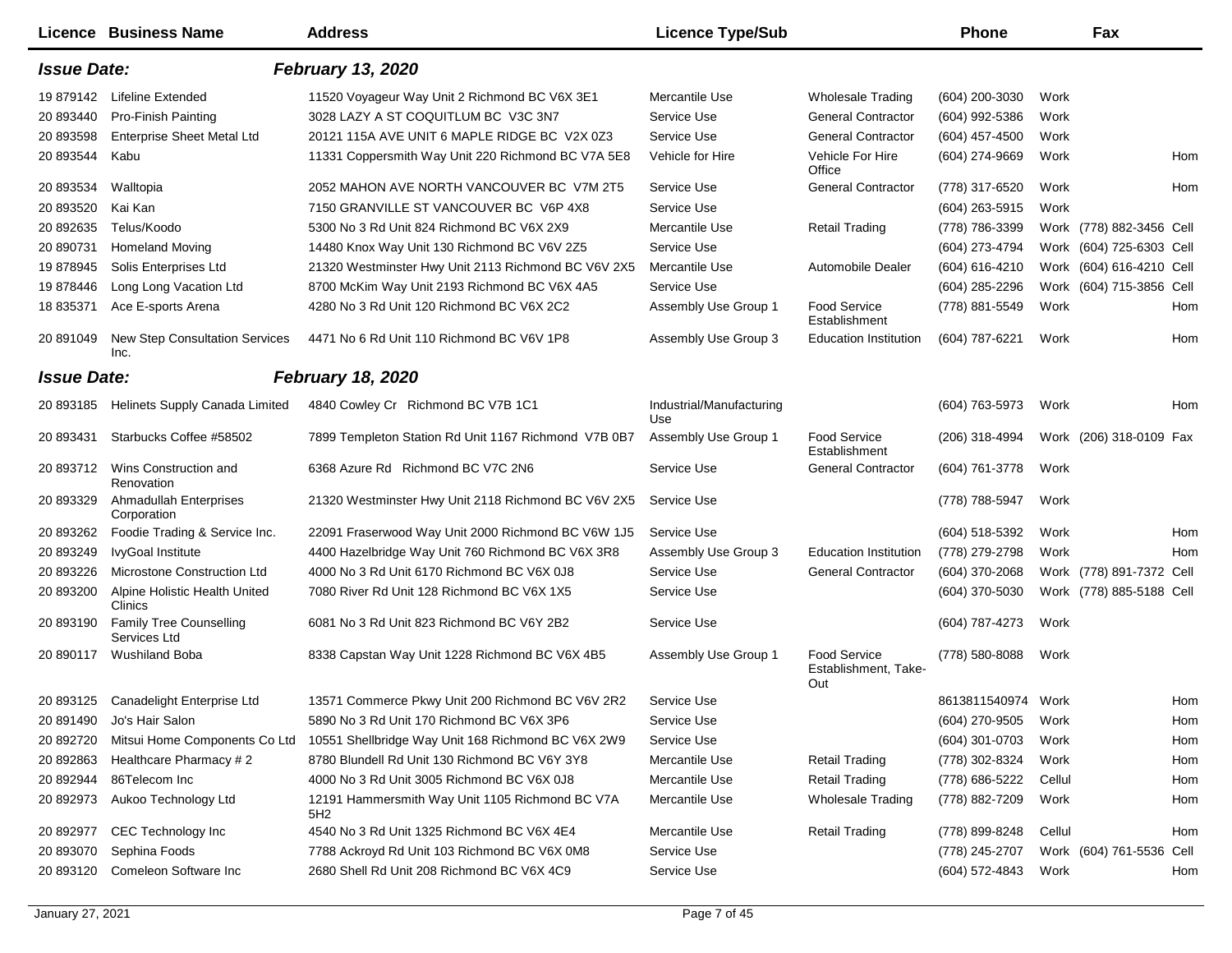| Licence | Business Name | Address | Licence Type/Sub | | Phone | | Fax | |
|---|---|---|---|---|---|---|---|---|
| ***Issue Date:*** | | ***February 13, 2020*** | | | | | | |
| 19 879142 | Lifeline Extended | 11520 Voyageur Way Unit 2 Richmond BC V6X 3E1 | Mercantile Use | Wholesale Trading | (604) 200-3030 | Work | | |
| 20 893440 | Pro-Finish Painting | 3028 LAZY A ST COQUITLUM BC V3C 3N7 | Service Use | General Contractor | (604) 992-5386 | Work | | |
| 20 893598 | Enterprise Sheet Metal Ltd | 20121 115A AVE UNIT 6 MAPLE RIDGE BC V2X 0Z3 | Service Use | General Contractor | (604) 457-4500 | Work | | |
| 20 893544 | Kabu | 11331 Coppersmith Way Unit 220 Richmond BC V7A 5E8 | Vehicle for Hire | Vehicle For Hire Office | (604) 274-9669 | Work | | Hom |
| 20 893534 | Walltopia | 2052 MAHON AVE NORTH VANCOUVER BC V7M 2T5 | Service Use | General Contractor | (778) 317-6520 | Work | | Hom |
| 20 893520 | Kai Kan | 7150 GRANVILLE ST VANCOUVER BC V6P 4X8 | Service Use | | (604) 263-5915 | Work | | |
| 20 892635 | Telus/Koodo | 5300 No 3 Rd Unit 824 Richmond BC V6X 2X9 | Mercantile Use | Retail Trading | (778) 786-3399 | Work | (778) 882-3456 | Cell |
| 20 890731 | Homeland Moving | 14480 Knox Way Unit 130 Richmond BC V6V 2Z5 | Service Use | | (604) 273-4794 | Work | (604) 725-6303 | Cell |
| 19 878945 | Solis Enterprises Ltd | 21320 Westminster Hwy Unit 2113 Richmond BC V6V 2X5 | Mercantile Use | Automobile Dealer | (604) 616-4210 | Work | (604) 616-4210 | Cell |
| 19 878446 | Long Long Vacation Ltd | 8700 McKim Way Unit 2193 Richmond BC V6X 4A5 | Service Use | | (604) 285-2296 | Work | (604) 715-3856 | Cell |
| 18 835371 | Ace E-sports Arena | 4280 No 3 Rd Unit 120 Richmond BC V6X 2C2 | Assembly Use Group 1 | Food Service Establishment | (778) 881-5549 | Work | | Hom |
| 20 891049 | New Step Consultation Services Inc. | 4471 No 6 Rd Unit 110 Richmond BC V6V 1P8 | Assembly Use Group 3 | Education Institution | (604) 787-6221 | Work | | Hom |
| ***Issue Date:*** | | ***February 18, 2020*** | | | | | | |
| 20 893185 | Helinets Supply Canada Limited | 4840 Cowley Cr Richmond BC V7B 1C1 | Industrial/Manufacturing Use | | (604) 763-5973 | Work | | Hom |
| 20 893431 | Starbucks Coffee #58502 | 7899 Templeton Station Rd Unit 1167 Richmond V7B 0B7 | Assembly Use Group 1 | Food Service Establishment | (206) 318-4994 | Work | (206) 318-0109 | Fax |
| 20 893712 | Wins Construction and Renovation | 6368 Azure Rd Richmond BC V7C 2N6 | Service Use | General Contractor | (604) 761-3778 | Work | | |
| 20 893329 | Ahmadullah Enterprises Corporation | 21320 Westminster Hwy Unit 2118 Richmond BC V6V 2X5 | Service Use | | (778) 788-5947 | Work | | |
| 20 893262 | Foodie Trading & Service Inc. | 22091 Fraserwood Way Unit 2000 Richmond BC V6W 1J5 | Service Use | | (604) 518-5392 | Work | | Hom |
| 20 893249 | IvyGoal Institute | 4400 Hazelbridge Way Unit 760 Richmond BC V6X 3R8 | Assembly Use Group 3 | Education Institution | (778) 279-2798 | Work | | Hom |
| 20 893226 | Microstone Construction Ltd | 4000 No 3 Rd Unit 6170 Richmond BC V6X 0J8 | Service Use | General Contractor | (604) 370-2068 | Work | (778) 891-7372 | Cell |
| 20 893200 | Alpine Holistic Health United Clinics | 7080 River Rd Unit 128 Richmond BC V6X 1X5 | Service Use | | (604) 370-5030 | Work | (778) 885-5188 | Cell |
| 20 893190 | Family Tree Counselling Services Ltd | 6081 No 3 Rd Unit 823 Richmond BC V6Y 2B2 | Service Use | | (604) 787-4273 | Work | | |
| 20 890117 | Wushiland Boba | 8338 Capstan Way Unit 1228 Richmond BC V6X 4B5 | Assembly Use Group 1 | Food Service Establishment, Take-Out | (778) 580-8088 | Work | | |
| 20 893125 | Canadelight Enterprise Ltd | 13571 Commerce Pkwy Unit 200 Richmond BC V6V 2R2 | Service Use | | 8613811540974 | Work | | Hom |
| 20 891490 | Jo's Hair Salon | 5890 No 3 Rd Unit 170 Richmond BC V6X 3P6 | Service Use | | (604) 270-9505 | Work | | Hom |
| 20 892720 | Mitsui Home Components Co Ltd | 10551 Shellbridge Way Unit 168 Richmond BC V6X 2W9 | Service Use | | (604) 301-0703 | Work | | Hom |
| 20 892863 | Healthcare Pharmacy # 2 | 8780 Blundell Rd Unit 130 Richmond BC V6Y 3Y8 | Mercantile Use | Retail Trading | (778) 302-8324 | Work | | Hom |
| 20 892944 | 86Telecom Inc | 4000 No 3 Rd Unit 3005 Richmond BC V6X 0J8 | Mercantile Use | Retail Trading | (778) 686-5222 | Cellul | | Hom |
| 20 892973 | Aukoo Technology Ltd | 12191 Hammersmith Way Unit 1105 Richmond BC V7A 5H2 | Mercantile Use | Wholesale Trading | (778) 882-7209 | Work | | Hom |
| 20 892977 | CEC Technology Inc | 4540 No 3 Rd Unit 1325 Richmond BC V6X 4E4 | Mercantile Use | Retail Trading | (778) 899-8248 | Cellul | | Hom |
| 20 893070 | Sephina Foods | 7788 Ackroyd Rd Unit 103 Richmond BC V6X 0M8 | Service Use | | (778) 245-2707 | Work | (604) 761-5536 | Cell |
| 20 893120 | Comeleon Software Inc | 2680 Shell Rd Unit 208 Richmond BC V6X 4C9 | Service Use | | (604) 572-4843 | Work | | Hom |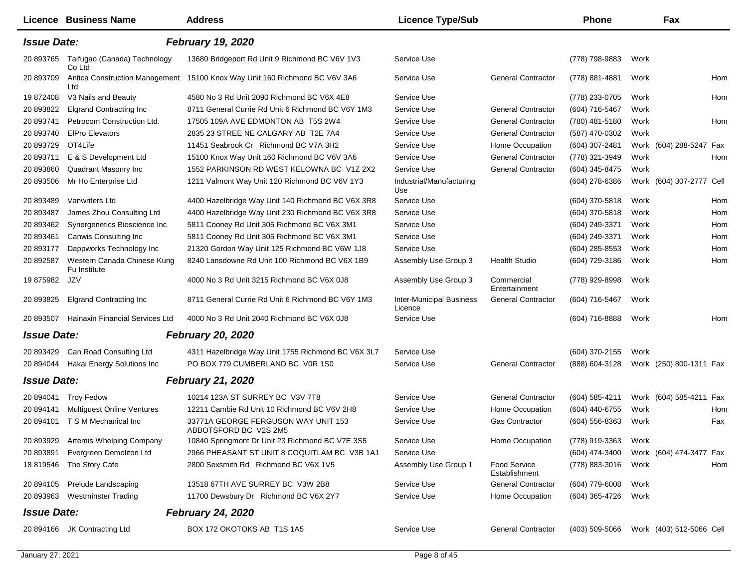| Licence | Business Name | Address | Licence Type/Sub | | Phone | | Fax | |
|---|---|---|---|---|---|---|---|---|
| ***Issue Date:*** | | ***February 19, 2020*** | | | | | | |
| 20 893765 | Taifugao (Canada) Technology Co Ltd | 13680 Bridgeport Rd Unit 9 Richmond BC V6V 1V3 | Service Use | | (778) 798-9883 | Work | | |
| 20 893709 | Antica Construction Management Ltd | 15100 Knox Way Unit 160 Richmond BC V6V 3A6 | Service Use | General Contractor | (778) 881-4881 | Work | | Hom |
| 19 872408 | V3 Nails and Beauty | 4580 No 3 Rd Unit 2090 Richmond BC V6X 4E8 | Service Use | | (778) 233-0705 | Work | | Hom |
| 20 893822 | Elgrand Contracting Inc | 8711 General Currie Rd Unit 6 Richmond BC V6Y 1M3 | Service Use | General Contractor | (604) 716-5467 | Work | | |
| 20 893741 | Petrocom Construction Ltd. | 17505 109A AVE EDMONTON AB T5S 2W4 | Service Use | General Contractor | (780) 481-5180 | Work | | Hom |
| 20 893740 | ElPro Elevators | 2835 23 STREE NE CALGARY AB T2E 7A4 | Service Use | General Contractor | (587) 470-0302 | Work | | |
| 20 893729 | OT4Life | 11451 Seabrook Cr Richmond BC V7A 3H2 | Service Use | Home Occupation | (604) 307-2481 | Work | (604) 288-5247 | Fax |
| 20 893711 | E & S Development Ltd | 15100 Knox Way Unit 160 Richmond BC V6V 3A6 | Service Use | General Contractor | (778) 321-3949 | Work | | Hom |
| 20 893860 | Quadrant Masonry Inc | 1552 PARKINSON RD WEST KELOWNA BC V1Z 2X2 | Service Use | General Contractor | (604) 345-8475 | Work | | |
| 20 893506 | Mr Ho Enterprise Ltd | 1211 Valmont Way Unit 120 Richmond BC V6V 1Y3 | Industrial/Manufacturing Use | | (604) 278-6386 | Work | (604) 307-2777 | Cell |
| 20 893489 | Vanwriters Ltd | 4400 Hazelbridge Way Unit 140 Richmond BC V6X 3R8 | Service Use | | (604) 370-5818 | Work | | Hom |
| 20 893487 | James Zhou Consulting Ltd | 4400 Hazelbridge Way Unit 230 Richmond BC V6X 3R8 | Service Use | | (604) 370-5818 | Work | | Hom |
| 20 893462 | Synergenetics Bioscience Inc | 5811 Cooney Rd Unit 305 Richmond BC V6X 3M1 | Service Use | | (604) 249-3371 | Work | | Hom |
| 20 893461 | Canwis Consulting Inc | 5811 Cooney Rd Unit 305 Richmond BC V6X 3M1 | Service Use | | (604) 249-3371 | Work | | Hom |
| 20 893177 | Dappworks Technology Inc | 21320 Gordon Way Unit 125 Richmond BC V6W 1J8 | Service Use | | (604) 285-8553 | Work | | Hom |
| 20 892587 | Western Canada Chinese Kung Fu Institute | 8240 Lansdowne Rd Unit 100 Richmond BC V6X 1B9 | Assembly Use Group 3 | Health Studio | (604) 729-3186 | Work | | Hom |
| 19 875982 | JZV | 4000 No 3 Rd Unit 3215 Richmond BC V6X 0J8 | Assembly Use Group 3 | Commercial Entertainment | (778) 929-8998 | Work | | |
| 20 893825 | Elgrand Contracting Inc | 8711 General Currie Rd Unit 6 Richmond BC V6Y 1M3 | Inter-Municipal Business Licence | General Contractor | (604) 716-5467 | Work | | |
| 20 893507 | Hainaxin Financial Services Ltd | 4000 No 3 Rd Unit 2040 Richmond BC V6X 0J8 | Service Use | | (604) 716-8888 | Work | | Hom |
| ***Issue Date:*** | | ***February 20, 2020*** | | | | | | |
| 20 893429 | Can Road Consulting Ltd | 4311 Hazelbridge Way Unit 1755 Richmond BC V6X 3L7 | Service Use | | (604) 370-2155 | Work | | |
| 20 894044 | Hakai Energy Solutions Inc | PO BOX 779 CUMBERLAND BC V0R 1S0 | Service Use | General Contractor | (888) 604-3128 | Work | (250) 800-1311 | Fax |
| ***Issue Date:*** | | ***February 21, 2020*** | | | | | | |
| 20 894041 | Troy Fedow | 10214 123A ST SURREY BC V3V 7T8 | Service Use | General Contractor | (604) 585-4211 | Work | (604) 585-4211 | Fax |
| 20 894141 | Multiguest Online Ventures | 12211 Cambie Rd Unit 10 Richmond BC V6V 2H8 | Service Use | Home Occupation | (604) 440-6755 | Work | | Hom |
| 20 894101 | T S M Mechanical Inc | 33771A GEORGE FERGUSON WAY UNIT 153 ABBOTSFORD BC V2S 2M5 | Service Use | Gas Contractor | (604) 556-8363 | Work | | Fax |
| 20 893929 | Artemis Whelping Company | 10840 Springmont Dr Unit 23 Richmond BC V7E 3S5 | Service Use | Home Occupation | (778) 919-3363 | Work | | |
| 20 893891 | Evergreen Demoliton Ltd | 2966 PHEASANT ST UNIT 8 COQUITLAM BC V3B 1A1 | Service Use | | (604) 474-3400 | Work | (604) 474-3477 | Fax |
| 18 819546 | The Story Cafe | 2800 Sexsmith Rd Richmond BC V6X 1V5 | Assembly Use Group 1 | Food Service Establishment | (778) 883-3016 | Work | | Hom |
| 20 894105 | Prelude Landscaping | 13518 67TH AVE SURREY BC V3W 2B8 | Service Use | General Contractor | (604) 779-6008 | Work | | |
| 20 893963 | Westminster Trading | 11700 Dewsbury Dr Richmond BC V6X 2Y7 | Service Use | Home Occupation | (604) 365-4726 | Work | | |
| ***Issue Date:*** | | ***February 24, 2020*** | | | | | | |
| 20 894166 | JK Contracting Ltd | BOX 172 OKOTOKS AB T1S 1A5 | Service Use | General Contractor | (403) 509-5066 | Work | (403) 512-5066 | Cell |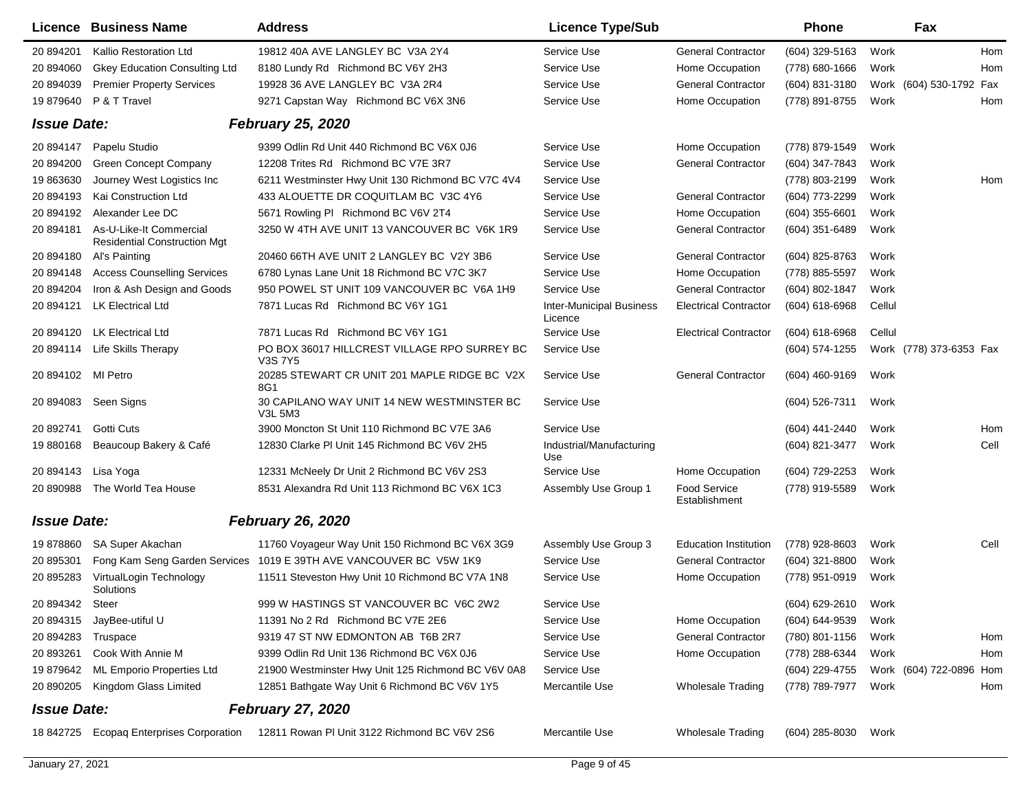| Licence | Business Name | Address | Licence Type/Sub | | Phone | | Fax | |
|---|---|---|---|---|---|---|---|---|
| 20 894201 | Kallio Restoration Ltd | 19812 40A AVE LANGLEY BC V3A 2Y4 | Service Use | General Contractor | (604) 329-5163 | Work | | Hom |
| 20 894060 | Gkey Education Consulting Ltd | 8180 Lundy Rd Richmond BC V6Y 2H3 | Service Use | Home Occupation | (778) 680-1666 | Work | | Hom |
| 20 894039 | Premier Property Services | 19928 36 AVE LANGLEY BC V3A 2R4 | Service Use | General Contractor | (604) 831-3180 | Work | (604) 530-1792 | Fax |
| 19 879640 | P & T Travel | 9271 Capstan Way Richmond BC V6X 3N6 | Service Use | Home Occupation | (778) 891-8755 | Work | | Hom |
| ***Issue Date:*** | | ***February 25, 2020*** | | | | | | |
| 20 894147 | Papelu Studio | 9399 Odlin Rd Unit 440 Richmond BC V6X 0J6 | Service Use | Home Occupation | (778) 879-1549 | Work | | |
| 20 894200 | Green Concept Company | 12208 Trites Rd Richmond BC V7E 3R7 | Service Use | General Contractor | (604) 347-7843 | Work | | |
| 19 863630 | Journey West Logistics Inc | 6211 Westminster Hwy Unit 130 Richmond BC V7C 4V4 | Service Use | | (778) 803-2199 | Work | | Hom |
| 20 894193 | Kai Construction Ltd | 433 ALOUETTE DR COQUITLAM BC V3C 4Y6 | Service Use | General Contractor | (604) 773-2299 | Work | | |
| 20 894192 | Alexander Lee DC | 5671 Rowling Pl Richmond BC V6V 2T4 | Service Use | Home Occupation | (604) 355-6601 | Work | | |
| 20 894181 | As-U-Like-It Commercial Residential Construction Mgt | 3250 W 4TH AVE UNIT 13 VANCOUVER BC V6K 1R9 | Service Use | General Contractor | (604) 351-6489 | Work | | |
| 20 894180 | Al's Painting | 20460 66TH AVE UNIT 2 LANGLEY BC V2Y 3B6 | Service Use | General Contractor | (604) 825-8763 | Work | | |
| 20 894148 | Access Counselling Services | 6780 Lynas Lane Unit 18 Richmond BC V7C 3K7 | Service Use | Home Occupation | (778) 885-5597 | Work | | |
| 20 894204 | Iron & Ash Design and Goods | 950 POWEL ST UNIT 109 VANCOUVER BC V6A 1H9 | Service Use | General Contractor | (604) 802-1847 | Work | | |
| 20 894121 | LK Electrical Ltd | 7871 Lucas Rd Richmond BC V6Y 1G1 | Inter-Municipal Business Licence | Electrical Contractor | (604) 618-6968 | Cellul | | |
| 20 894120 | LK Electrical Ltd | 7871 Lucas Rd Richmond BC V6Y 1G1 | Service Use | Electrical Contractor | (604) 618-6968 | Cellul | | |
| 20 894114 | Life Skills Therapy | PO BOX 36017 HILLCREST VILLAGE RPO SURREY BC V3S 7Y5 | Service Use | | (604) 574-1255 | Work | (778) 373-6353 | Fax |
| 20 894102 | MI Petro | 20285 STEWART CR UNIT 201 MAPLE RIDGE BC V2X 8G1 | Service Use | General Contractor | (604) 460-9169 | Work | | |
| 20 894083 | Seen Signs | 30 CAPILANO WAY UNIT 14 NEW WESTMINSTER BC V3L 5M3 | Service Use | | (604) 526-7311 | Work | | |
| 20 892741 | Gotti Cuts | 3900 Moncton St Unit 110 Richmond BC V7E 3A6 | Service Use | | (604) 441-2440 | Work | | Hom |
| 19 880168 | Beaucoup Bakery & Café | 12830 Clarke Pl Unit 145 Richmond BC V6V 2H5 | Industrial/Manufacturing Use | | (604) 821-3477 | Work | | Cell |
| 20 894143 | Lisa Yoga | 12331 McNeely Dr Unit 2 Richmond BC V6V 2S3 | Service Use | Home Occupation | (604) 729-2253 | Work | | |
| 20 890988 | The World Tea House | 8531 Alexandra Rd Unit 113 Richmond BC V6X 1C3 | Assembly Use Group 1 | Food Service Establishment | (778) 919-5589 | Work | | |
| ***Issue Date:*** | | ***February 26, 2020*** | | | | | | |
| 19 878860 | SA Super Akachan | 11760 Voyageur Way Unit 150 Richmond BC V6X 3G9 | Assembly Use Group 3 | Education Institution | (778) 928-8603 | Work | | Cell |
| 20 895301 | Fong Kam Seng Garden Services | 1019 E 39TH AVE VANCOUVER BC V5W 1K9 | Service Use | General Contractor | (604) 321-8800 | Work | | |
| 20 895283 | VirtualLogin Technology Solutions | 11511 Steveston Hwy Unit 10 Richmond BC V7A 1N8 | Service Use | Home Occupation | (778) 951-0919 | Work | | |
| 20 894342 | Steer | 999 W HASTINGS ST VANCOUVER BC V6C 2W2 | Service Use | | (604) 629-2610 | Work | | |
| 20 894315 | JayBee-utiful U | 11391 No 2 Rd Richmond BC V7E 2E6 | Service Use | Home Occupation | (604) 644-9539 | Work | | |
| 20 894283 | Truspace | 9319 47 ST NW EDMONTON AB T6B 2R7 | Service Use | General Contractor | (780) 801-1156 | Work | | Hom |
| 20 893261 | Cook With Annie M | 9399 Odlin Rd Unit 136 Richmond BC V6X 0J6 | Service Use | Home Occupation | (778) 288-6344 | Work | | Hom |
| 19 879642 | ML Emporio Properties Ltd | 21900 Westminster Hwy Unit 125 Richmond BC V6V 0A8 | Service Use | | (604) 229-4755 | Work | (604) 722-0896 | Hom |
| 20 890205 | Kingdom Glass Limited | 12851 Bathgate Way Unit 6 Richmond BC V6V 1Y5 | Mercantile Use | Wholesale Trading | (778) 789-7977 | Work | | Hom |
| ***Issue Date:*** | | ***February 27, 2020*** | | | | | | |
| 18 842725 | Ecopaq Enterprises Corporation | 12811 Rowan Pl Unit 3122 Richmond BC V6V 2S6 | Mercantile Use | Wholesale Trading | (604) 285-8030 | Work | | |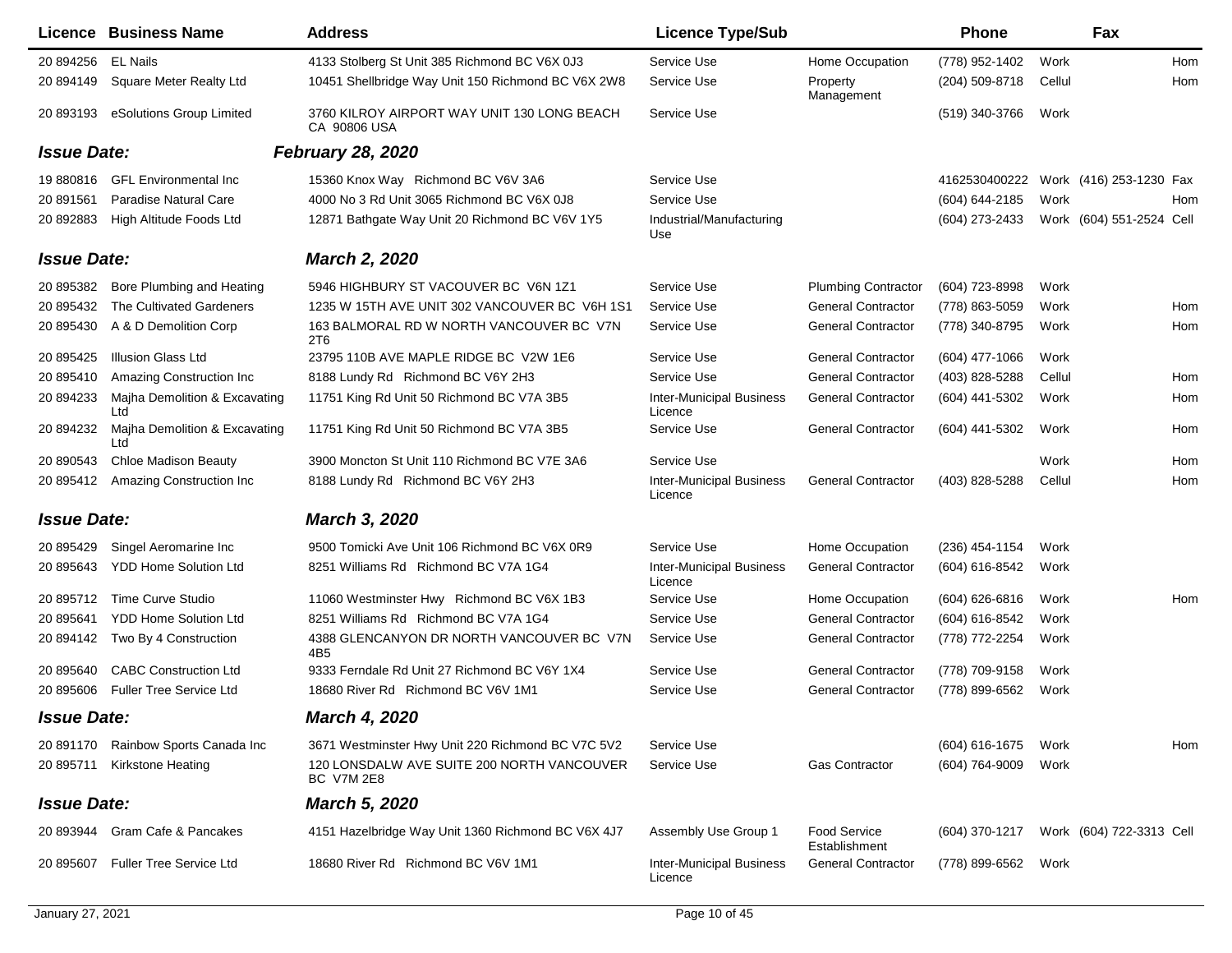| Licence | Business Name | Address | Licence Type/Sub | | Phone | | Fax | |
|---|---|---|---|---|---|---|---|---|
| 20 894256 | EL Nails | 4133 Stolberg St Unit 385 Richmond BC V6X 0J3 | Service Use | Home Occupation | (778) 952-1402 | Work | | Hom |
| 20 894149 | Square Meter Realty Ltd | 10451 Shellbridge Way Unit 150 Richmond BC V6X 2W8 | Service Use | Property Management | (204) 509-8718 | Cellul | | Hom |
| 20 893193 | eSolutions Group Limited | 3760 KILROY AIRPORT WAY UNIT 130 LONG BEACH CA 90806 USA | Service Use | | (519) 340-3766 | Work | | |
| ***Issue Date:*** | | ***February 28, 2020*** | | | | | | |
| 19 880816 | GFL Environmental Inc | 15360 Knox Way Richmond BC V6V 3A6 | Service Use | | 4162530400222 | Work | (416) 253-1230 | Fax |
| 20 891561 | Paradise Natural Care | 4000 No 3 Rd Unit 3065 Richmond BC V6X 0J8 | Service Use | | (604) 644-2185 | Work | | Hom |
| 20 892883 | High Altitude Foods Ltd | 12871 Bathgate Way Unit 20 Richmond BC V6V 1Y5 | Industrial/Manufacturing Use | | (604) 273-2433 | Work | (604) 551-2524 | Cell |
| ***Issue Date:*** | | ***March 2, 2020*** | | | | | | |
| 20 895382 | Bore Plumbing and Heating | 5946 HIGHBURY ST VACOUVER BC V6N 1Z1 | Service Use | Plumbing Contractor | (604) 723-8998 | Work | | |
| 20 895432 | The Cultivated Gardeners | 1235 W 15TH AVE UNIT 302 VANCOUVER BC V6H 1S1 | Service Use | General Contractor | (778) 863-5059 | Work | | Hom |
| 20 895430 | A & D Demolition Corp | 163 BALMORAL RD W NORTH VANCOUVER BC V7N 2T6 | Service Use | General Contractor | (778) 340-8795 | Work | | Hom |
| 20 895425 | Illusion Glass Ltd | 23795 110B AVE MAPLE RIDGE BC V2W 1E6 | Service Use | General Contractor | (604) 477-1066 | Work | | |
| 20 895410 | Amazing Construction Inc | 8188 Lundy Rd Richmond BC V6Y 2H3 | Service Use | General Contractor | (403) 828-5288 | Cellul | | Hom |
| 20 894233 | Majha Demolition & Excavating Ltd | 11751 King Rd Unit 50 Richmond BC V7A 3B5 | Inter-Municipal Business Licence | General Contractor | (604) 441-5302 | Work | | Hom |
| 20 894232 | Majha Demolition & Excavating Ltd | 11751 King Rd Unit 50 Richmond BC V7A 3B5 | Service Use | General Contractor | (604) 441-5302 | Work | | Hom |
| 20 890543 | Chloe Madison Beauty | 3900 Moncton St Unit 110 Richmond BC V7E 3A6 | Service Use | | | Work | | Hom |
| 20 895412 | Amazing Construction Inc | 8188 Lundy Rd Richmond BC V6Y 2H3 | Inter-Municipal Business Licence | General Contractor | (403) 828-5288 | Cellul | | Hom |
| ***Issue Date:*** | | ***March 3, 2020*** | | | | | | |
| 20 895429 | Singel Aeromarine Inc | 9500 Tomicki Ave Unit 106 Richmond BC V6X 0R9 | Service Use | Home Occupation | (236) 454-1154 | Work | | |
| 20 895643 | YDD Home Solution Ltd | 8251 Williams Rd Richmond BC V7A 1G4 | Inter-Municipal Business Licence | General Contractor | (604) 616-8542 | Work | | |
| 20 895712 | Time Curve Studio | 11060 Westminster Hwy Richmond BC V6X 1B3 | Service Use | Home Occupation | (604) 626-6816 | Work | | Hom |
| 20 895641 | YDD Home Solution Ltd | 8251 Williams Rd Richmond BC V7A 1G4 | Service Use | General Contractor | (604) 616-8542 | Work | | |
| 20 894142 | Two By 4 Construction | 4388 GLENCANYON DR NORTH VANCOUVER BC V7N 4B5 | Service Use | General Contractor | (778) 772-2254 | Work | | |
| 20 895640 | CABC Construction Ltd | 9333 Ferndale Rd Unit 27 Richmond BC V6Y 1X4 | Service Use | General Contractor | (778) 709-9158 | Work | | |
| 20 895606 | Fuller Tree Service Ltd | 18680 River Rd Richmond BC V6V 1M1 | Service Use | General Contractor | (778) 899-6562 | Work | | |
| ***Issue Date:*** | | ***March 4, 2020*** | | | | | | |
| 20 891170 | Rainbow Sports Canada Inc | 3671 Westminster Hwy Unit 220 Richmond BC V7C 5V2 | Service Use | | (604) 616-1675 | Work | | Hom |
| 20 895711 | Kirkstone Heating | 120 LONSDALW AVE SUITE 200 NORTH VANCOUVER BC V7M 2E8 | Service Use | Gas Contractor | (604) 764-9009 | Work | | |
| ***Issue Date:*** | | ***March 5, 2020*** | | | | | | |
| 20 893944 | Gram Cafe & Pancakes | 4151 Hazelbridge Way Unit 1360 Richmond BC V6X 4J7 | Assembly Use Group 1 | Food Service Establishment | (604) 370-1217 | Work | (604) 722-3313 | Cell |
| 20 895607 | Fuller Tree Service Ltd | 18680 River Rd Richmond BC V6V 1M1 | Inter-Municipal Business Licence | General Contractor | (778) 899-6562 | Work | | |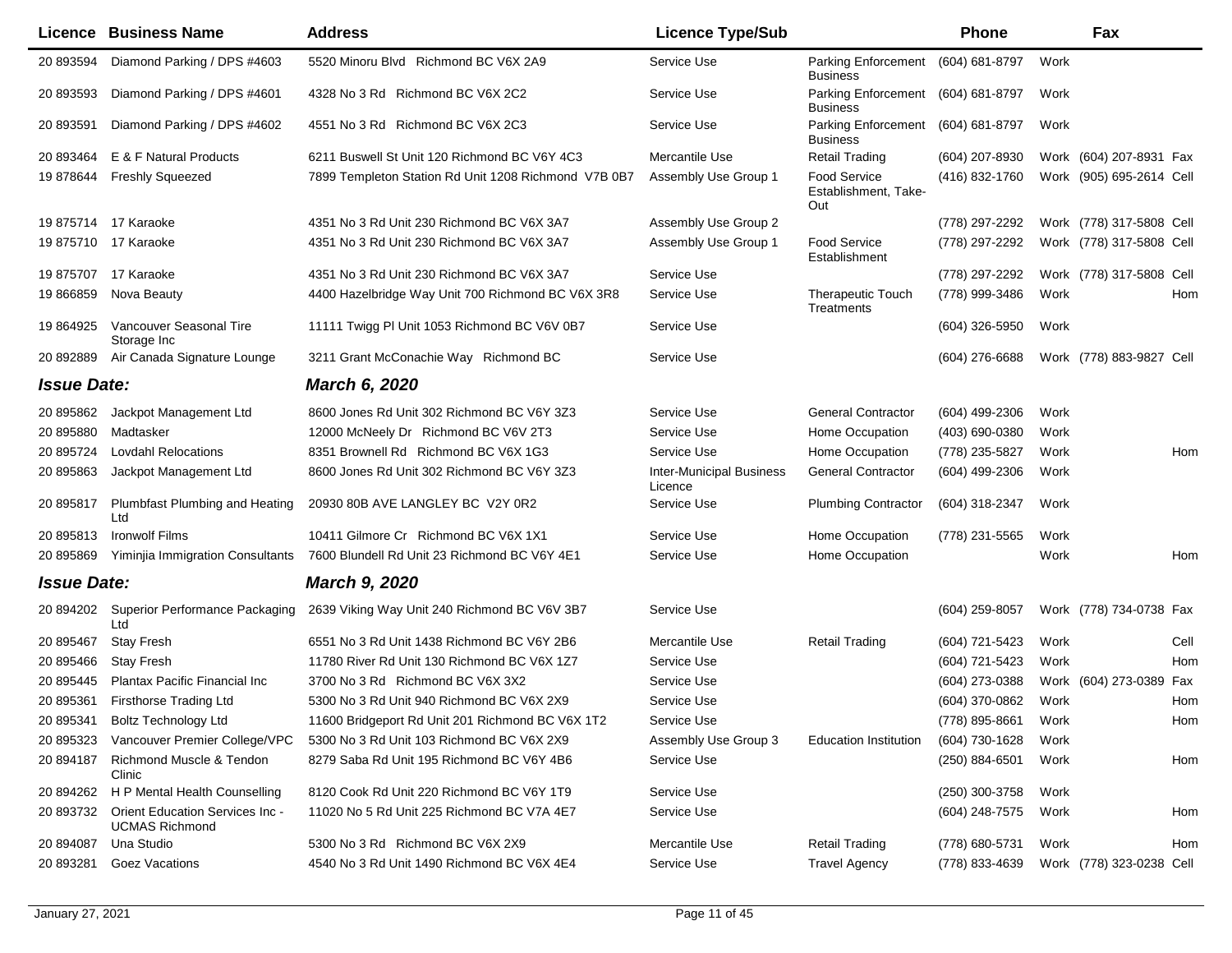| Licence | Business Name | Address | Licence Type/Sub | | Phone | | Fax | |
|---|---|---|---|---|---|---|---|---|
| 20 893594 | Diamond Parking / DPS #4603 | 5520 Minoru Blvd Richmond BC V6X 2A9 | Service Use | Parking Enforcement Business | (604) 681-8797 | Work | | |
| 20 893593 | Diamond Parking / DPS #4601 | 4328 No 3 Rd Richmond BC V6X 2C2 | Service Use | Parking Enforcement Business | (604) 681-8797 | Work | | |
| 20 893591 | Diamond Parking / DPS #4602 | 4551 No 3 Rd Richmond BC V6X 2C3 | Service Use | Parking Enforcement Business | (604) 681-8797 | Work | | |
| 20 893464 | E & F Natural Products | 6211 Buswell St Unit 120 Richmond BC V6Y 4C3 | Mercantile Use | Retail Trading | (604) 207-8930 | Work | (604) 207-8931 | Fax |
| 19 878644 | Freshly Squeezed | 7899 Templeton Station Rd Unit 1208 Richmond V7B 0B7 | Assembly Use Group 1 | Food Service Establishment, Take-Out | (416) 832-1760 | Work | (905) 695-2614 | Cell |
| 19 875714 | 17 Karaoke | 4351 No 3 Rd Unit 230 Richmond BC V6X 3A7 | Assembly Use Group 2 | | (778) 297-2292 | Work | (778) 317-5808 | Cell |
| 19 875710 | 17 Karaoke | 4351 No 3 Rd Unit 230 Richmond BC V6X 3A7 | Assembly Use Group 1 | Food Service Establishment | (778) 297-2292 | Work | (778) 317-5808 | Cell |
| 19 875707 | 17 Karaoke | 4351 No 3 Rd Unit 230 Richmond BC V6X 3A7 | Service Use | | (778) 297-2292 | Work | (778) 317-5808 | Cell |
| 19 866859 | Nova Beauty | 4400 Hazelbridge Way Unit 700 Richmond BC V6X 3R8 | Service Use | Therapeutic Touch Treatments | (778) 999-3486 | Work | | Hom |
| 19 864925 | Vancouver Seasonal Tire Storage Inc | 11111 Twigg Pl Unit 1053 Richmond BC V6V 0B7 | Service Use | | (604) 326-5950 | Work | | |
| 20 892889 | Air Canada Signature Lounge | 3211 Grant McConachie Way Richmond BC | Service Use | | (604) 276-6688 | Work | (778) 883-9827 | Cell |
| ***Issue Date:*** | | ***March 6, 2020*** | | | | | | |
| 20 895862 | Jackpot Management Ltd | 8600 Jones Rd Unit 302 Richmond BC V6Y 3Z3 | Service Use | General Contractor | (604) 499-2306 | Work | | |
| 20 895880 | Madtasker | 12000 McNeely Dr Richmond BC V6V 2T3 | Service Use | Home Occupation | (403) 690-0380 | Work | | |
| 20 895724 | Lovdahl Relocations | 8351 Brownell Rd Richmond BC V6X 1G3 | Service Use | Home Occupation | (778) 235-5827 | Work | | Hom |
| 20 895863 | Jackpot Management Ltd | 8600 Jones Rd Unit 302 Richmond BC V6Y 3Z3 | Inter-Municipal Business Licence | General Contractor | (604) 499-2306 | Work | | |
| 20 895817 | Plumbfast Plumbing and Heating Ltd | 20930 80B AVE LANGLEY BC V2Y 0R2 | Service Use | Plumbing Contractor | (604) 318-2347 | Work | | |
| 20 895813 | Ironwolf Films | 10411 Gilmore Cr Richmond BC V6X 1X1 | Service Use | Home Occupation | (778) 231-5565 | Work | | |
| 20 895869 | Yiminjia Immigration Consultants | 7600 Blundell Rd Unit 23 Richmond BC V6Y 4E1 | Service Use | Home Occupation | | Work | | Hom |
| ***Issue Date:*** | | ***March 9, 2020*** | | | | | | |
| 20 894202 | Superior Performance Packaging Ltd | 2639 Viking Way Unit 240 Richmond BC V6V 3B7 | Service Use | | (604) 259-8057 | Work | (778) 734-0738 | Fax |
| 20 895467 | Stay Fresh | 6551 No 3 Rd Unit 1438 Richmond BC V6Y 2B6 | Mercantile Use | Retail Trading | (604) 721-5423 | Work | | Cell |
| 20 895466 | Stay Fresh | 11780 River Rd Unit 130 Richmond BC V6X 1Z7 | Service Use | | (604) 721-5423 | Work | | Hom |
| 20 895445 | Plantax Pacific Financial Inc | 3700 No 3 Rd Richmond BC V6X 3X2 | Service Use | | (604) 273-0388 | Work | (604) 273-0389 | Fax |
| 20 895361 | Firsthorse Trading Ltd | 5300 No 3 Rd Unit 940 Richmond BC V6X 2X9 | Service Use | | (604) 370-0862 | Work | | Hom |
| 20 895341 | Boltz Technology Ltd | 11600 Bridgeport Rd Unit 201 Richmond BC V6X 1T2 | Service Use | | (778) 895-8661 | Work | | Hom |
| 20 895323 | Vancouver Premier College/VPC | 5300 No 3 Rd Unit 103 Richmond BC V6X 2X9 | Assembly Use Group 3 | Education Institution | (604) 730-1628 | Work | | |
| 20 894187 | Richmond Muscle & Tendon Clinic | 8279 Saba Rd Unit 195 Richmond BC V6Y 4B6 | Service Use | | (250) 884-6501 | Work | | Hom |
| 20 894262 | H P Mental Health Counselling | 8120 Cook Rd Unit 220 Richmond BC V6Y 1T9 | Service Use | | (250) 300-3758 | Work | | |
| 20 893732 | Orient Education Services Inc - UCMAS Richmond | 11020 No 5 Rd Unit 225 Richmond BC V7A 4E7 | Service Use | | (604) 248-7575 | Work | | Hom |
| 20 894087 | Una Studio | 5300 No 3 Rd Richmond BC V6X 2X9 | Mercantile Use | Retail Trading | (778) 680-5731 | Work | | Hom |
| 20 893281 | Goez Vacations | 4540 No 3 Rd Unit 1490 Richmond BC V6X 4E4 | Service Use | Travel Agency | (778) 833-4639 | Work | (778) 323-0238 | Cell |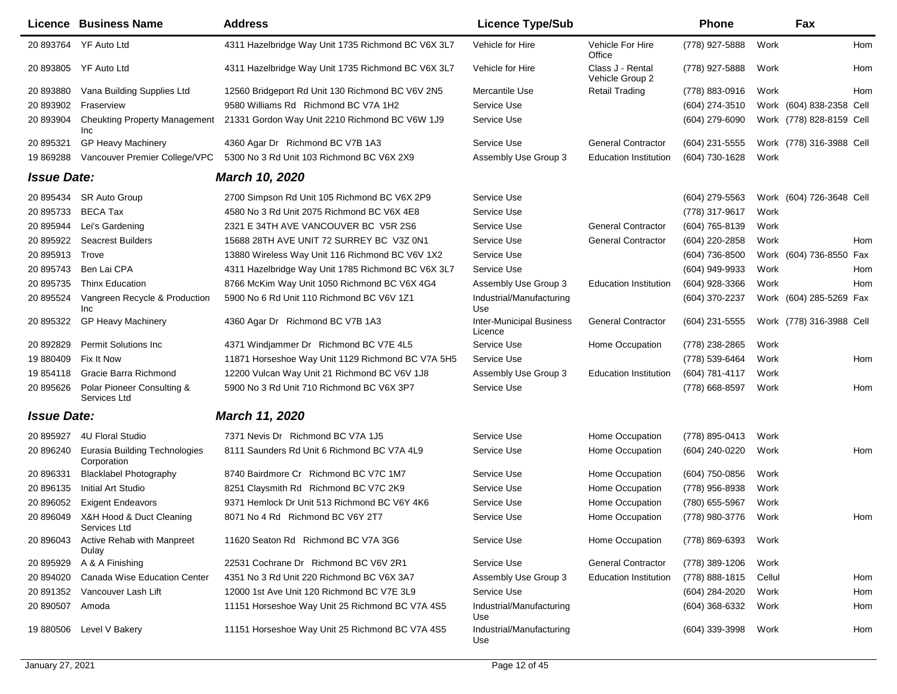| Licence | Business Name | Address | Licence Type/Sub | | Phone | | Fax | |
|---|---|---|---|---|---|---|---|---|
| 20 893764 | YF Auto Ltd | 4311 Hazelbridge Way Unit 1735 Richmond BC V6X 3L7 | Vehicle for Hire | Vehicle For Hire Office | (778) 927-5888 | Work | | Hom |
| 20 893805 | YF Auto Ltd | 4311 Hazelbridge Way Unit 1735 Richmond BC V6X 3L7 | Vehicle for Hire | Class J - Rental Vehicle Group 2 | (778) 927-5888 | Work | | Hom |
| 20 893880 | Vana Building Supplies Ltd | 12560 Bridgeport Rd Unit 130 Richmond BC V6V 2N5 | Mercantile Use | Retail Trading | (778) 883-0916 | Work | | Hom |
| 20 893902 | Fraserview | 9580 Williams Rd Richmond BC V7A 1H2 | Service Use | | (604) 274-3510 | Work | (604) 838-2358 | Cell |
| 20 893904 | Cheukting Property Management Inc | 21331 Gordon Way Unit 2210 Richmond BC V6W 1J9 | Service Use | | (604) 279-6090 | Work | (778) 828-8159 | Cell |
| 20 895321 | GP Heavy Machinery | 4360 Agar Dr Richmond BC V7B 1A3 | Service Use | General Contractor | (604) 231-5555 | Work | (778) 316-3988 | Cell |
| 19 869288 | Vancouver Premier College/VPC | 5300 No 3 Rd Unit 103 Richmond BC V6X 2X9 | Assembly Use Group 3 | Education Institution | (604) 730-1628 | Work | | |
| ***Issue Date:*** | | ***March 10, 2020*** | | | | | | |
| 20 895434 | SR Auto Group | 2700 Simpson Rd Unit 105 Richmond BC V6X 2P9 | Service Use | | (604) 279-5563 | Work | (604) 726-3648 | Cell |
| 20 895733 | BECA Tax | 4580 No 3 Rd Unit 2075 Richmond BC V6X 4E8 | Service Use | | (778) 317-9617 | Work | | |
| 20 895944 | Lei's Gardening | 2321 E 34TH AVE VANCOUVER BC V5R 2S6 | Service Use | General Contractor | (604) 765-8139 | Work | | |
| 20 895922 | Seacrest Builders | 15688 28TH AVE UNIT 72 SURREY BC V3Z 0N1 | Service Use | General Contractor | (604) 220-2858 | Work | | Hom |
| 20 895913 | Trove | 13880 Wireless Way Unit 116 Richmond BC V6V 1X2 | Service Use | | (604) 736-8500 | Work | (604) 736-8550 | Fax |
| 20 895743 | Ben Lai CPA | 4311 Hazelbridge Way Unit 1785 Richmond BC V6X 3L7 | Service Use | | (604) 949-9933 | Work | | Hom |
| 20 895735 | Thinx Education | 8766 McKim Way Unit 1050 Richmond BC V6X 4G4 | Assembly Use Group 3 | Education Institution | (604) 928-3366 | Work | | Hom |
| 20 895524 | Vangreen Recycle & Production Inc | 5900 No 6 Rd Unit 110 Richmond BC V6V 1Z1 | Industrial/Manufacturing Use | | (604) 370-2237 | Work | (604) 285-5269 | Fax |
| 20 895322 | GP Heavy Machinery | 4360 Agar Dr Richmond BC V7B 1A3 | Inter-Municipal Business Licence | General Contractor | (604) 231-5555 | Work | (778) 316-3988 | Cell |
| 20 892829 | Permit Solutions Inc | 4371 Windjammer Dr Richmond BC V7E 4L5 | Service Use | Home Occupation | (778) 238-2865 | Work | | |
| 19 880409 | Fix It Now | 11871 Horseshoe Way Unit 1129 Richmond BC V7A 5H5 | Service Use | | (778) 539-6464 | Work | | Hom |
| 19 854118 | Gracie Barra Richmond | 12200 Vulcan Way Unit 21 Richmond BC V6V 1J8 | Assembly Use Group 3 | Education Institution | (604) 781-4117 | Work | | |
| 20 895626 | Polar Pioneer Consulting & Services Ltd | 5900 No 3 Rd Unit 710 Richmond BC V6X 3P7 | Service Use | | (778) 668-8597 | Work | | Hom |
| ***Issue Date:*** | | ***March 11, 2020*** | | | | | | |
| 20 895927 | 4U Floral Studio | 7371 Nevis Dr Richmond BC V7A 1J5 | Service Use | Home Occupation | (778) 895-0413 | Work | | |
| 20 896240 | Eurasia Building Technologies Corporation | 8111 Saunders Rd Unit 6 Richmond BC V7A 4L9 | Service Use | Home Occupation | (604) 240-0220 | Work | | Hom |
| 20 896331 | Blacklabel Photography | 8740 Bairdmore Cr Richmond BC V7C 1M7 | Service Use | Home Occupation | (604) 750-0856 | Work | | |
| 20 896135 | Initial Art Studio | 8251 Claysmith Rd Richmond BC V7C 2K9 | Service Use | Home Occupation | (778) 956-8938 | Work | | |
| 20 896052 | Exigent Endeavors | 9371 Hemlock Dr Unit 513 Richmond BC V6Y 4K6 | Service Use | Home Occupation | (780) 655-5967 | Work | | |
| 20 896049 | X&H Hood & Duct Cleaning Services Ltd | 8071 No 4 Rd Richmond BC V6Y 2T7 | Service Use | Home Occupation | (778) 980-3776 | Work | | Hom |
| 20 896043 | Active Rehab with Manpreet Dulay | 11620 Seaton Rd Richmond BC V7A 3G6 | Service Use | Home Occupation | (778) 869-6393 | Work | | |
| 20 895929 | A & A Finishing | 22531 Cochrane Dr Richmond BC V6V 2R1 | Service Use | General Contractor | (778) 389-1206 | Work | | |
| 20 894020 | Canada Wise Education Center | 4351 No 3 Rd Unit 220 Richmond BC V6X 3A7 | Assembly Use Group 3 | Education Institution | (778) 888-1815 | Cellul | | Hom |
| 20 891352 | Vancouver Lash Lift | 12000 1st Ave Unit 120 Richmond BC V7E 3L9 | Service Use | | (604) 284-2020 | Work | | Hom |
| 20 890507 | Amoda | 11151 Horseshoe Way Unit 25 Richmond BC V7A 4S5 | Industrial/Manufacturing Use | | (604) 368-6332 | Work | | Hom |
| 19 880506 | Level V Bakery | 11151 Horseshoe Way Unit 25 Richmond BC V7A 4S5 | Industrial/Manufacturing Use | | (604) 339-3998 | Work | | Hom |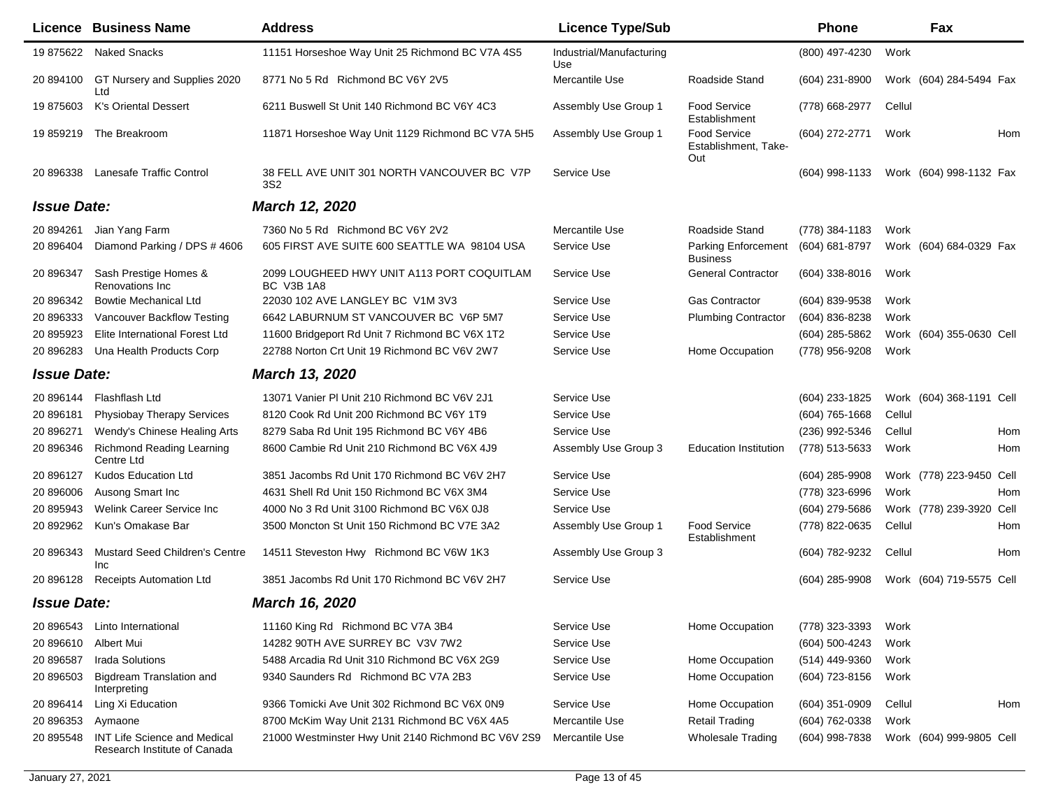| Licence | Business Name | Address | Licence Type/Sub | | Phone | | Fax | |
|---|---|---|---|---|---|---|---|---|
| 19 875622 | Naked Snacks | 11151 Horseshoe Way Unit 25 Richmond BC V7A 4S5 | Industrial/Manufacturing Use | | (800) 497-4230 | Work | | |
| 20 894100 | GT Nursery and Supplies 2020 Ltd | 8771 No 5 Rd Richmond BC V6Y 2V5 | Mercantile Use | Roadside Stand | (604) 231-8900 | Work | (604) 284-5494 | Fax |
| 19 875603 | K's Oriental Dessert | 6211 Buswell St Unit 140 Richmond BC V6Y 4C3 | Assembly Use Group 1 | Food Service Establishment | (778) 668-2977 | Cellul | | |
| 19 859219 | The Breakroom | 11871 Horseshoe Way Unit 1129 Richmond BC V7A 5H5 | Assembly Use Group 1 | Food Service Establishment, Take-Out | (604) 272-2771 | Work | | Hom |
| 20 896338 | Lanesafe Traffic Control | 38 FELL AVE UNIT 301 NORTH VANCOUVER BC V7P 3S2 | Service Use | | (604) 998-1133 | Work | (604) 998-1132 | Fax |
| ***Issue Date:*** | | ***March 12, 2020*** | | | | | | |
| 20 894261 | Jian Yang Farm | 7360 No 5 Rd Richmond BC V6Y 2V2 | Mercantile Use | Roadside Stand | (778) 384-1183 | Work | | |
| 20 896404 | Diamond Parking / DPS # 4606 | 605 FIRST AVE SUITE 600 SEATTLE WA 98104 USA | Service Use | Parking Enforcement Business | (604) 681-8797 | Work | (604) 684-0329 | Fax |
| 20 896347 | Sash Prestige Homes & Renovations Inc | 2099 LOUGHEED HWY UNIT A113 PORT COQUITLAM BC V3B 1A8 | Service Use | General Contractor | (604) 338-8016 | Work | | |
| 20 896342 | Bowtie Mechanical Ltd | 22030 102 AVE LANGLEY BC V1M 3V3 | Service Use | Gas Contractor | (604) 839-9538 | Work | | |
| 20 896333 | Vancouver Backflow Testing | 6642 LABURNUM ST VANCOUVER BC V6P 5M7 | Service Use | Plumbing Contractor | (604) 836-8238 | Work | | |
| 20 895923 | Elite International Forest Ltd | 11600 Bridgeport Rd Unit 7 Richmond BC V6X 1T2 | Service Use | | (604) 285-5862 | Work | (604) 355-0630 | Cell |
| 20 896283 | Una Health Products Corp | 22788 Norton Crt Unit 19 Richmond BC V6V 2W7 | Service Use | Home Occupation | (778) 956-9208 | Work | | |
| ***Issue Date:*** | | ***March 13, 2020*** | | | | | | |
| 20 896144 | Flashflash Ltd | 13071 Vanier Pl Unit 210 Richmond BC V6V 2J1 | Service Use | | (604) 233-1825 | Work | (604) 368-1191 | Cell |
| 20 896181 | Physiobay Therapy Services | 8120 Cook Rd Unit 200 Richmond BC V6Y 1T9 | Service Use | | (604) 765-1668 | Cellul | | |
| 20 896271 | Wendy's Chinese Healing Arts | 8279 Saba Rd Unit 195 Richmond BC V6Y 4B6 | Service Use | | (236) 992-5346 | Cellul | | Hom |
| 20 896346 | Richmond Reading Learning Centre Ltd | 8600 Cambie Rd Unit 210 Richmond BC V6X 4J9 | Assembly Use Group 3 | Education Institution | (778) 513-5633 | Work | | Hom |
| 20 896127 | Kudos Education Ltd | 3851 Jacombs Rd Unit 170 Richmond BC V6V 2H7 | Service Use | | (604) 285-9908 | Work | (778) 223-9450 | Cell |
| 20 896006 | Ausong Smart Inc | 4631 Shell Rd Unit 150 Richmond BC V6X 3M4 | Service Use | | (778) 323-6996 | Work | | Hom |
| 20 895943 | Welink Career Service Inc | 4000 No 3 Rd Unit 3100 Richmond BC V6X 0J8 | Service Use | | (604) 279-5686 | Work | (778) 239-3920 | Cell |
| 20 892962 | Kun's Omakase Bar | 3500 Moncton St Unit 150 Richmond BC V7E 3A2 | Assembly Use Group 1 | Food Service Establishment | (778) 822-0635 | Cellul | | Hom |
| 20 896343 | Mustard Seed Children's Centre Inc | 14511 Steveston Hwy Richmond BC V6W 1K3 | Assembly Use Group 3 | | (604) 782-9232 | Cellul | | Hom |
| 20 896128 | Receipts Automation Ltd | 3851 Jacombs Rd Unit 170 Richmond BC V6V 2H7 | Service Use | | (604) 285-9908 | Work | (604) 719-5575 | Cell |
| ***Issue Date:*** | | ***March 16, 2020*** | | | | | | |
| 20 896543 | Linto International | 11160 King Rd Richmond BC V7A 3B4 | Service Use | Home Occupation | (778) 323-3393 | Work | | |
| 20 896610 | Albert Mui | 14282 90TH AVE SURREY BC V3V 7W2 | Service Use | | (604) 500-4243 | Work | | |
| 20 896587 | Irada Solutions | 5488 Arcadia Rd Unit 310 Richmond BC V6X 2G9 | Service Use | Home Occupation | (514) 449-9360 | Work | | |
| 20 896503 | Bigdream Translation and Interpreting | 9340 Saunders Rd Richmond BC V7A 2B3 | Service Use | Home Occupation | (604) 723-8156 | Work | | |
| 20 896414 | Ling Xi Education | 9366 Tomicki Ave Unit 302 Richmond BC V6X 0N9 | Service Use | Home Occupation | (604) 351-0909 | Cellul | | Hom |
| 20 896353 | Aymaone | 8700 McKim Way Unit 2131 Richmond BC V6X 4A5 | Mercantile Use | Retail Trading | (604) 762-0338 | Work | | |
| 20 895548 | INT Life Science and Medical Research Institute of Canada | 21000 Westminster Hwy Unit 2140 Richmond BC V6V 2S9 | Mercantile Use | Wholesale Trading | (604) 998-7838 | Work | (604) 999-9805 | Cell |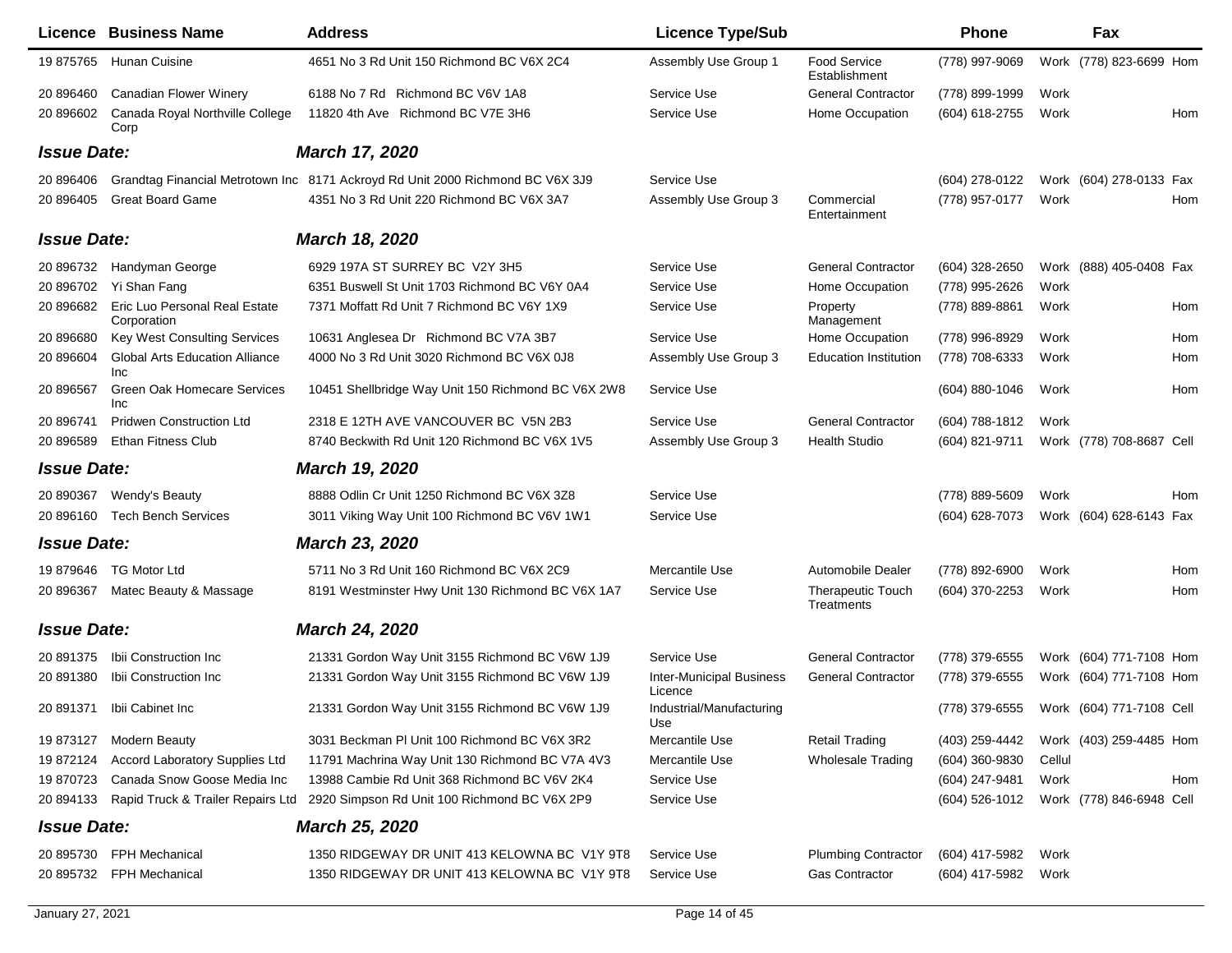| Licence | Business Name | Address | Licence Type/Sub | | Phone | | Fax | |
|---|---|---|---|---|---|---|---|---|
| 19 875765 | Hunan Cuisine | 4651 No 3 Rd Unit 150 Richmond BC V6X 2C4 | Assembly Use Group 1 | Food Service Establishment | (778) 997-9069 | Work | (778) 823-6699 | Hom |
| 20 896460 | Canadian Flower Winery | 6188 No 7 Rd Richmond BC V6V 1A8 | Service Use | General Contractor | (778) 899-1999 | Work | | |
| 20 896602 | Canada Royal Northville College Corp | 11820 4th Ave Richmond BC V7E 3H6 | Service Use | Home Occupation | (604) 618-2755 | Work | | Hom |
| ***Issue Date:*** | | ***March 17, 2020*** | | | | | | |
| 20 896406 | Grandtag Financial Metrotown Inc | 8171 Ackroyd Rd Unit 2000 Richmond BC V6X 3J9 | Service Use | | (604) 278-0122 | Work | (604) 278-0133 | Fax |
| 20 896405 | Great Board Game | 4351 No 3 Rd Unit 220 Richmond BC V6X 3A7 | Assembly Use Group 3 | Commercial Entertainment | (778) 957-0177 | Work | | Hom |
| ***Issue Date:*** | | ***March 18, 2020*** | | | | | | |
| 20 896732 | Handyman George | 6929 197A ST SURREY BC V2Y 3H5 | Service Use | General Contractor | (604) 328-2650 | Work | (888) 405-0408 | Fax |
| 20 896702 | Yi Shan Fang | 6351 Buswell St Unit 1703 Richmond BC V6Y 0A4 | Service Use | Home Occupation | (778) 995-2626 | Work | | |
| 20 896682 | Eric Luo Personal Real Estate Corporation | 7371 Moffatt Rd Unit 7 Richmond BC V6Y 1X9 | Service Use | Property Management | (778) 889-8861 | Work | | Hom |
| 20 896680 | Key West Consulting Services | 10631 Anglesea Dr Richmond BC V7A 3B7 | Service Use | Home Occupation | (778) 996-8929 | Work | | Hom |
| 20 896604 | Global Arts Education Alliance Inc | 4000 No 3 Rd Unit 3020 Richmond BC V6X 0J8 | Assembly Use Group 3 | Education Institution | (778) 708-6333 | Work | | Hom |
| 20 896567 | Green Oak Homecare Services Inc | 10451 Shellbridge Way Unit 150 Richmond BC V6X 2W8 | Service Use | | (604) 880-1046 | Work | | Hom |
| 20 896741 | Pridwen Construction Ltd | 2318 E 12TH AVE VANCOUVER BC V5N 2B3 | Service Use | General Contractor | (604) 788-1812 | Work | | |
| 20 896589 | Ethan Fitness Club | 8740 Beckwith Rd Unit 120 Richmond BC V6X 1V5 | Assembly Use Group 3 | Health Studio | (604) 821-9711 | Work | (778) 708-8687 | Cell |
| ***Issue Date:*** | | ***March 19, 2020*** | | | | | | |
| 20 890367 | Wendy's Beauty | 8888 Odlin Cr Unit 1250 Richmond BC V6X 3Z8 | Service Use | | (778) 889-5609 | Work | | Hom |
| 20 896160 | Tech Bench Services | 3011 Viking Way Unit 100 Richmond BC V6V 1W1 | Service Use | | (604) 628-7073 | Work | (604) 628-6143 | Fax |
| ***Issue Date:*** | | ***March 23, 2020*** | | | | | | |
| 19 879646 | TG Motor Ltd | 5711 No 3 Rd Unit 160 Richmond BC V6X 2C9 | Mercantile Use | Automobile Dealer | (778) 892-6900 | Work | | Hom |
| 20 896367 | Matec Beauty & Massage | 8191 Westminster Hwy Unit 130 Richmond BC V6X 1A7 | Service Use | Therapeutic Touch Treatments | (604) 370-2253 | Work | | Hom |
| ***Issue Date:*** | | ***March 24, 2020*** | | | | | | |
| 20 891375 | Ibii Construction Inc | 21331 Gordon Way Unit 3155 Richmond BC V6W 1J9 | Service Use | General Contractor | (778) 379-6555 | Work | (604) 771-7108 | Hom |
| 20 891380 | Ibii Construction Inc | 21331 Gordon Way Unit 3155 Richmond BC V6W 1J9 | Inter-Municipal Business Licence | General Contractor | (778) 379-6555 | Work | (604) 771-7108 | Hom |
| 20 891371 | Ibii Cabinet Inc | 21331 Gordon Way Unit 3155 Richmond BC V6W 1J9 | Industrial/Manufacturing Use | | (778) 379-6555 | Work | (604) 771-7108 | Cell |
| 19 873127 | Modern Beauty | 3031 Beckman Pl Unit 100 Richmond BC V6X 3R2 | Mercantile Use | Retail Trading | (403) 259-4442 | Work | (403) 259-4485 | Hom |
| 19 872124 | Accord Laboratory Supplies Ltd | 11791 Machrina Way Unit 130 Richmond BC V7A 4V3 | Mercantile Use | Wholesale Trading | (604) 360-9830 | Cellul | | |
| 19 870723 | Canada Snow Goose Media Inc | 13988 Cambie Rd Unit 368 Richmond BC V6V 2K4 | Service Use | | (604) 247-9481 | Work | | Hom |
| 20 894133 | Rapid Truck & Trailer Repairs Ltd | 2920 Simpson Rd Unit 100 Richmond BC V6X 2P9 | Service Use | | (604) 526-1012 | Work | (778) 846-6948 | Cell |
| ***Issue Date:*** | | ***March 25, 2020*** | | | | | | |
| 20 895730 | FPH Mechanical | 1350 RIDGEWAY DR UNIT 413 KELOWNA BC V1Y 9T8 | Service Use | Plumbing Contractor | (604) 417-5982 | Work | | |
| 20 895732 | FPH Mechanical | 1350 RIDGEWAY DR UNIT 413 KELOWNA BC V1Y 9T8 | Service Use | Gas Contractor | (604) 417-5982 | Work | | |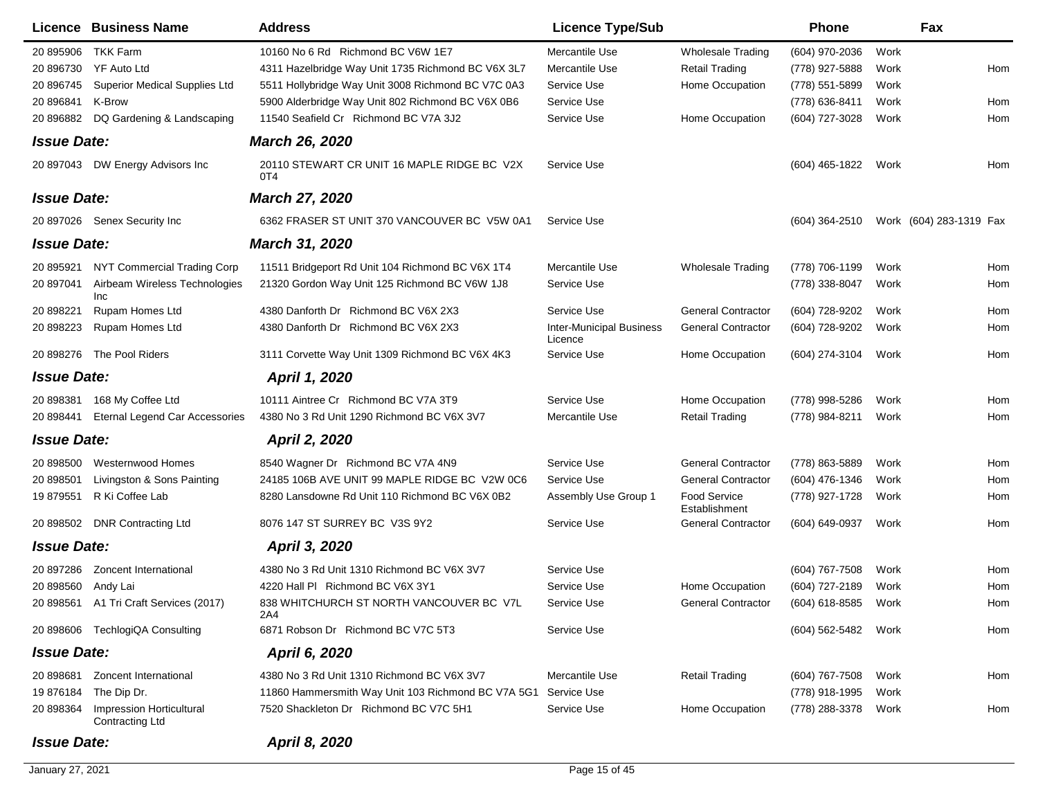| Licence | Business Name | Address | Licence Type/Sub | | Phone | | Fax | |
|---|---|---|---|---|---|---|---|---|
| 20 895906 | TKK Farm | 10160 No 6 Rd Richmond BC V6W 1E7 | Mercantile Use | Wholesale Trading | (604) 970-2036 | Work | | |
| 20 896730 | YF Auto Ltd | 4311 Hazelbridge Way Unit 1735 Richmond BC V6X 3L7 | Mercantile Use | Retail Trading | (778) 927-5888 | Work | | Hom |
| 20 896745 | Superior Medical Supplies Ltd | 5511 Hollybridge Way Unit 3008 Richmond BC V7C 0A3 | Service Use | Home Occupation | (778) 551-5899 | Work | | |
| 20 896841 | K-Brow | 5900 Alderbridge Way Unit 802 Richmond BC V6X 0B6 | Service Use | | (778) 636-8411 | Work | | Hom |
| 20 896882 | DQ Gardening & Landscaping | 11540 Seafield Cr Richmond BC V7A 3J2 | Service Use | Home Occupation | (604) 727-3028 | Work | | Hom |
| ***Issue Date:*** | | ***March 26, 2020*** | | | | | | |
| 20 897043 | DW Energy Advisors Inc | 20110 STEWART CR UNIT 16 MAPLE RIDGE BC V2X 0T4 | Service Use | | (604) 465-1822 | Work | | Hom |
| ***Issue Date:*** | | ***March 27, 2020*** | | | | | | |
| 20 897026 | Senex Security Inc | 6362 FRASER ST UNIT 370 VANCOUVER BC V5W 0A1 | Service Use | | (604) 364-2510 | Work | (604) 283-1319 | Fax |
| ***Issue Date:*** | | ***March 31, 2020*** | | | | | | |
| 20 895921 | NYT Commercial Trading Corp | 11511 Bridgeport Rd Unit 104 Richmond BC V6X 1T4 | Mercantile Use | Wholesale Trading | (778) 706-1199 | Work | | Hom |
| 20 897041 | Airbeam Wireless Technologies Inc | 21320 Gordon Way Unit 125 Richmond BC V6W 1J8 | Service Use | | (778) 338-8047 | Work | | Hom |
| 20 898221 | Rupam Homes Ltd | 4380 Danforth Dr Richmond BC V6X 2X3 | Service Use | General Contractor | (604) 728-9202 | Work | | Hom |
| 20 898223 | Rupam Homes Ltd | 4380 Danforth Dr Richmond BC V6X 2X3 | Inter-Municipal Business Licence | General Contractor | (604) 728-9202 | Work | | Hom |
| 20 898276 | The Pool Riders | 3111 Corvette Way Unit 1309 Richmond BC V6X 4K3 | Service Use | Home Occupation | (604) 274-3104 | Work | | Hom |
| ***Issue Date:*** | | ***April 1, 2020*** | | | | | | |
| 20 898381 | 168 My Coffee Ltd | 10111 Aintree Cr Richmond BC V7A 3T9 | Service Use | Home Occupation | (778) 998-5286 | Work | | Hom |
| 20 898441 | Eternal Legend Car Accessories | 4380 No 3 Rd Unit 1290 Richmond BC V6X 3V7 | Mercantile Use | Retail Trading | (778) 984-8211 | Work | | Hom |
| ***Issue Date:*** | | ***April 2, 2020*** | | | | | | |
| 20 898500 | Westernwood Homes | 8540 Wagner Dr Richmond BC V7A 4N9 | Service Use | General Contractor | (778) 863-5889 | Work | | Hom |
| 20 898501 | Livingston & Sons Painting | 24185 106B AVE UNIT 99 MAPLE RIDGE BC V2W 0C6 | Service Use | General Contractor | (604) 476-1346 | Work | | Hom |
| 19 879551 | R Ki Coffee Lab | 8280 Lansdowne Rd Unit 110 Richmond BC V6X 0B2 | Assembly Use Group 1 | Food Service Establishment | (778) 927-1728 | Work | | Hom |
| 20 898502 | DNR Contracting Ltd | 8076 147 ST SURREY BC V3S 9Y2 | Service Use | General Contractor | (604) 649-0937 | Work | | Hom |
| ***Issue Date:*** | | ***April 3, 2020*** | | | | | | |
| 20 897286 | Zoncent International | 4380 No 3 Rd Unit 1310 Richmond BC V6X 3V7 | Service Use | | (604) 767-7508 | Work | | Hom |
| 20 898560 | Andy Lai | 4220 Hall Pl Richmond BC V6X 3Y1 | Service Use | Home Occupation | (604) 727-2189 | Work | | Hom |
| 20 898561 | A1 Tri Craft Services (2017) | 838 WHITCHURCH ST NORTH VANCOUVER BC V7L 2A4 | Service Use | General Contractor | (604) 618-8585 | Work | | Hom |
| 20 898606 | TechlogiQA Consulting | 6871 Robson Dr Richmond BC V7C 5T3 | Service Use | | (604) 562-5482 | Work | | Hom |
| ***Issue Date:*** | | ***April 6, 2020*** | | | | | | |
| 20 898681 | Zoncent International | 4380 No 3 Rd Unit 1310 Richmond BC V6X 3V7 | Mercantile Use | Retail Trading | (604) 767-7508 | Work | | Hom |
| 19 876184 | The Dip Dr. | 11860 Hammersmith Way Unit 103 Richmond BC V7A 5G1 | Service Use | | (778) 918-1995 | Work | | |
| 20 898364 | Impression Horticultural Contracting Ltd | 7520 Shackleton Dr Richmond BC V7C 5H1 | Service Use | Home Occupation | (778) 288-3378 | Work | | Hom |
| ***Issue Date:*** | | ***April 8, 2020*** | | | | | | |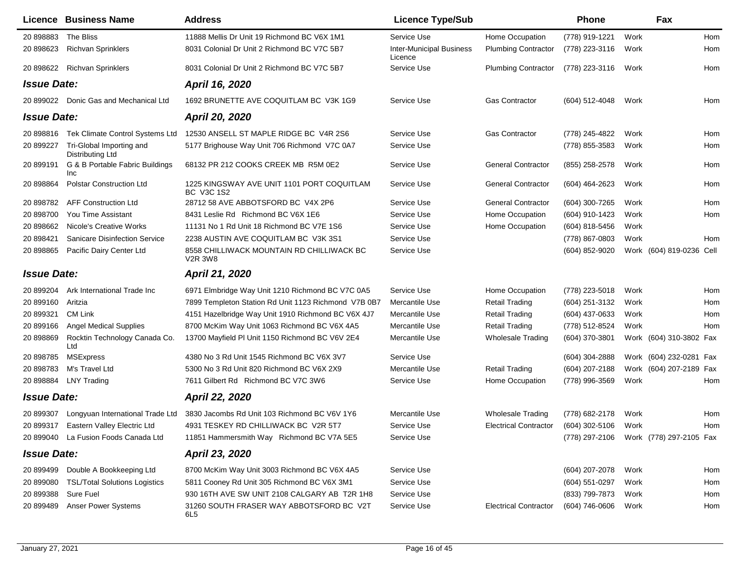| Licence | Business Name | Address | Licence Type/Sub | | Phone | | Fax | |
|---|---|---|---|---|---|---|---|---|
| 20 898883 | The Bliss | 11888 Mellis Dr Unit 19 Richmond BC V6X 1M1 | Service Use | Home Occupation | (778) 919-1221 | Work | | Hom |
| 20 898623 | Richvan Sprinklers | 8031 Colonial Dr Unit 2 Richmond BC V7C 5B7 | Inter-Municipal Business Licence | Plumbing Contractor | (778) 223-3116 | Work | | Hom |
| 20 898622 | Richvan Sprinklers | 8031 Colonial Dr Unit 2 Richmond BC V7C 5B7 | Service Use | Plumbing Contractor | (778) 223-3116 | Work | | Hom |
| ***Issue Date:*** | | ***April 16, 2020*** | | | | | | |
| 20 899022 | Donic Gas and Mechanical Ltd | 1692 BRUNETTE AVE COQUITLAM BC V3K 1G9 | Service Use | Gas Contractor | (604) 512-4048 | Work | | Hom |
| ***Issue Date:*** | | ***April 20, 2020*** | | | | | | |
| 20 898816 | Tek Climate Control Systems Ltd | 12530 ANSELL ST MAPLE RIDGE BC V4R 2S6 | Service Use | Gas Contractor | (778) 245-4822 | Work | | Hom |
| 20 899227 | Tri-Global Importing and Distributing Ltd | 5177 Brighouse Way Unit 706 Richmond V7C 0A7 | Service Use | | (778) 855-3583 | Work | | Hom |
| 20 899191 | G & B Portable Fabric Buildings Inc | 68132 PR 212 COOKS CREEK MB R5M 0E2 | Service Use | General Contractor | (855) 258-2578 | Work | | Hom |
| 20 898864 | Polstar Construction Ltd | 1225 KINGSWAY AVE UNIT 1101 PORT COQUITLAM BC V3C 1S2 | Service Use | General Contractor | (604) 464-2623 | Work | | Hom |
| 20 898782 | AFF Construction Ltd | 28712 58 AVE ABBOTSFORD BC V4X 2P6 | Service Use | General Contractor | (604) 300-7265 | Work | | Hom |
| 20 898700 | You Time Assistant | 8431 Leslie Rd Richmond BC V6X 1E6 | Service Use | Home Occupation | (604) 910-1423 | Work | | Hom |
| 20 898662 | Nicole's Creative Works | 11131 No 1 Rd Unit 18 Richmond BC V7E 1S6 | Service Use | Home Occupation | (604) 818-5456 | Work | | |
| 20 898421 | Sanicare Disinfection Service | 2238 AUSTIN AVE COQUITLAM BC V3K 3S1 | Service Use | | (778) 867-0803 | Work | | Hom |
| 20 898865 | Pacific Dairy Center Ltd | 8558 CHILLIWACK MOUNTAIN RD CHILLIWACK BC V2R 3W8 | Service Use | | (604) 852-9020 | Work | (604) 819-0236 | Cell |
| ***Issue Date:*** | | ***April 21, 2020*** | | | | | | |
| 20 899204 | Ark International Trade Inc | 6971 Elmbridge Way Unit 1210 Richmond BC V7C 0A5 | Service Use | Home Occupation | (778) 223-5018 | Work | | Hom |
| 20 899160 | Aritzia | 7899 Templeton Station Rd Unit 1123 Richmond V7B 0B7 | Mercantile Use | Retail Trading | (604) 251-3132 | Work | | Hom |
| 20 899321 | CM Link | 4151 Hazelbridge Way Unit 1910 Richmond BC V6X 4J7 | Mercantile Use | Retail Trading | (604) 437-0633 | Work | | Hom |
| 20 899166 | Angel Medical Supplies | 8700 McKim Way Unit 1063 Richmond BC V6X 4A5 | Mercantile Use | Retail Trading | (778) 512-8524 | Work | | Hom |
| 20 898869 | Rocktin Technology Canada Co. Ltd | 13700 Mayfield Pl Unit 1150 Richmond BC V6V 2E4 | Mercantile Use | Wholesale Trading | (604) 370-3801 | Work | (604) 310-3802 | Fax |
| 20 898785 | MSExpress | 4380 No 3 Rd Unit 1545 Richmond BC V6X 3V7 | Service Use | | (604) 304-2888 | Work | (604) 232-0281 | Fax |
| 20 898783 | M's Travel Ltd | 5300 No 3 Rd Unit 820 Richmond BC V6X 2X9 | Mercantile Use | Retail Trading | (604) 207-2188 | Work | (604) 207-2189 | Fax |
| 20 898884 | LNY Trading | 7611 Gilbert Rd Richmond BC V7C 3W6 | Service Use | Home Occupation | (778) 996-3569 | Work | | Hom |
| ***Issue Date:*** | | ***April 22, 2020*** | | | | | | |
| 20 899307 | Longyuan International Trade Ltd | 3830 Jacombs Rd Unit 103 Richmond BC V6V 1Y6 | Mercantile Use | Wholesale Trading | (778) 682-2178 | Work | | Hom |
| 20 899317 | Eastern Valley Electric Ltd | 4931 TESKEY RD CHILLIWACK BC V2R 5T7 | Service Use | Electrical Contractor | (604) 302-5106 | Work | | Hom |
| 20 899040 | La Fusion Foods Canada Ltd | 11851 Hammersmith Way Richmond BC V7A 5E5 | Service Use | | (778) 297-2106 | Work | (778) 297-2105 | Fax |
| ***Issue Date:*** | | ***April 23, 2020*** | | | | | | |
| 20 899499 | Double A Bookkeeping Ltd | 8700 McKim Way Unit 3003 Richmond BC V6X 4A5 | Service Use | | (604) 207-2078 | Work | | Hom |
| 20 899080 | TSL/Total Solutions Logistics | 5811 Cooney Rd Unit 305 Richmond BC V6X 3M1 | Service Use | | (604) 551-0297 | Work | | Hom |
| 20 899388 | Sure Fuel | 930 16TH AVE SW UNIT 2108 CALGARY AB T2R 1H8 | Service Use | | (833) 799-7873 | Work | | Hom |
| 20 899489 | Anser Power Systems | 31260 SOUTH FRASER WAY ABBOTSFORD BC V2T 6L5 | Service Use | Electrical Contractor | (604) 746-0606 | Work | | Hom |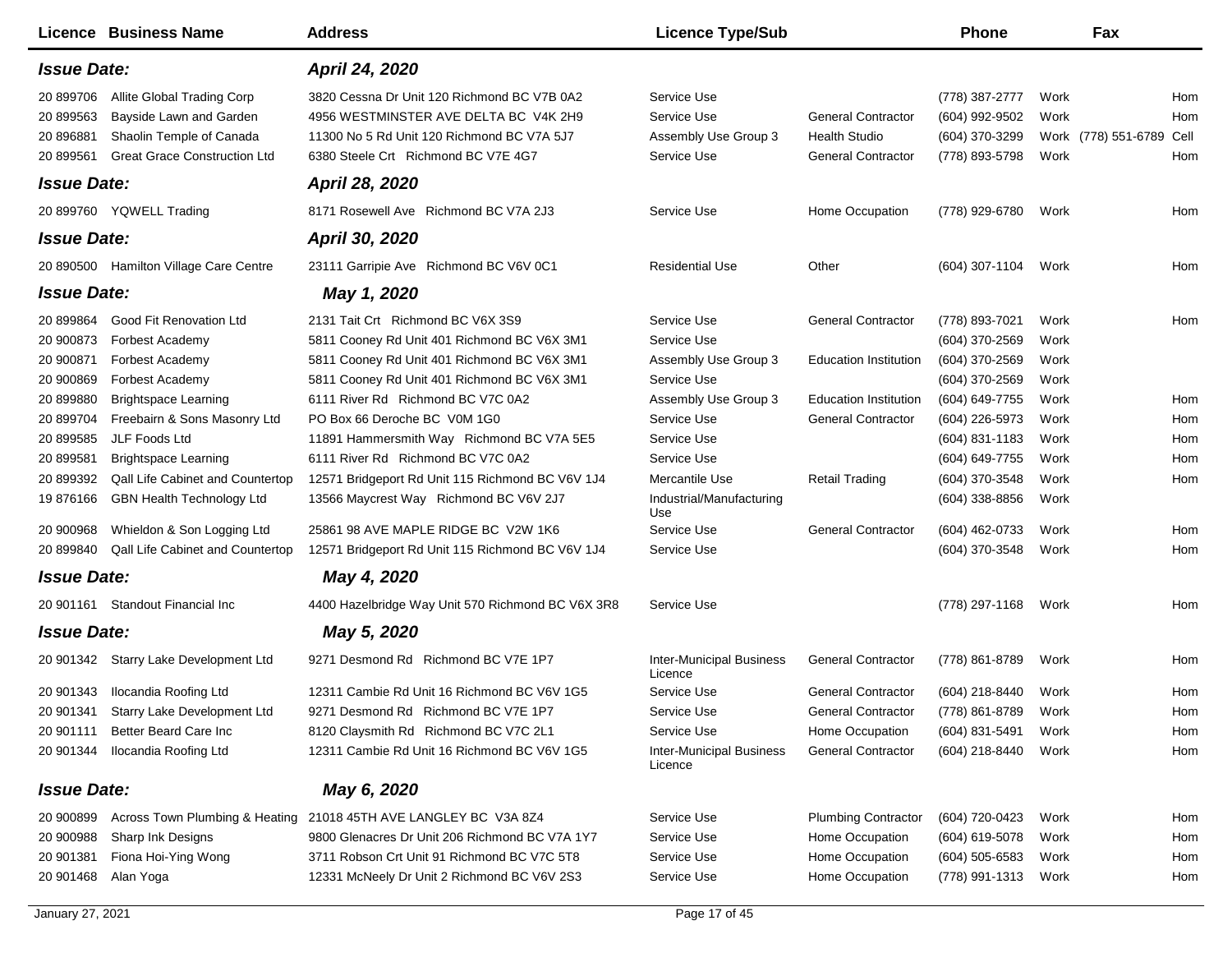| Licence | Business Name | Address | Licence Type/Sub | | Phone | | Fax | |
|---|---|---|---|---|---|---|---|---|
| ***Issue Date:*** | | ***April 24, 2020*** | | | | | | |
| 20 899706 | Allite Global Trading Corp | 3820 Cessna Dr Unit 120 Richmond BC V7B 0A2 | Service Use | | (778) 387-2777 | Work | | Hom |
| 20 899563 | Bayside Lawn and Garden | 4956 WESTMINSTER AVE DELTA BC V4K 2H9 | Service Use | General Contractor | (604) 992-9502 | Work | | Hom |
| 20 896881 | Shaolin Temple of Canada | 11300 No 5 Rd Unit 120 Richmond BC V7A 5J7 | Assembly Use Group 3 | Health Studio | (604) 370-3299 | Work | (778) 551-6789 | Cell |
| 20 899561 | Great Grace Construction Ltd | 6380 Steele Crt Richmond BC V7E 4G7 | Service Use | General Contractor | (778) 893-5798 | Work | | Hom |
| ***Issue Date:*** | | ***April 28, 2020*** | | | | | | |
| 20 899760 | YQWELL Trading | 8171 Rosewell Ave Richmond BC V7A 2J3 | Service Use | Home Occupation | (778) 929-6780 | Work | | Hom |
| ***Issue Date:*** | | ***April 30, 2020*** | | | | | | |
| 20 890500 | Hamilton Village Care Centre | 23111 Garripie Ave Richmond BC V6V 0C1 | Residential Use | Other | (604) 307-1104 | Work | | Hom |
| ***Issue Date:*** | | ***May 1, 2020*** | | | | | | |
| 20 899864 | Good Fit Renovation Ltd | 2131 Tait Crt Richmond BC V6X 3S9 | Service Use | General Contractor | (778) 893-7021 | Work | | Hom |
| 20 900873 | Forbest Academy | 5811 Cooney Rd Unit 401 Richmond BC V6X 3M1 | Service Use | | (604) 370-2569 | Work | | |
| 20 900871 | Forbest Academy | 5811 Cooney Rd Unit 401 Richmond BC V6X 3M1 | Assembly Use Group 3 | Education Institution | (604) 370-2569 | Work | | |
| 20 900869 | Forbest Academy | 5811 Cooney Rd Unit 401 Richmond BC V6X 3M1 | Service Use | | (604) 370-2569 | Work | | |
| 20 899880 | Brightspace Learning | 6111 River Rd Richmond BC V7C 0A2 | Assembly Use Group 3 | Education Institution | (604) 649-7755 | Work | | Hom |
| 20 899704 | Freebairn & Sons Masonry Ltd | PO Box 66 Deroche BC V0M 1G0 | Service Use | General Contractor | (604) 226-5973 | Work | | Hom |
| 20 899585 | JLF Foods Ltd | 11891 Hammersmith Way Richmond BC V7A 5E5 | Service Use | | (604) 831-1183 | Work | | Hom |
| 20 899581 | Brightspace Learning | 6111 River Rd Richmond BC V7C 0A2 | Service Use | | (604) 649-7755 | Work | | Hom |
| 20 899392 | Qall Life Cabinet and Countertop | 12571 Bridgeport Rd Unit 115 Richmond BC V6V 1J4 | Mercantile Use | Retail Trading | (604) 370-3548 | Work | | Hom |
| 19 876166 | GBN Health Technology Ltd | 13566 Maycrest Way Richmond BC V6V 2J7 | Industrial/Manufacturing Use | | (604) 338-8856 | Work | | |
| 20 900968 | Whieldon & Son Logging Ltd | 25861 98 AVE MAPLE RIDGE BC V2W 1K6 | Service Use | General Contractor | (604) 462-0733 | Work | | Hom |
| 20 899840 | Qall Life Cabinet and Countertop | 12571 Bridgeport Rd Unit 115 Richmond BC V6V 1J4 | Service Use | | (604) 370-3548 | Work | | Hom |
| ***Issue Date:*** | | ***May 4, 2020*** | | | | | | |
| 20 901161 | Standout Financial Inc | 4400 Hazelbridge Way Unit 570 Richmond BC V6X 3R8 | Service Use | | (778) 297-1168 | Work | | Hom |
| ***Issue Date:*** | | ***May 5, 2020*** | | | | | | |
| 20 901342 | Starry Lake Development Ltd | 9271 Desmond Rd Richmond BC V7E 1P7 | Inter-Municipal Business Licence | General Contractor | (778) 861-8789 | Work | | Hom |
| 20 901343 | Ilocandia Roofing Ltd | 12311 Cambie Rd Unit 16 Richmond BC V6V 1G5 | Service Use | General Contractor | (604) 218-8440 | Work | | Hom |
| 20 901341 | Starry Lake Development Ltd | 9271 Desmond Rd Richmond BC V7E 1P7 | Service Use | General Contractor | (778) 861-8789 | Work | | Hom |
| 20 901111 | Better Beard Care Inc | 8120 Claysmith Rd Richmond BC V7C 2L1 | Service Use | Home Occupation | (604) 831-5491 | Work | | Hom |
| 20 901344 | Ilocandia Roofing Ltd | 12311 Cambie Rd Unit 16 Richmond BC V6V 1G5 | Inter-Municipal Business Licence | General Contractor | (604) 218-8440 | Work | | Hom |
| ***Issue Date:*** | | ***May 6, 2020*** | | | | | | |
| 20 900899 | Across Town Plumbing & Heating | 21018 45TH AVE LANGLEY BC V3A 8Z4 | Service Use | Plumbing Contractor | (604) 720-0423 | Work | | Hom |
| 20 900988 | Sharp Ink Designs | 9800 Glenacres Dr Unit 206 Richmond BC V7A 1Y7 | Service Use | Home Occupation | (604) 619-5078 | Work | | Hom |
| 20 901381 | Fiona Hoi-Ying Wong | 3711 Robson Crt Unit 91 Richmond BC V7C 5T8 | Service Use | Home Occupation | (604) 505-6583 | Work | | Hom |
| 20 901468 | Alan Yoga | 12331 McNeely Dr Unit 2 Richmond BC V6V 2S3 | Service Use | Home Occupation | (778) 991-1313 | Work | | Hom |

January 27, 2021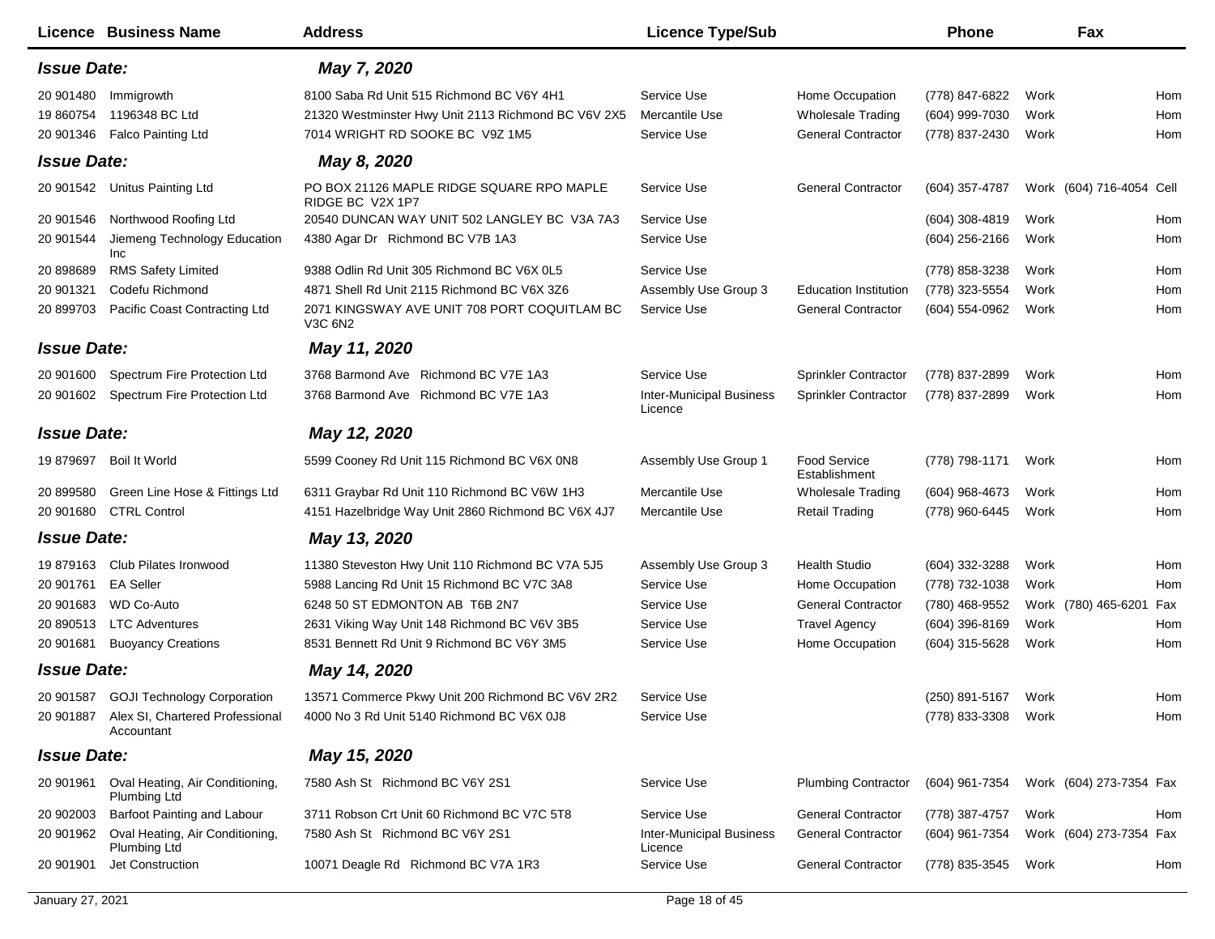| Licence | Business Name | Address | Licence Type/Sub | | Phone | | Fax | |
|---|---|---|---|---|---|---|---|---|
| ***Issue Date:*** | | ***May 7, 2020*** | | | | | | |
| 20 901480 | Immigrowth | 8100 Saba Rd Unit 515 Richmond BC V6Y 4H1 | Service Use | Home Occupation | (778) 847-6822 | Work | | Hom |
| 19 860754 | 1196348 BC Ltd | 21320 Westminster Hwy Unit 2113 Richmond BC V6V 2X5 | Mercantile Use | Wholesale Trading | (604) 999-7030 | Work | | Hom |
| 20 901346 | Falco Painting Ltd | 7014 WRIGHT RD SOOKE BC V9Z 1M5 | Service Use | General Contractor | (778) 837-2430 | Work | | Hom |
| ***Issue Date:*** | | ***May 8, 2020*** | | | | | | |
| 20 901542 | Unitus Painting Ltd | PO BOX 21126 MAPLE RIDGE SQUARE RPO MAPLE RIDGE BC V2X 1P7 | Service Use | General Contractor | (604) 357-4787 | Work | (604) 716-4054 | Cell |
| 20 901546 | Northwood Roofing Ltd | 20540 DUNCAN WAY UNIT 502 LANGLEY BC V3A 7A3 | Service Use | | (604) 308-4819 | Work | | Hom |
| 20 901544 | Jiemeng Technology Education Inc | 4380 Agar Dr Richmond BC V7B 1A3 | Service Use | | (604) 256-2166 | Work | | Hom |
| 20 898689 | RMS Safety Limited | 9388 Odlin Rd Unit 305 Richmond BC V6X 0L5 | Service Use | | (778) 858-3238 | Work | | Hom |
| 20 901321 | Codefu Richmond | 4871 Shell Rd Unit 2115 Richmond BC V6X 3Z6 | Assembly Use Group 3 | Education Institution | (778) 323-5554 | Work | | Hom |
| 20 899703 | Pacific Coast Contracting Ltd | 2071 KINGSWAY AVE UNIT 708 PORT COQUITLAM BC V3C 6N2 | Service Use | General Contractor | (604) 554-0962 | Work | | Hom |
| ***Issue Date:*** | | ***May 11, 2020*** | | | | | | |
| 20 901600 | Spectrum Fire Protection Ltd | 3768 Barmond Ave Richmond BC V7E 1A3 | Service Use | Sprinkler Contractor | (778) 837-2899 | Work | | Hom |
| 20 901602 | Spectrum Fire Protection Ltd | 3768 Barmond Ave Richmond BC V7E 1A3 | Inter-Municipal Business Licence | Sprinkler Contractor | (778) 837-2899 | Work | | Hom |
| ***Issue Date:*** | | ***May 12, 2020*** | | | | | | |
| 19 879697 | Boil It World | 5599 Cooney Rd Unit 115 Richmond BC V6X 0N8 | Assembly Use Group 1 | Food Service Establishment | (778) 798-1171 | Work | | Hom |
| 20 899580 | Green Line Hose & Fittings Ltd | 6311 Graybar Rd Unit 110 Richmond BC V6W 1H3 | Mercantile Use | Wholesale Trading | (604) 968-4673 | Work | | Hom |
| 20 901680 | CTRL Control | 4151 Hazelbridge Way Unit 2860 Richmond BC V6X 4J7 | Mercantile Use | Retail Trading | (778) 960-6445 | Work | | Hom |
| ***Issue Date:*** | | ***May 13, 2020*** | | | | | | |
| 19 879163 | Club Pilates Ironwood | 11380 Steveston Hwy Unit 110 Richmond BC V7A 5J5 | Assembly Use Group 3 | Health Studio | (604) 332-3288 | Work | | Hom |
| 20 901761 | EA Seller | 5988 Lancing Rd Unit 15 Richmond BC V7C 3A8 | Service Use | Home Occupation | (778) 732-1038 | Work | | Hom |
| 20 901683 | WD Co-Auto | 6248 50 ST EDMONTON AB T6B 2N7 | Service Use | General Contractor | (780) 468-9552 | Work | (780) 465-6201 | Fax |
| 20 890513 | LTC Adventures | 2631 Viking Way Unit 148 Richmond BC V6V 3B5 | Service Use | Travel Agency | (604) 396-8169 | Work | | Hom |
| 20 901681 | Buoyancy Creations | 8531 Bennett Rd Unit 9 Richmond BC V6Y 3M5 | Service Use | Home Occupation | (604) 315-5628 | Work | | Hom |
| ***Issue Date:*** | | ***May 14, 2020*** | | | | | | |
| 20 901587 | GOJI Technology Corporation | 13571 Commerce Pkwy Unit 200 Richmond BC V6V 2R2 | Service Use | | (250) 891-5167 | Work | | Hom |
| 20 901887 | Alex SI, Chartered Professional Accountant | 4000 No 3 Rd Unit 5140 Richmond BC V6X 0J8 | Service Use | | (778) 833-3308 | Work | | Hom |
| ***Issue Date:*** | | ***May 15, 2020*** | | | | | | |
| 20 901961 | Oval Heating, Air Conditioning, Plumbing Ltd | 7580 Ash St Richmond BC V6Y 2S1 | Service Use | Plumbing Contractor | (604) 961-7354 | Work | (604) 273-7354 | Fax |
| 20 902003 | Barfoot Painting and Labour | 3711 Robson Crt Unit 60 Richmond BC V7C 5T8 | Service Use | General Contractor | (778) 387-4757 | Work | | Hom |
| 20 901962 | Oval Heating, Air Conditioning, Plumbing Ltd | 7580 Ash St Richmond BC V6Y 2S1 | Inter-Municipal Business Licence | General Contractor | (604) 961-7354 | Work | (604) 273-7354 | Fax |
| 20 901901 | Jet Construction | 10071 Deagle Rd Richmond BC V7A 1R3 | Service Use | General Contractor | (778) 835-3545 | Work | | Hom |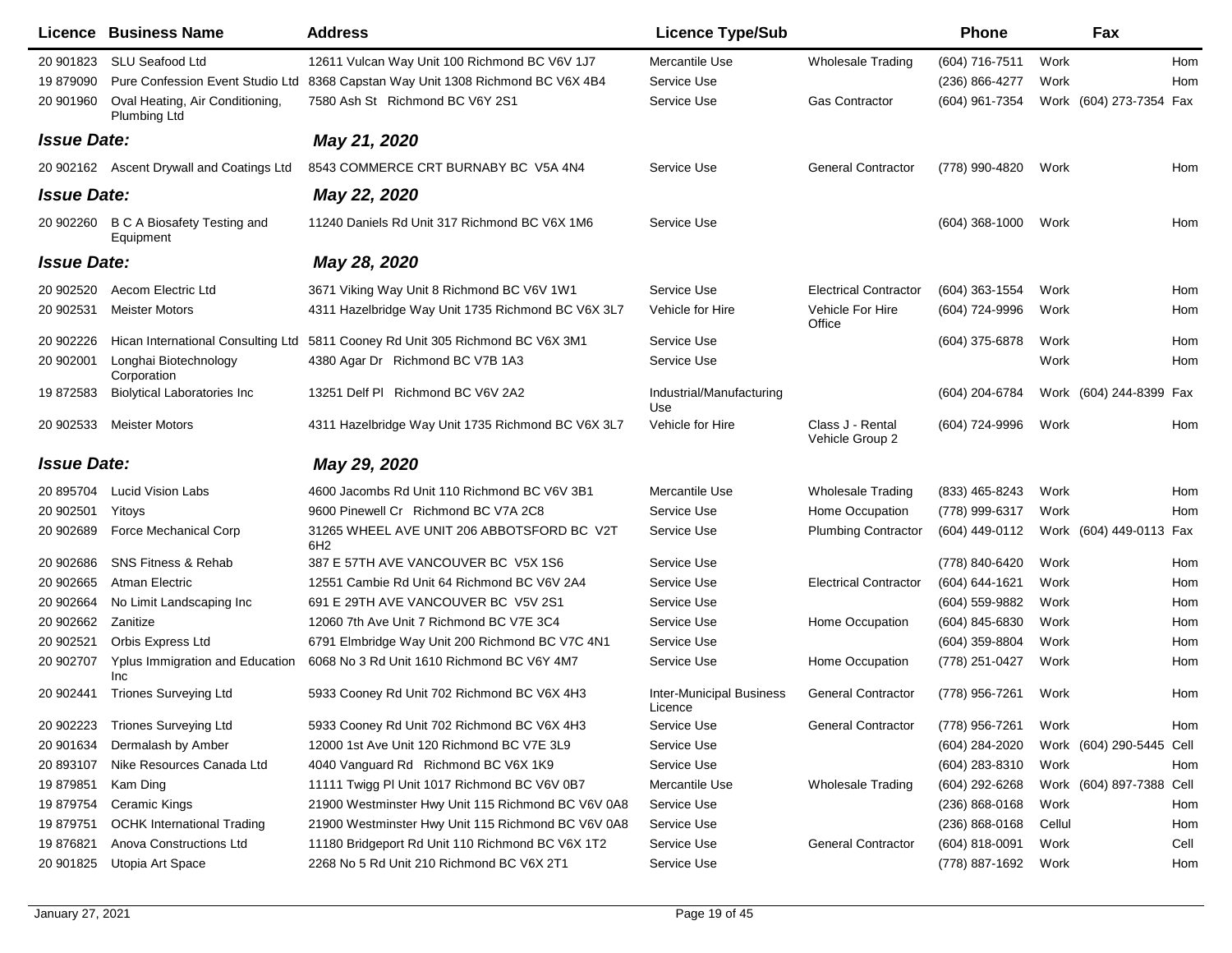| Licence | Business Name | Address | Licence Type/Sub | | Phone | | Fax | |
|---|---|---|---|---|---|---|---|---|
| 20 901823 | SLU Seafood Ltd | 12611 Vulcan Way Unit 100 Richmond BC V6V 1J7 | Mercantile Use | Wholesale Trading | (604) 716-7511 | Work | | Hom |
| 19 879090 | Pure Confession Event Studio Ltd | 8368 Capstan Way Unit 1308 Richmond BC V6X 4B4 | Service Use | | (236) 866-4277 | Work | | Hom |
| 20 901960 | Oval Heating, Air Conditioning, Plumbing Ltd | 7580 Ash St Richmond BC V6Y 2S1 | Service Use | Gas Contractor | (604) 961-7354 | Work | (604) 273-7354 | Fax |
| ***Issue Date:*** | | ***May 21, 2020*** | | | | | | |
| 20 902162 | Ascent Drywall and Coatings Ltd | 8543 COMMERCE CRT BURNABY BC V5A 4N4 | Service Use | General Contractor | (778) 990-4820 | Work | | Hom |
| ***Issue Date:*** | | ***May 22, 2020*** | | | | | | |
| 20 902260 | B C A Biosafety Testing and Equipment | 11240 Daniels Rd Unit 317 Richmond BC V6X 1M6 | Service Use | | (604) 368-1000 | Work | | Hom |
| ***Issue Date:*** | | ***May 28, 2020*** | | | | | | |
| 20 902520 | Aecom Electric Ltd | 3671 Viking Way Unit 8 Richmond BC V6V 1W1 | Service Use | Electrical Contractor | (604) 363-1554 | Work | | Hom |
| 20 902531 | Meister Motors | 4311 Hazelbridge Way Unit 1735 Richmond BC V6X 3L7 | Vehicle for Hire | Vehicle For Hire Office | (604) 724-9996 | Work | | Hom |
| 20 902226 | Hican International Consulting Ltd | 5811 Cooney Rd Unit 305 Richmond BC V6X 3M1 | Service Use | | (604) 375-6878 | Work | | Hom |
| 20 902001 | Longhai Biotechnology Corporation | 4380 Agar Dr Richmond BC V7B 1A3 | Service Use | | | Work | | Hom |
| 19 872583 | Biolytical Laboratories Inc | 13251 Delf Pl Richmond BC V6V 2A2 | Industrial/Manufacturing Use | | (604) 204-6784 | Work | (604) 244-8399 | Fax |
| 20 902533 | Meister Motors | 4311 Hazelbridge Way Unit 1735 Richmond BC V6X 3L7 | Vehicle for Hire | Class J - Rental Vehicle Group 2 | (604) 724-9996 | Work | | Hom |
| ***Issue Date:*** | | ***May 29, 2020*** | | | | | | |
| 20 895704 | Lucid Vision Labs | 4600 Jacombs Rd Unit 110 Richmond BC V6V 3B1 | Mercantile Use | Wholesale Trading | (833) 465-8243 | Work | | Hom |
| 20 902501 | Yitoys | 9600 Pinewell Cr Richmond BC V7A 2C8 | Service Use | Home Occupation | (778) 999-6317 | Work | | Hom |
| 20 902689 | Force Mechanical Corp | 31265 WHEEL AVE UNIT 206 ABBOTSFORD BC V2T 6H2 | Service Use | Plumbing Contractor | (604) 449-0112 | Work | (604) 449-0113 | Fax |
| 20 902686 | SNS Fitness & Rehab | 387 E 57TH AVE VANCOUVER BC V5X 1S6 | Service Use | | (778) 840-6420 | Work | | Hom |
| 20 902665 | Atman Electric | 12551 Cambie Rd Unit 64 Richmond BC V6V 2A4 | Service Use | Electrical Contractor | (604) 644-1621 | Work | | Hom |
| 20 902664 | No Limit Landscaping Inc | 691 E 29TH AVE VANCOUVER BC V5V 2S1 | Service Use | | (604) 559-9882 | Work | | Hom |
| 20 902662 | Zanitize | 12060 7th Ave Unit 7 Richmond BC V7E 3C4 | Service Use | Home Occupation | (604) 845-6830 | Work | | Hom |
| 20 902521 | Orbis Express Ltd | 6791 Elmbridge Way Unit 200 Richmond BC V7C 4N1 | Service Use | | (604) 359-8804 | Work | | Hom |
| 20 902707 | Yplus Immigration and Education Inc | 6068 No 3 Rd Unit 1610 Richmond BC V6Y 4M7 | Service Use | Home Occupation | (778) 251-0427 | Work | | Hom |
| 20 902441 | Triones Surveying Ltd | 5933 Cooney Rd Unit 702 Richmond BC V6X 4H3 | Inter-Municipal Business Licence | General Contractor | (778) 956-7261 | Work | | Hom |
| 20 902223 | Triones Surveying Ltd | 5933 Cooney Rd Unit 702 Richmond BC V6X 4H3 | Service Use | General Contractor | (778) 956-7261 | Work | | Hom |
| 20 901634 | Dermalash by Amber | 12000 1st Ave Unit 120 Richmond BC V7E 3L9 | Service Use | | (604) 284-2020 | Work | (604) 290-5445 | Cell |
| 20 893107 | Nike Resources Canada Ltd | 4040 Vanguard Rd Richmond BC V6X 1K9 | Service Use | | (604) 283-8310 | Work | | Hom |
| 19 879851 | Kam Ding | 11111 Twigg Pl Unit 1017 Richmond BC V6V 0B7 | Mercantile Use | Wholesale Trading | (604) 292-6268 | Work | (604) 897-7388 | Cell |
| 19 879754 | Ceramic Kings | 21900 Westminster Hwy Unit 115 Richmond BC V6V 0A8 | Service Use | | (236) 868-0168 | Work | | Hom |
| 19 879751 | OCHK International Trading | 21900 Westminster Hwy Unit 115 Richmond BC V6V 0A8 | Service Use | | (236) 868-0168 | Cellul | | Hom |
| 19 876821 | Anova Constructions Ltd | 11180 Bridgeport Rd Unit 110 Richmond BC V6X 1T2 | Service Use | General Contractor | (604) 818-0091 | Work | | Cell |
| 20 901825 | Utopia Art Space | 2268 No 5 Rd Unit 210 Richmond BC V6X 2T1 | Service Use | | (778) 887-1692 | Work | | Hom |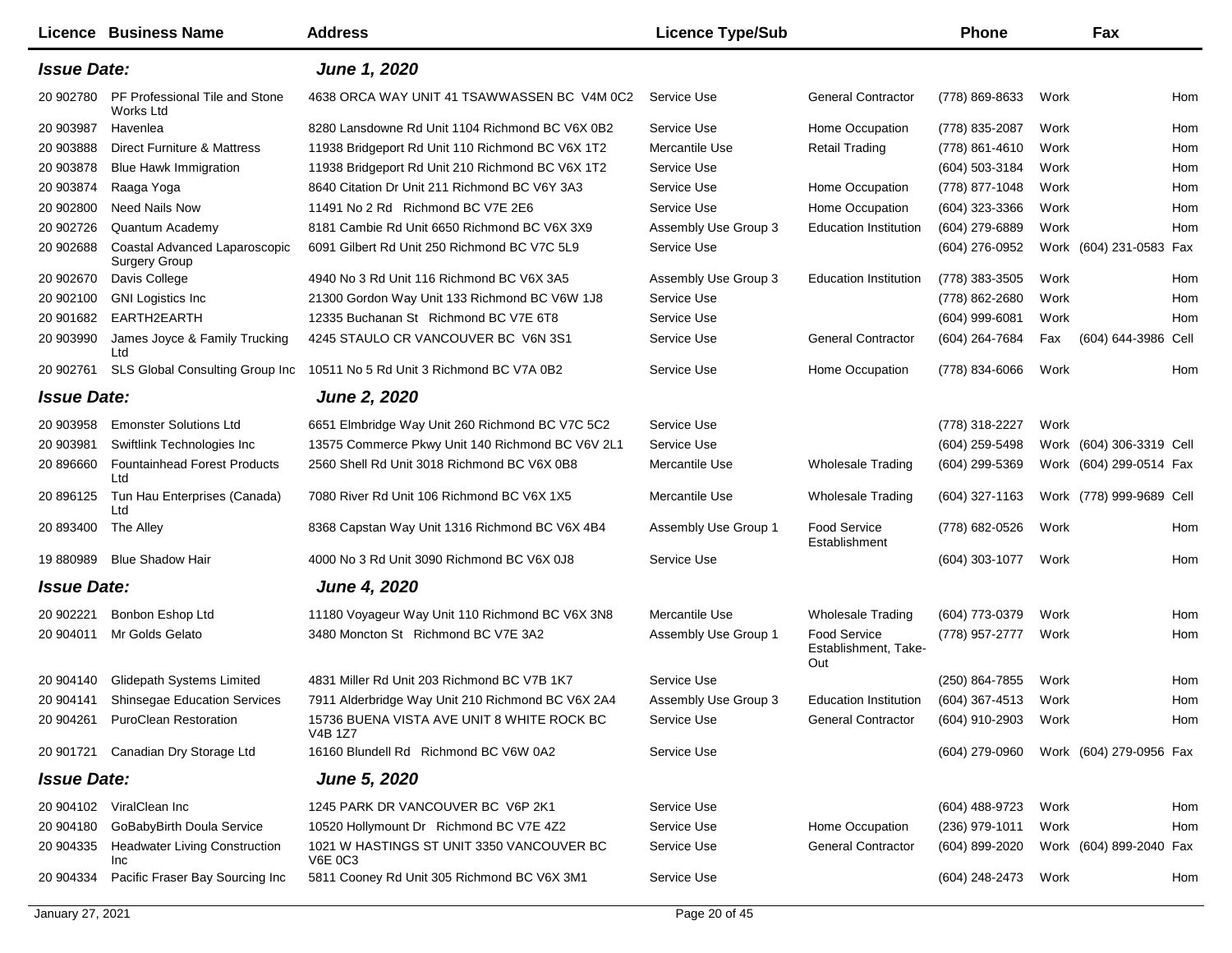| Licence | Business Name | Address | Licence Type/Sub | | Phone | | Fax | |
|---|---|---|---|---|---|---|---|---|
| ***Issue Date:*** | | ***June 1, 2020*** | | | | | | |
| 20 902780 | PF Professional Tile and Stone Works Ltd | 4638 ORCA WAY UNIT 41 TSAWWASSEN BC V4M 0C2 | Service Use | General Contractor | (778) 869-8633 | Work | | Hom |
| 20 903987 | Havenlea | 8280 Lansdowne Rd Unit 1104 Richmond BC V6X 0B2 | Service Use | Home Occupation | (778) 835-2087 | Work | | Hom |
| 20 903888 | Direct Furniture & Mattress | 11938 Bridgeport Rd Unit 110 Richmond BC V6X 1T2 | Mercantile Use | Retail Trading | (778) 861-4610 | Work | | Hom |
| 20 903878 | Blue Hawk Immigration | 11938 Bridgeport Rd Unit 210 Richmond BC V6X 1T2 | Service Use | | (604) 503-3184 | Work | | Hom |
| 20 903874 | Raaga Yoga | 8640 Citation Dr Unit 211 Richmond BC V6Y 3A3 | Service Use | Home Occupation | (778) 877-1048 | Work | | Hom |
| 20 902800 | Need Nails Now | 11491 No 2 Rd Richmond BC V7E 2E6 | Service Use | Home Occupation | (604) 323-3366 | Work | | Hom |
| 20 902726 | Quantum Academy | 8181 Cambie Rd Unit 6650 Richmond BC V6X 3X9 | Assembly Use Group 3 | Education Institution | (604) 279-6889 | Work | | Hom |
| 20 902688 | Coastal Advanced Laparoscopic Surgery Group | 6091 Gilbert Rd Unit 250 Richmond BC V7C 5L9 | Service Use | | (604) 276-0952 | Work | (604) 231-0583 | Fax |
| 20 902670 | Davis College | 4940 No 3 Rd Unit 116 Richmond BC V6X 3A5 | Assembly Use Group 3 | Education Institution | (778) 383-3505 | Work | | Hom |
| 20 902100 | GNI Logistics Inc | 21300 Gordon Way Unit 133 Richmond BC V6W 1J8 | Service Use | | (778) 862-2680 | Work | | Hom |
| 20 901682 | EARTH2EARTH | 12335 Buchanan St Richmond BC V7E 6T8 | Service Use | | (604) 999-6081 | Work | | Hom |
| 20 903990 | James Joyce & Family Trucking Ltd | 4245 STAULO CR VANCOUVER BC V6N 3S1 | Service Use | General Contractor | (604) 264-7684 | Fax | (604) 644-3986 | Cell |
| 20 902761 | SLS Global Consulting Group Inc | 10511 No 5 Rd Unit 3 Richmond BC V7A 0B2 | Service Use | Home Occupation | (778) 834-6066 | Work | | Hom |
| ***Issue Date:*** | | ***June 2, 2020*** | | | | | | |
| 20 903958 | Emonster Solutions Ltd | 6651 Elmbridge Way Unit 260 Richmond BC V7C 5C2 | Service Use | | (778) 318-2227 | Work | | |
| 20 903981 | Swiftlink Technologies Inc | 13575 Commerce Pkwy Unit 140 Richmond BC V6V 2L1 | Service Use | | (604) 259-5498 | Work | (604) 306-3319 | Cell |
| 20 896660 | Fountainhead Forest Products Ltd | 2560 Shell Rd Unit 3018 Richmond BC V6X 0B8 | Mercantile Use | Wholesale Trading | (604) 299-5369 | Work | (604) 299-0514 | Fax |
| 20 896125 | Tun Hau Enterprises (Canada) Ltd | 7080 River Rd Unit 106 Richmond BC V6X 1X5 | Mercantile Use | Wholesale Trading | (604) 327-1163 | Work | (778) 999-9689 | Cell |
| 20 893400 | The Alley | 8368 Capstan Way Unit 1316 Richmond BC V6X 4B4 | Assembly Use Group 1 | Food Service Establishment | (778) 682-0526 | Work | | Hom |
| 19 880989 | Blue Shadow Hair | 4000 No 3 Rd Unit 3090 Richmond BC V6X 0J8 | Service Use | | (604) 303-1077 | Work | | Hom |
| ***Issue Date:*** | | ***June 4, 2020*** | | | | | | |
| 20 902221 | Bonbon Eshop Ltd | 11180 Voyageur Way Unit 110 Richmond BC V6X 3N8 | Mercantile Use | Wholesale Trading | (604) 773-0379 | Work | | Hom |
| 20 904011 | Mr Golds Gelato | 3480 Moncton St Richmond BC V7E 3A2 | Assembly Use Group 1 | Food Service Establishment, Take-Out | (778) 957-2777 | Work | | Hom |
| 20 904140 | Glidepath Systems Limited | 4831 Miller Rd Unit 203 Richmond BC V7B 1K7 | Service Use | | (250) 864-7855 | Work | | Hom |
| 20 904141 | Shinsegae Education Services | 7911 Alderbridge Way Unit 210 Richmond BC V6X 2A4 | Assembly Use Group 3 | Education Institution | (604) 367-4513 | Work | | Hom |
| 20 904261 | PuroClean Restoration | 15736 BUENA VISTA AVE UNIT 8 WHITE ROCK BC V4B 1Z7 | Service Use | General Contractor | (604) 910-2903 | Work | | Hom |
| 20 901721 | Canadian Dry Storage Ltd | 16160 Blundell Rd Richmond BC V6W 0A2 | Service Use | | (604) 279-0960 | Work | (604) 279-0956 | Fax |
| ***Issue Date:*** | | ***June 5, 2020*** | | | | | | |
| 20 904102 | ViralClean Inc | 1245 PARK DR VANCOUVER BC V6P 2K1 | Service Use | | (604) 488-9723 | Work | | Hom |
| 20 904180 | GoBabyBirth Doula Service | 10520 Hollymount Dr Richmond BC V7E 4Z2 | Service Use | Home Occupation | (236) 979-1011 | Work | | Hom |
| 20 904335 | Headwater Living Construction Inc | 1021 W HASTINGS ST UNIT 3350 VANCOUVER BC V6E 0C3 | Service Use | General Contractor | (604) 899-2020 | Work | (604) 899-2040 | Fax |
| 20 904334 | Pacific Fraser Bay Sourcing Inc | 5811 Cooney Rd Unit 305 Richmond BC V6X 3M1 | Service Use | | (604) 248-2473 | Work | | Hom |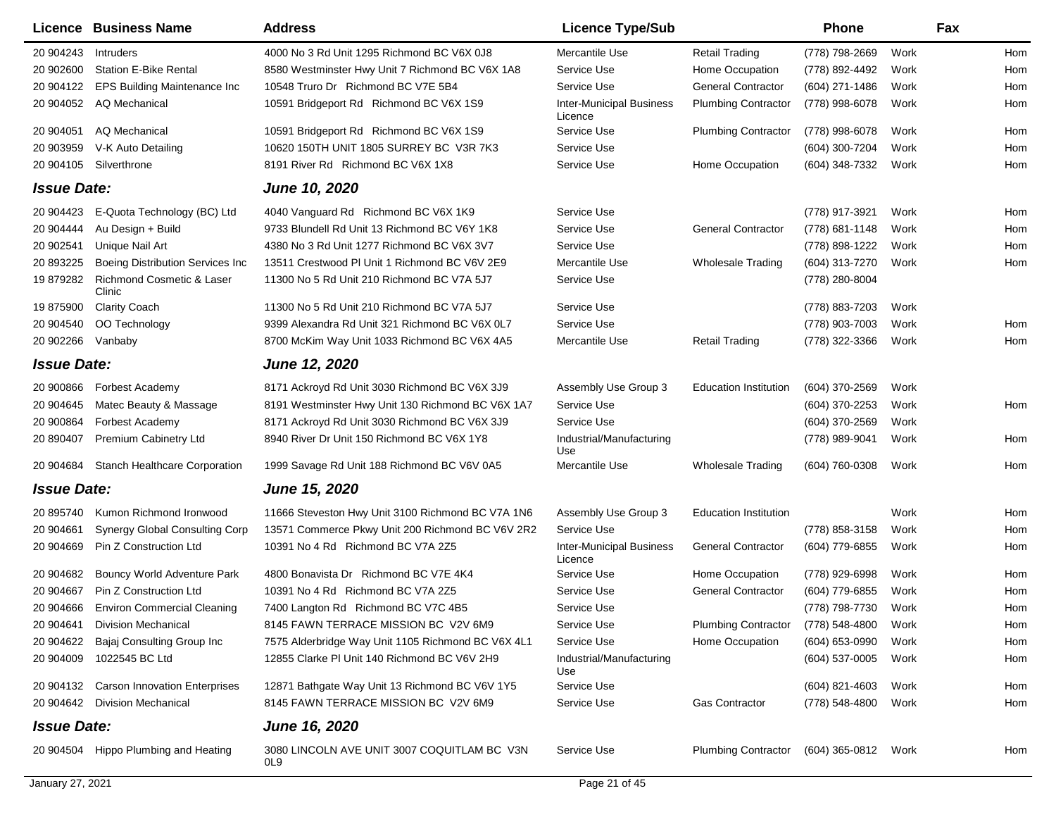| Licence | Business Name | Address | Licence Type/Sub | | Phone | | Fax |
|---|---|---|---|---|---|---|---|
| 20 904243 | Intruders | 4000 No 3 Rd Unit 1295 Richmond BC V6X 0J8 | Mercantile Use | Retail Trading | (778) 798-2669 | Work | Hom |
| 20 902600 | Station E-Bike Rental | 8580 Westminster Hwy Unit 7 Richmond BC V6X 1A8 | Service Use | Home Occupation | (778) 892-4492 | Work | Hom |
| 20 904122 | EPS Building Maintenance Inc | 10548 Truro Dr Richmond BC V7E 5B4 | Service Use | General Contractor | (604) 271-1486 | Work | Hom |
| 20 904052 | AQ Mechanical | 10591 Bridgeport Rd Richmond BC V6X 1S9 | Inter-Municipal Business Licence | Plumbing Contractor | (778) 998-6078 | Work | Hom |
| 20 904051 | AQ Mechanical | 10591 Bridgeport Rd Richmond BC V6X 1S9 | Service Use | Plumbing Contractor | (778) 998-6078 | Work | Hom |
| 20 903959 | V-K Auto Detailing | 10620 150TH UNIT 1805 SURREY BC V3R 7K3 | Service Use | | (604) 300-7204 | Work | Hom |
| 20 904105 | Silverthrone | 8191 River Rd Richmond BC V6X 1X8 | Service Use | Home Occupation | (604) 348-7332 | Work | Hom |
| ***Issue Date:*** | | ***June 10, 2020*** | | | | | |
| 20 904423 | E-Quota Technology (BC) Ltd | 4040 Vanguard Rd Richmond BC V6X 1K9 | Service Use | | (778) 917-3921 | Work | Hom |
| 20 904444 | Au Design + Build | 9733 Blundell Rd Unit 13 Richmond BC V6Y 1K8 | Service Use | General Contractor | (778) 681-1148 | Work | Hom |
| 20 902541 | Unique Nail Art | 4380 No 3 Rd Unit 1277 Richmond BC V6X 3V7 | Service Use | | (778) 898-1222 | Work | Hom |
| 20 893225 | Boeing Distribution Services Inc | 13511 Crestwood Pl Unit 1 Richmond BC V6V 2E9 | Mercantile Use | Wholesale Trading | (604) 313-7270 | Work | Hom |
| 19 879282 | Richmond Cosmetic & Laser Clinic | 11300 No 5 Rd Unit 210 Richmond BC V7A 5J7 | Service Use | | (778) 280-8004 | | |
| 19 875900 | Clarity Coach | 11300 No 5 Rd Unit 210 Richmond BC V7A 5J7 | Service Use | | (778) 883-7203 | Work | |
| 20 904540 | OO Technology | 9399 Alexandra Rd Unit 321 Richmond BC V6X 0L7 | Service Use | | (778) 903-7003 | Work | Hom |
| 20 902266 | Vanbaby | 8700 McKim Way Unit 1033 Richmond BC V6X 4A5 | Mercantile Use | Retail Trading | (778) 322-3366 | Work | Hom |
| ***Issue Date:*** | | ***June 12, 2020*** | | | | | |
| 20 900866 | Forbest Academy | 8171 Ackroyd Rd Unit 3030 Richmond BC V6X 3J9 | Assembly Use Group 3 | Education Institution | (604) 370-2569 | Work | |
| 20 904645 | Matec Beauty & Massage | 8191 Westminster Hwy Unit 130 Richmond BC V6X 1A7 | Service Use | | (604) 370-2253 | Work | Hom |
| 20 900864 | Forbest Academy | 8171 Ackroyd Rd Unit 3030 Richmond BC V6X 3J9 | Service Use | | (604) 370-2569 | Work | |
| 20 890407 | Premium Cabinetry Ltd | 8940 River Dr Unit 150 Richmond BC V6X 1Y8 | Industrial/Manufacturing Use | | (778) 989-9041 | Work | Hom |
| 20 904684 | Stanch Healthcare Corporation | 1999 Savage Rd Unit 188 Richmond BC V6V 0A5 | Mercantile Use | Wholesale Trading | (604) 760-0308 | Work | Hom |
| ***Issue Date:*** | | ***June 15, 2020*** | | | | | |
| 20 895740 | Kumon Richmond Ironwood | 11666 Steveston Hwy Unit 3100 Richmond BC V7A 1N6 | Assembly Use Group 3 | Education Institution | | Work | Hom |
| 20 904661 | Synergy Global Consulting Corp | 13571 Commerce Pkwy Unit 200 Richmond BC V6V 2R2 | Service Use | | (778) 858-3158 | Work | Hom |
| 20 904669 | Pin Z Construction Ltd | 10391 No 4 Rd Richmond BC V7A 2Z5 | Inter-Municipal Business Licence | General Contractor | (604) 779-6855 | Work | Hom |
| 20 904682 | Bouncy World Adventure Park | 4800 Bonavista Dr Richmond BC V7E 4K4 | Service Use | Home Occupation | (778) 929-6998 | Work | Hom |
| 20 904667 | Pin Z Construction Ltd | 10391 No 4 Rd Richmond BC V7A 2Z5 | Service Use | General Contractor | (604) 779-6855 | Work | Hom |
| 20 904666 | Environ Commercial Cleaning | 7400 Langton Rd Richmond BC V7C 4B5 | Service Use | | (778) 798-7730 | Work | Hom |
| 20 904641 | Division Mechanical | 8145 FAWN TERRACE MISSION BC V2V 6M9 | Service Use | Plumbing Contractor | (778) 548-4800 | Work | Hom |
| 20 904622 | Bajaj Consulting Group Inc | 7575 Alderbridge Way Unit 1105 Richmond BC V6X 4L1 | Service Use | Home Occupation | (604) 653-0990 | Work | Hom |
| 20 904009 | 1022545 BC Ltd | 12855 Clarke Pl Unit 140 Richmond BC V6V 2H9 | Industrial/Manufacturing Use | | (604) 537-0005 | Work | Hom |
| 20 904132 | Carson Innovation Enterprises | 12871 Bathgate Way Unit 13 Richmond BC V6V 1Y5 | Service Use | | (604) 821-4603 | Work | Hom |
| 20 904642 | Division Mechanical | 8145 FAWN TERRACE MISSION BC V2V 6M9 | Service Use | Gas Contractor | (778) 548-4800 | Work | Hom |
| ***Issue Date:*** | | ***June 16, 2020*** | | | | | |
| 20 904504 | Hippo Plumbing and Heating | 3080 LINCOLN AVE UNIT 3007 COQUITLAM BC V3N 0L9 | Service Use | Plumbing Contractor | (604) 365-0812 | Work | Hom |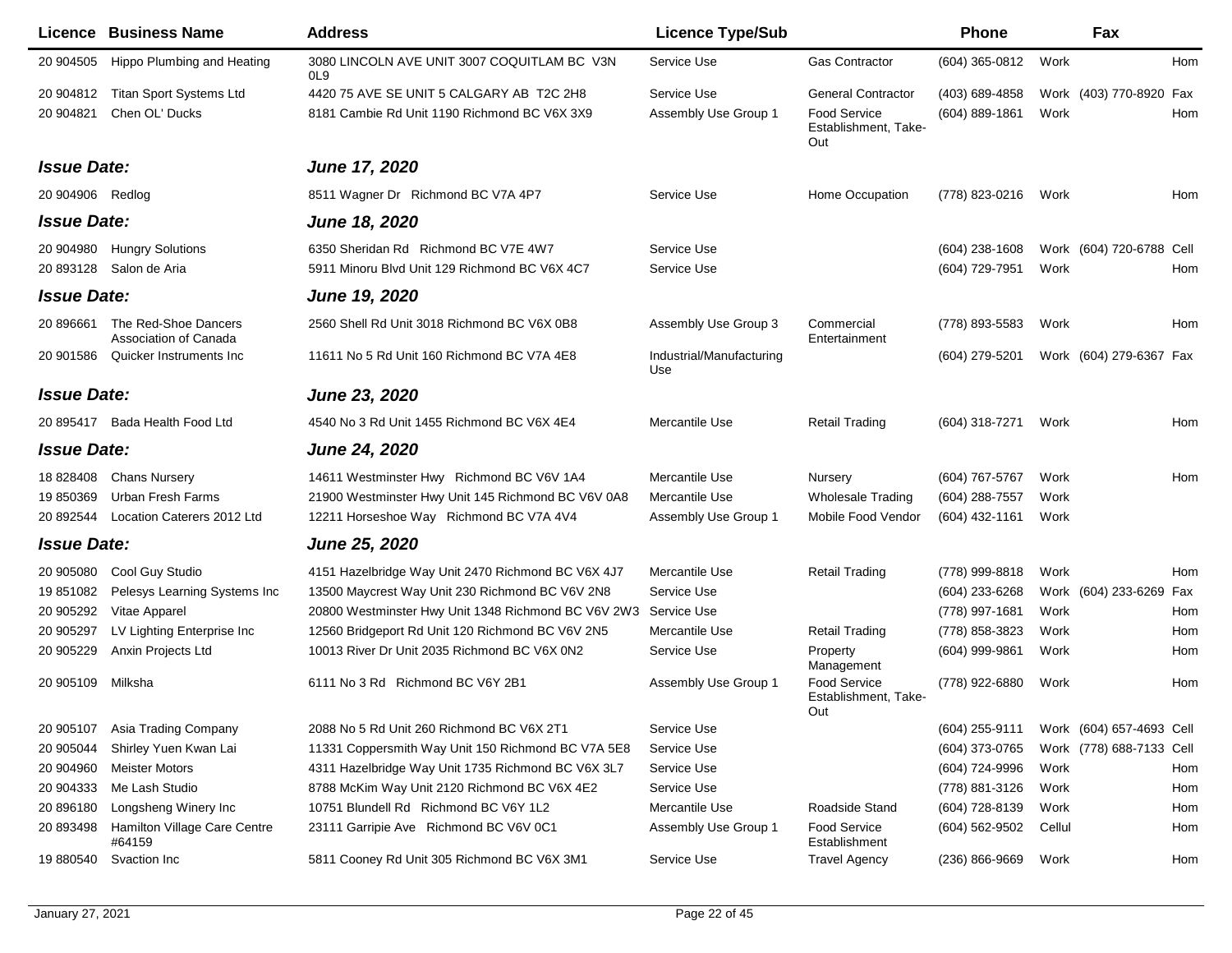| Licence | Business Name | Address | Licence Type/Sub | | Phone | | Fax | |
|---|---|---|---|---|---|---|---|---|
| 20 904505 | Hippo Plumbing and Heating | 3080 LINCOLN AVE UNIT 3007 COQUITLAM BC V3N 0L9 | Service Use | Gas Contractor | (604) 365-0812 | Work | | Hom |
| 20 904812 | Titan Sport Systems Ltd | 4420 75 AVE SE UNIT 5 CALGARY AB T2C 2H8 | Service Use | General Contractor | (403) 689-4858 | Work | (403) 770-8920 | Fax |
| 20 904821 | Chen OL' Ducks | 8181 Cambie Rd Unit 1190 Richmond BC V6X 3X9 | Assembly Use Group 1 | Food Service Establishment, Take-Out | (604) 889-1861 | Work | | Hom |
| ***Issue Date:*** | | ***June 17, 2020*** | | | | | | |
| 20 904906 | Redlog | 8511 Wagner Dr Richmond BC V7A 4P7 | Service Use | Home Occupation | (778) 823-0216 | Work | | Hom |
| ***Issue Date:*** | | ***June 18, 2020*** | | | | | | |
| 20 904980 | Hungry Solutions | 6350 Sheridan Rd Richmond BC V7E 4W7 | Service Use | | (604) 238-1608 | Work | (604) 720-6788 | Cell |
| 20 893128 | Salon de Aria | 5911 Minoru Blvd Unit 129 Richmond BC V6X 4C7 | Service Use | | (604) 729-7951 | Work | | Hom |
| ***Issue Date:*** | | ***June 19, 2020*** | | | | | | |
| 20 896661 | The Red-Shoe Dancers Association of Canada | 2560 Shell Rd Unit 3018 Richmond BC V6X 0B8 | Assembly Use Group 3 | Commercial Entertainment | (778) 893-5583 | Work | | Hom |
| 20 901586 | Quicker Instruments Inc | 11611 No 5 Rd Unit 160 Richmond BC V7A 4E8 | Industrial/Manufacturing Use | | (604) 279-5201 | Work | (604) 279-6367 | Fax |
| ***Issue Date:*** | | ***June 23, 2020*** | | | | | | |
| 20 895417 | Bada Health Food Ltd | 4540 No 3 Rd Unit 1455 Richmond BC V6X 4E4 | Mercantile Use | Retail Trading | (604) 318-7271 | Work | | Hom |
| ***Issue Date:*** | | ***June 24, 2020*** | | | | | | |
| 18 828408 | Chans Nursery | 14611 Westminster Hwy Richmond BC V6V 1A4 | Mercantile Use | Nursery | (604) 767-5767 | Work | | Hom |
| 19 850369 | Urban Fresh Farms | 21900 Westminster Hwy Unit 145 Richmond BC V6V 0A8 | Mercantile Use | Wholesale Trading | (604) 288-7557 | Work | | |
| 20 892544 | Location Caterers 2012 Ltd | 12211 Horseshoe Way Richmond BC V7A 4V4 | Assembly Use Group 1 | Mobile Food Vendor | (604) 432-1161 | Work | | |
| ***Issue Date:*** | | ***June 25, 2020*** | | | | | | |
| 20 905080 | Cool Guy Studio | 4151 Hazelbridge Way Unit 2470 Richmond BC V6X 4J7 | Mercantile Use | Retail Trading | (778) 999-8818 | Work | | Hom |
| 19 851082 | Pelesys Learning Systems Inc | 13500 Maycrest Way Unit 230 Richmond BC V6V 2N8 | Service Use | | (604) 233-6268 | Work | (604) 233-6269 | Fax |
| 20 905292 | Vitae Apparel | 20800 Westminster Hwy Unit 1348 Richmond BC V6V 2W3 | Service Use | | (778) 997-1681 | Work | | Hom |
| 20 905297 | LV Lighting Enterprise Inc | 12560 Bridgeport Rd Unit 120 Richmond BC V6V 2N5 | Mercantile Use | Retail Trading | (778) 858-3823 | Work | | Hom |
| 20 905229 | Anxin Projects Ltd | 10013 River Dr Unit 2035 Richmond BC V6X 0N2 | Service Use | Property Management | (604) 999-9861 | Work | | Hom |
| 20 905109 | Milksha | 6111 No 3 Rd Richmond BC V6Y 2B1 | Assembly Use Group 1 | Food Service Establishment, Take-Out | (778) 922-6880 | Work | | Hom |
| 20 905107 | Asia Trading Company | 2088 No 5 Rd Unit 260 Richmond BC V6X 2T1 | Service Use | | (604) 255-9111 | Work | (604) 657-4693 | Cell |
| 20 905044 | Shirley Yuen Kwan Lai | 11331 Coppersmith Way Unit 150 Richmond BC V7A 5E8 | Service Use | | (604) 373-0765 | Work | (778) 688-7133 | Cell |
| 20 904960 | Meister Motors | 4311 Hazelbridge Way Unit 1735 Richmond BC V6X 3L7 | Service Use | | (604) 724-9996 | Work | | Hom |
| 20 904333 | Me Lash Studio | 8788 McKim Way Unit 2120 Richmond BC V6X 4E2 | Service Use | | (778) 881-3126 | Work | | Hom |
| 20 896180 | Longsheng Winery Inc | 10751 Blundell Rd Richmond BC V6Y 1L2 | Mercantile Use | Roadside Stand | (604) 728-8139 | Work | | Hom |
| 20 893498 | Hamilton Village Care Centre #64159 | 23111 Garripie Ave Richmond BC V6V 0C1 | Assembly Use Group 1 | Food Service Establishment | (604) 562-9502 | Cellul | | Hom |
| 19 880540 | Svaction Inc | 5811 Cooney Rd Unit 305 Richmond BC V6X 3M1 | Service Use | Travel Agency | (236) 866-9669 | Work | | Hom |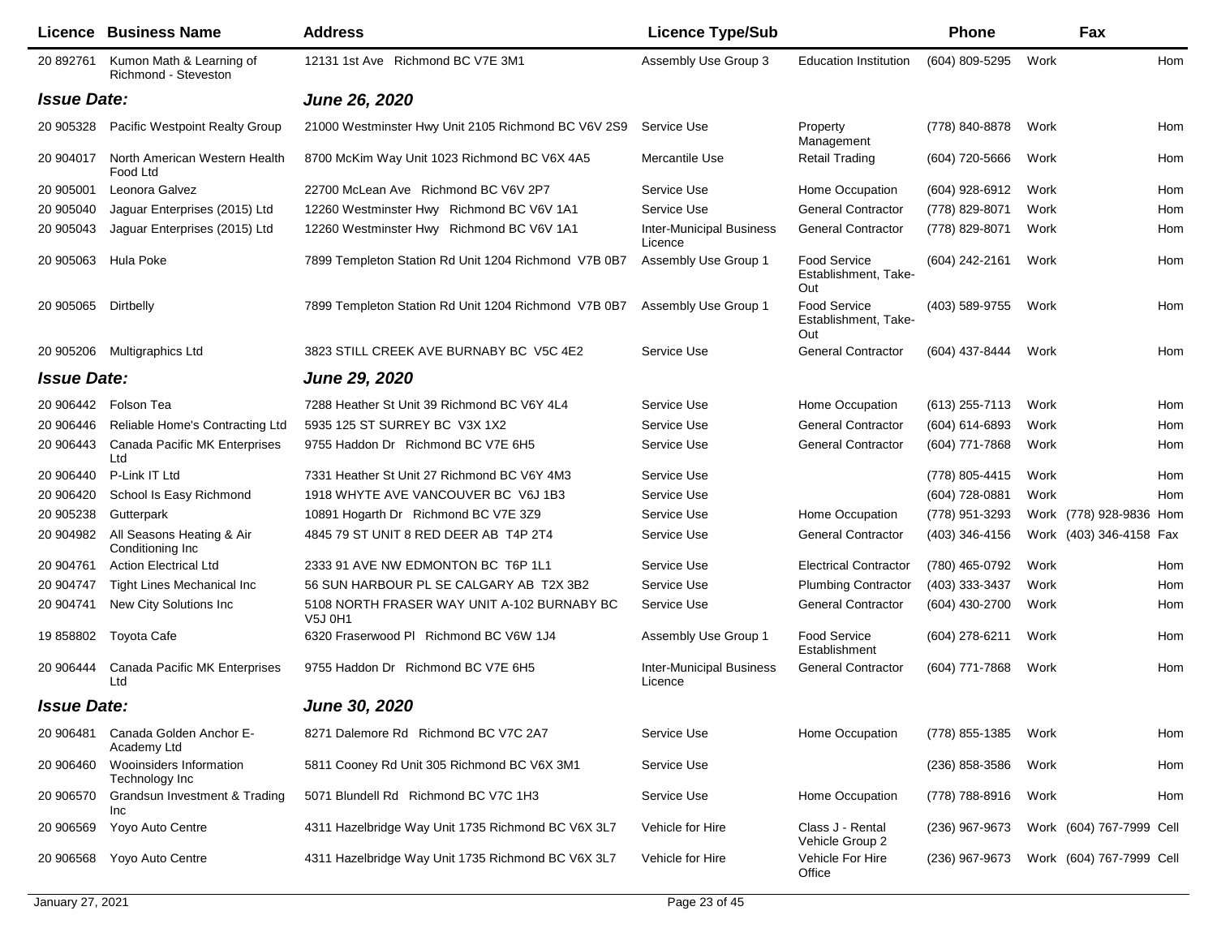| Licence | Business Name | Address | Licence Type/Sub | | Phone | | Fax | |
|---|---|---|---|---|---|---|---|---|
| 20 892761 | Kumon Math & Learning of Richmond - Steveston | 12131 1st Ave Richmond BC V7E 3M1 | Assembly Use Group 3 | Education Institution | (604) 809-5295 | Work | | Hom |
| ***Issue Date:*** | | ***June 26, 2020*** | | | | | | |
| 20 905328 | Pacific Westpoint Realty Group | 21000 Westminster Hwy Unit 2105 Richmond BC V6V 2S9 | Service Use | Property Management | (778) 840-8878 | Work | | Hom |
| 20 904017 | North American Western Health Food Ltd | 8700 McKim Way Unit 1023 Richmond BC V6X 4A5 | Mercantile Use | Retail Trading | (604) 720-5666 | Work | | Hom |
| 20 905001 | Leonora Galvez | 22700 McLean Ave Richmond BC V6V 2P7 | Service Use | Home Occupation | (604) 928-6912 | Work | | Hom |
| 20 905040 | Jaguar Enterprises (2015) Ltd | 12260 Westminster Hwy Richmond BC V6V 1A1 | Service Use | General Contractor | (778) 829-8071 | Work | | Hom |
| 20 905043 | Jaguar Enterprises (2015) Ltd | 12260 Westminster Hwy Richmond BC V6V 1A1 | Inter-Municipal Business Licence | General Contractor | (778) 829-8071 | Work | | Hom |
| 20 905063 | Hula Poke | 7899 Templeton Station Rd Unit 1204 Richmond V7B 0B7 | Assembly Use Group 1 | Food Service Establishment, Take-Out | (604) 242-2161 | Work | | Hom |
| 20 905065 | Dirtbelly | 7899 Templeton Station Rd Unit 1204 Richmond V7B 0B7 | Assembly Use Group 1 | Food Service Establishment, Take-Out | (403) 589-9755 | Work | | Hom |
| 20 905206 | Multigraphics Ltd | 3823 STILL CREEK AVE BURNABY BC V5C 4E2 | Service Use | General Contractor | (604) 437-8444 | Work | | Hom |
| ***Issue Date:*** | | ***June 29, 2020*** | | | | | | |
| 20 906442 | Folson Tea | 7288 Heather St Unit 39 Richmond BC V6Y 4L4 | Service Use | Home Occupation | (613) 255-7113 | Work | | Hom |
| 20 906446 | Reliable Home's Contracting Ltd | 5935 125 ST SURREY BC V3X 1X2 | Service Use | General Contractor | (604) 614-6893 | Work | | Hom |
| 20 906443 | Canada Pacific MK Enterprises Ltd | 9755 Haddon Dr Richmond BC V7E 6H5 | Service Use | General Contractor | (604) 771-7868 | Work | | Hom |
| 20 906440 | P-Link IT Ltd | 7331 Heather St Unit 27 Richmond BC V6Y 4M3 | Service Use | | (778) 805-4415 | Work | | Hom |
| 20 906420 | School Is Easy Richmond | 1918 WHYTE AVE VANCOUVER BC V6J 1B3 | Service Use | | (604) 728-0881 | Work | | Hom |
| 20 905238 | Gutterpark | 10891 Hogarth Dr Richmond BC V7E 3Z9 | Service Use | Home Occupation | (778) 951-3293 | Work | (778) 928-9836 | Hom |
| 20 904982 | All Seasons Heating & Air Conditioning Inc | 4845 79 ST UNIT 8 RED DEER AB T4P 2T4 | Service Use | General Contractor | (403) 346-4156 | Work | (403) 346-4158 | Fax |
| 20 904761 | Action Electrical Ltd | 2333 91 AVE NW EDMONTON BC T6P 1L1 | Service Use | Electrical Contractor | (780) 465-0792 | Work | | Hom |
| 20 904747 | Tight Lines Mechanical Inc | 56 SUN HARBOUR PL SE CALGARY AB T2X 3B2 | Service Use | Plumbing Contractor | (403) 333-3437 | Work | | Hom |
| 20 904741 | New City Solutions Inc | 5108 NORTH FRASER WAY UNIT A-102 BURNABY BC V5J 0H1 | Service Use | General Contractor | (604) 430-2700 | Work | | Hom |
| 19 858802 | Toyota Cafe | 6320 Fraserwood Pl Richmond BC V6W 1J4 | Assembly Use Group 1 | Food Service Establishment | (604) 278-6211 | Work | | Hom |
| 20 906444 | Canada Pacific MK Enterprises Ltd | 9755 Haddon Dr Richmond BC V7E 6H5 | Inter-Municipal Business Licence | General Contractor | (604) 771-7868 | Work | | Hom |
| ***Issue Date:*** | | ***June 30, 2020*** | | | | | | |
| 20 906481 | Canada Golden Anchor E-Academy Ltd | 8271 Dalemore Rd Richmond BC V7C 2A7 | Service Use | Home Occupation | (778) 855-1385 | Work | | Hom |
| 20 906460 | Wooinsiders Information Technology Inc | 5811 Cooney Rd Unit 305 Richmond BC V6X 3M1 | Service Use | | (236) 858-3586 | Work | | Hom |
| 20 906570 | Grandsun Investment & Trading Inc | 5071 Blundell Rd Richmond BC V7C 1H3 | Service Use | Home Occupation | (778) 788-8916 | Work | | Hom |
| 20 906569 | Yoyo Auto Centre | 4311 Hazelbridge Way Unit 1735 Richmond BC V6X 3L7 | Vehicle for Hire | Class J - Rental Vehicle Group 2 | (236) 967-9673 | Work | (604) 767-7999 | Cell |
| 20 906568 | Yoyo Auto Centre | 4311 Hazelbridge Way Unit 1735 Richmond BC V6X 3L7 | Vehicle for Hire | Vehicle For Hire Office | (236) 967-9673 | Work | (604) 767-7999 | Cell |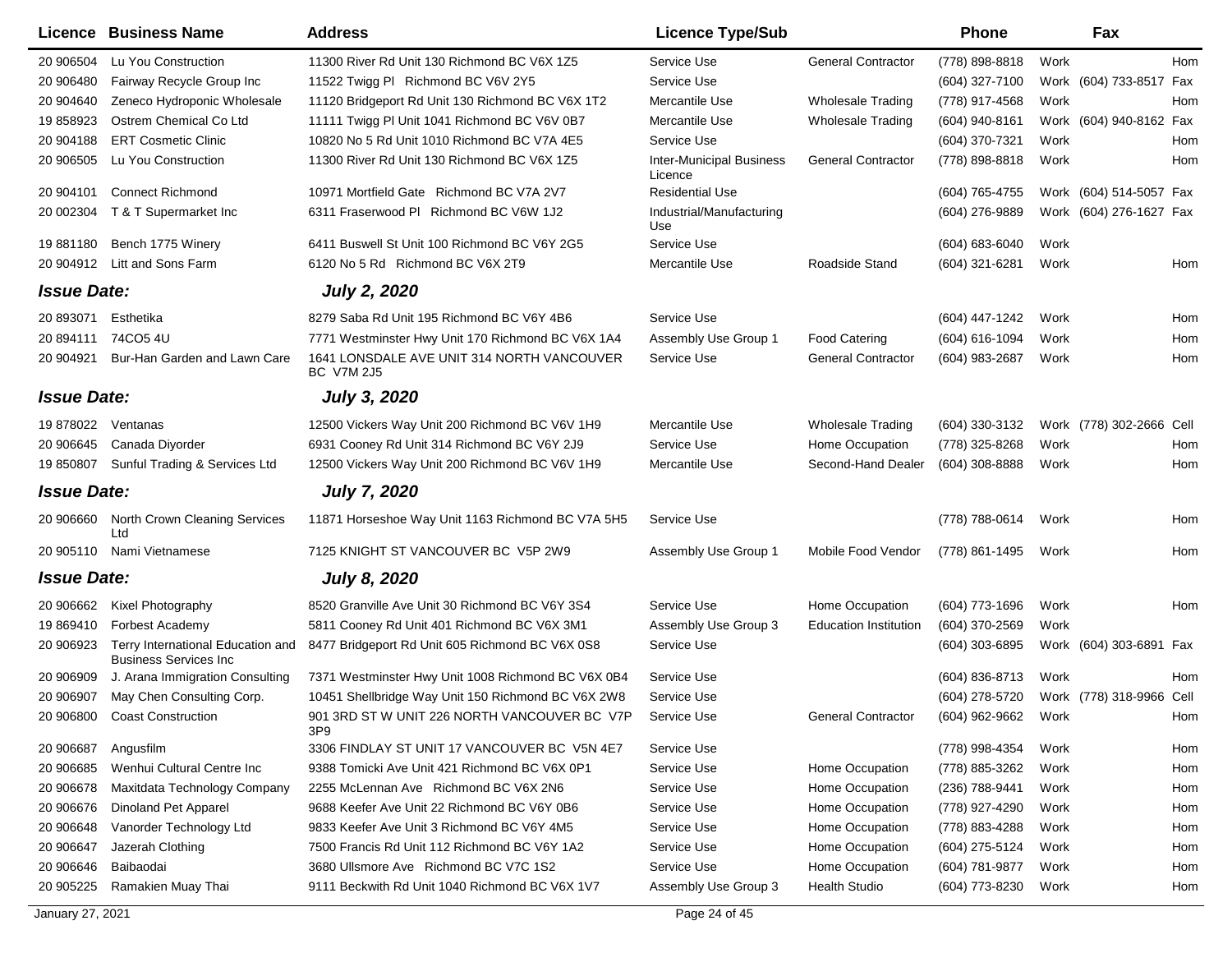| Licence | Business Name | Address | Licence Type/Sub | | Phone | | Fax | |
|---|---|---|---|---|---|---|---|---|
| 20 906504 | Lu You Construction | 11300 River Rd Unit 130 Richmond BC V6X 1Z5 | Service Use | General Contractor | (778) 898-8818 | Work | | Hom |
| 20 906480 | Fairway Recycle Group Inc | 11522 Twigg Pl Richmond BC V6V 2Y5 | Service Use | | (604) 327-7100 | Work | (604) 733-8517 | Fax |
| 20 904640 | Zeneco Hydroponic Wholesale | 11120 Bridgeport Rd Unit 130 Richmond BC V6X 1T2 | Mercantile Use | Wholesale Trading | (778) 917-4568 | Work | | Hom |
| 19 858923 | Ostrem Chemical Co Ltd | 11111 Twigg Pl Unit 1041 Richmond BC V6V 0B7 | Mercantile Use | Wholesale Trading | (604) 940-8161 | Work | (604) 940-8162 | Fax |
| 20 904188 | ERT Cosmetic Clinic | 10820 No 5 Rd Unit 1010 Richmond BC V7A 4E5 | Service Use | | (604) 370-7321 | Work | | Hom |
| 20 906505 | Lu You Construction | 11300 River Rd Unit 130 Richmond BC V6X 1Z5 | Inter-Municipal Business Licence | General Contractor | (778) 898-8818 | Work | | Hom |
| 20 904101 | Connect Richmond | 10971 Mortfield Gate Richmond BC V7A 2V7 | Residential Use | | (604) 765-4755 | Work | (604) 514-5057 | Fax |
| 20 002304 | T & T Supermarket Inc | 6311 Fraserwood Pl Richmond BC V6W 1J2 | Industrial/Manufacturing Use | | (604) 276-9889 | Work | (604) 276-1627 | Fax |
| 19 881180 | Bench 1775 Winery | 6411 Buswell St Unit 100 Richmond BC V6Y 2G5 | Service Use | | (604) 683-6040 | Work | | |
| 20 904912 | Litt and Sons Farm | 6120 No 5 Rd Richmond BC V6X 2T9 | Mercantile Use | Roadside Stand | (604) 321-6281 | Work | | Hom |
| ***Issue Date:*** | | ***July 2, 2020*** | | | | | | |
| 20 893071 | Esthetika | 8279 Saba Rd Unit 195 Richmond BC V6Y 4B6 | Service Use | | (604) 447-1242 | Work | | Hom |
| 20 894111 | 74CO5 4U | 7771 Westminster Hwy Unit 170 Richmond BC V6X 1A4 | Assembly Use Group 1 | Food Catering | (604) 616-1094 | Work | | Hom |
| 20 904921 | Bur-Han Garden and Lawn Care | 1641 LONSDALE AVE UNIT 314 NORTH VANCOUVER BC V7M 2J5 | Service Use | General Contractor | (604) 983-2687 | Work | | Hom |
| ***Issue Date:*** | | ***July 3, 2020*** | | | | | | |
| 19 878022 | Ventanas | 12500 Vickers Way Unit 200 Richmond BC V6V 1H9 | Mercantile Use | Wholesale Trading | (604) 330-3132 | Work | (778) 302-2666 | Cell |
| 20 906645 | Canada Diyorder | 6931 Cooney Rd Unit 314 Richmond BC V6Y 2J9 | Service Use | Home Occupation | (778) 325-8268 | Work | | Hom |
| 19 850807 | Sunful Trading & Services Ltd | 12500 Vickers Way Unit 200 Richmond BC V6V 1H9 | Mercantile Use | Second-Hand Dealer | (604) 308-8888 | Work | | Hom |
| ***Issue Date:*** | | ***July 7, 2020*** | | | | | | |
| 20 906660 | North Crown Cleaning Services Ltd | 11871 Horseshoe Way Unit 1163 Richmond BC V7A 5H5 | Service Use | | (778) 788-0614 | Work | | Hom |
| 20 905110 | Nami Vietnamese | 7125 KNIGHT ST VANCOUVER BC V5P 2W9 | Assembly Use Group 1 | Mobile Food Vendor | (778) 861-1495 | Work | | Hom |
| ***Issue Date:*** | | ***July 8, 2020*** | | | | | | |
| 20 906662 | Kixel Photography | 8520 Granville Ave Unit 30 Richmond BC V6Y 3S4 | Service Use | Home Occupation | (604) 773-1696 | Work | | Hom |
| 19 869410 | Forbest Academy | 5811 Cooney Rd Unit 401 Richmond BC V6X 3M1 | Assembly Use Group 3 | Education Institution | (604) 370-2569 | Work | | |
| 20 906923 | Terry International Education and Business Services Inc | 8477 Bridgeport Rd Unit 605 Richmond BC V6X 0S8 | Service Use | | (604) 303-6895 | Work | (604) 303-6891 | Fax |
| 20 906909 | J. Arana Immigration Consulting | 7371 Westminster Hwy Unit 1008 Richmond BC V6X 0B4 | Service Use | | (604) 836-8713 | Work | | Hom |
| 20 906907 | May Chen Consulting Corp. | 10451 Shellbridge Way Unit 150 Richmond BC V6X 2W8 | Service Use | | (604) 278-5720 | Work | (778) 318-9966 | Cell |
| 20 906800 | Coast Construction | 901 3RD ST W UNIT 226 NORTH VANCOUVER BC V7P 3P9 | Service Use | General Contractor | (604) 962-9662 | Work | | Hom |
| 20 906687 | Angusfilm | 3306 FINDLAY ST UNIT 17 VANCOUVER BC V5N 4E7 | Service Use | | (778) 998-4354 | Work | | Hom |
| 20 906685 | Wenhui Cultural Centre Inc | 9388 Tomicki Ave Unit 421 Richmond BC V6X 0P1 | Service Use | Home Occupation | (778) 885-3262 | Work | | Hom |
| 20 906678 | Maxitdata Technology Company | 2255 McLennan Ave Richmond BC V6X 2N6 | Service Use | Home Occupation | (236) 788-9441 | Work | | Hom |
| 20 906676 | Dinoland Pet Apparel | 9688 Keefer Ave Unit 22 Richmond BC V6Y 0B6 | Service Use | Home Occupation | (778) 927-4290 | Work | | Hom |
| 20 906648 | Vanorder Technology Ltd | 9833 Keefer Ave Unit 3 Richmond BC V6Y 4M5 | Service Use | Home Occupation | (778) 883-4288 | Work | | Hom |
| 20 906647 | Jazerah Clothing | 7500 Francis Rd Unit 112 Richmond BC V6Y 1A2 | Service Use | Home Occupation | (604) 275-5124 | Work | | Hom |
| 20 906646 | Baibaodai | 3680 Ullsmore Ave Richmond BC V7C 1S2 | Service Use | Home Occupation | (604) 781-9877 | Work | | Hom |
| 20 905225 | Ramakien Muay Thai | 9111 Beckwith Rd Unit 1040 Richmond BC V6X 1V7 | Assembly Use Group 3 | Health Studio | (604) 773-8230 | Work | | Hom |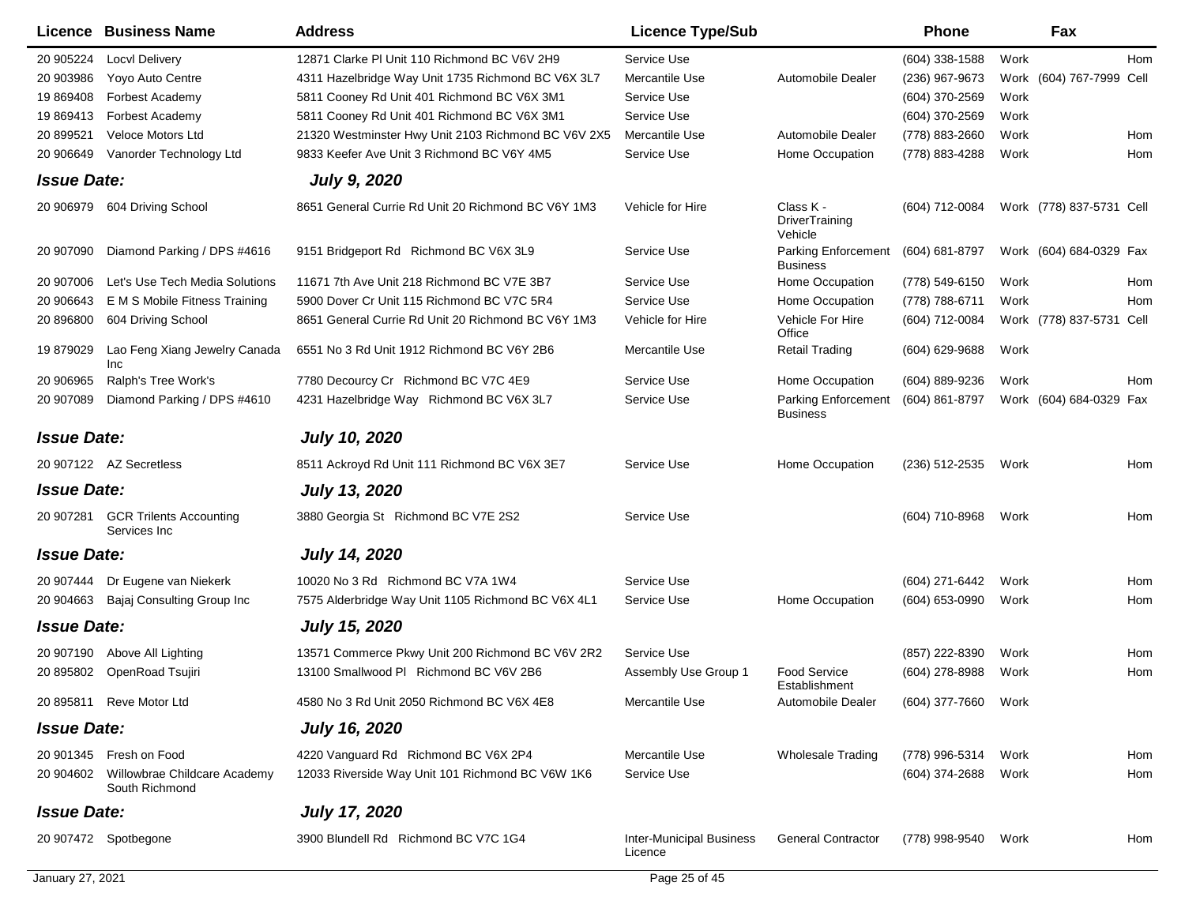| Licence | Business Name | Address | Licence Type/Sub | | Phone | | Fax | |
|---|---|---|---|---|---|---|---|---|
| 20 905224 | Locvl Delivery | 12871 Clarke Pl Unit 110 Richmond BC V6V 2H9 | Service Use | | (604) 338-1588 | Work | | Hom |
| 20 903986 | Yoyo Auto Centre | 4311 Hazelbridge Way Unit 1735 Richmond BC V6X 3L7 | Mercantile Use | Automobile Dealer | (236) 967-9673 | Work | (604) 767-7999 | Cell |
| 19 869408 | Forbest Academy | 5811 Cooney Rd Unit 401 Richmond BC V6X 3M1 | Service Use | | (604) 370-2569 | Work | | |
| 19 869413 | Forbest Academy | 5811 Cooney Rd Unit 401 Richmond BC V6X 3M1 | Service Use | | (604) 370-2569 | Work | | |
| 20 899521 | Veloce Motors Ltd | 21320 Westminster Hwy Unit 2103 Richmond BC V6V 2X5 | Mercantile Use | Automobile Dealer | (778) 883-2660 | Work | | Hom |
| 20 906649 | Vanorder Technology Ltd | 9833 Keefer Ave Unit 3 Richmond BC V6Y 4M5 | Service Use | Home Occupation | (778) 883-4288 | Work | | Hom |
| ***Issue Date:*** | | ***July 9, 2020*** | | | | | | |
| 20 906979 | 604 Driving School | 8651 General Currie Rd Unit 20 Richmond BC V6Y 1M3 | Vehicle for Hire | Class K - DriverTraining Vehicle | (604) 712-0084 | Work | (778) 837-5731 | Cell |
| 20 907090 | Diamond Parking / DPS #4616 | 9151 Bridgeport Rd Richmond BC V6X 3L9 | Service Use | Parking Enforcement Business | (604) 681-8797 | Work | (604) 684-0329 | Fax |
| 20 907006 | Let's Use Tech Media Solutions | 11671 7th Ave Unit 218 Richmond BC V7E 3B7 | Service Use | Home Occupation | (778) 549-6150 | Work | | Hom |
| 20 906643 | E M S Mobile Fitness Training | 5900 Dover Cr Unit 115 Richmond BC V7C 5R4 | Service Use | Home Occupation | (778) 788-6711 | Work | | Hom |
| 20 896800 | 604 Driving School | 8651 General Currie Rd Unit 20 Richmond BC V6Y 1M3 | Vehicle for Hire | Vehicle For Hire Office | (604) 712-0084 | Work | (778) 837-5731 | Cell |
| 19 879029 | Lao Feng Xiang Jewelry Canada Inc | 6551 No 3 Rd Unit 1912 Richmond BC V6Y 2B6 | Mercantile Use | Retail Trading | (604) 629-9688 | Work | | |
| 20 906965 | Ralph's Tree Work's | 7780 Decourcy Cr Richmond BC V7C 4E9 | Service Use | Home Occupation | (604) 889-9236 | Work | | Hom |
| 20 907089 | Diamond Parking / DPS #4610 | 4231 Hazelbridge Way Richmond BC V6X 3L7 | Service Use | Parking Enforcement Business | (604) 861-8797 | Work | (604) 684-0329 | Fax |
| ***Issue Date:*** | | ***July 10, 2020*** | | | | | | |
| 20 907122 | AZ Secretless | 8511 Ackroyd Rd Unit 111 Richmond BC V6X 3E7 | Service Use | Home Occupation | (236) 512-2535 | Work | | Hom |
| ***Issue Date:*** | | ***July 13, 2020*** | | | | | | |
| 20 907281 | GCR Trilents Accounting Services Inc | 3880 Georgia St Richmond BC V7E 2S2 | Service Use | | (604) 710-8968 | Work | | Hom |
| ***Issue Date:*** | | ***July 14, 2020*** | | | | | | |
| 20 907444 | Dr Eugene van Niekerk | 10020 No 3 Rd Richmond BC V7A 1W4 | Service Use | | (604) 271-6442 | Work | | Hom |
| 20 904663 | Bajaj Consulting Group Inc | 7575 Alderbridge Way Unit 1105 Richmond BC V6X 4L1 | Service Use | Home Occupation | (604) 653-0990 | Work | | Hom |
| ***Issue Date:*** | | ***July 15, 2020*** | | | | | | |
| 20 907190 | Above All Lighting | 13571 Commerce Pkwy Unit 200 Richmond BC V6V 2R2 | Service Use | | (857) 222-8390 | Work | | Hom |
| 20 895802 | OpenRoad Tsujiri | 13100 Smallwood Pl Richmond BC V6V 2B6 | Assembly Use Group 1 | Food Service Establishment | (604) 278-8988 | Work | | Hom |
| 20 895811 | Reve Motor Ltd | 4580 No 3 Rd Unit 2050 Richmond BC V6X 4E8 | Mercantile Use | Automobile Dealer | (604) 377-7660 | Work | | |
| ***Issue Date:*** | | ***July 16, 2020*** | | | | | | |
| 20 901345 | Fresh on Food | 4220 Vanguard Rd Richmond BC V6X 2P4 | Mercantile Use | Wholesale Trading | (778) 996-5314 | Work | | Hom |
| 20 904602 | Willowbrae Childcare Academy South Richmond | 12033 Riverside Way Unit 101 Richmond BC V6W 1K6 | Service Use | | (604) 374-2688 | Work | | Hom |
| ***Issue Date:*** | | ***July 17, 2020*** | | | | | | |
| 20 907472 | Spotbegone | 3900 Blundell Rd Richmond BC V7C 1G4 | Inter-Municipal Business Licence | General Contractor | (778) 998-9540 | Work | | Hom |

January 27, 2021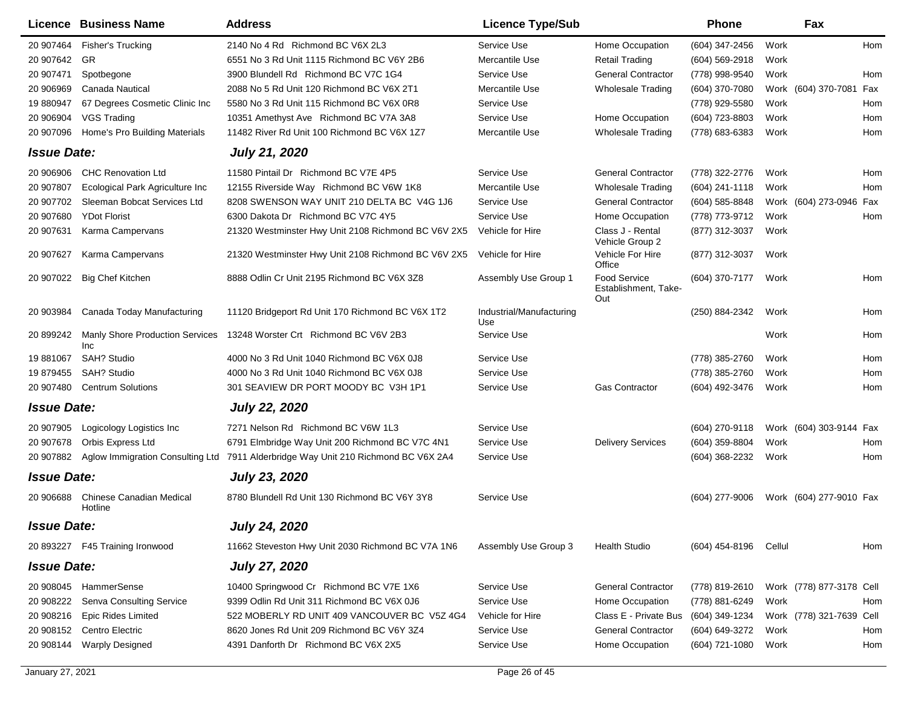| Licence | Business Name | Address | Licence Type/Sub | | Phone | | Fax | |
|---|---|---|---|---|---|---|---|---|
| 20 907464 | Fisher's Trucking | 2140 No 4 Rd Richmond BC V6X 2L3 | Service Use | Home Occupation | (604) 347-2456 | Work | | Hom |
| 20 907642 | GR | 6551 No 3 Rd Unit 1115 Richmond BC V6Y 2B6 | Mercantile Use | Retail Trading | (604) 569-2918 | Work | | |
| 20 907471 | Spotbegone | 3900 Blundell Rd Richmond BC V7C 1G4 | Service Use | General Contractor | (778) 998-9540 | Work | | Hom |
| 20 906969 | Canada Nautical | 2088 No 5 Rd Unit 120 Richmond BC V6X 2T1 | Mercantile Use | Wholesale Trading | (604) 370-7080 | Work | (604) 370-7081 | Fax |
| 19 880947 | 67 Degrees Cosmetic Clinic Inc | 5580 No 3 Rd Unit 115 Richmond BC V6X 0R8 | Service Use | | (778) 929-5580 | Work | | Hom |
| 20 906904 | VGS Trading | 10351 Amethyst Ave Richmond BC V7A 3A8 | Service Use | Home Occupation | (604) 723-8803 | Work | | Hom |
| 20 907096 | Home's Pro Building Materials | 11482 River Rd Unit 100 Richmond BC V6X 1Z7 | Mercantile Use | Wholesale Trading | (778) 683-6383 | Work | | Hom |
| ***Issue Date:*** | | ***July 21, 2020*** | | | | | | |
| 20 906906 | CHC Renovation Ltd | 11580 Pintail Dr Richmond BC V7E 4P5 | Service Use | General Contractor | (778) 322-2776 | Work | | Hom |
| 20 907807 | Ecological Park Agriculture Inc | 12155 Riverside Way Richmond BC V6W 1K8 | Mercantile Use | Wholesale Trading | (604) 241-1118 | Work | | Hom |
| 20 907702 | Sleeman Bobcat Services Ltd | 8208 SWENSON WAY UNIT 210 DELTA BC V4G 1J6 | Service Use | General Contractor | (604) 585-8848 | Work | (604) 273-0946 | Fax |
| 20 907680 | YDot Florist | 6300 Dakota Dr Richmond BC V7C 4Y5 | Service Use | Home Occupation | (778) 773-9712 | Work | | Hom |
| 20 907631 | Karma Campervans | 21320 Westminster Hwy Unit 2108 Richmond BC V6V 2X5 | Vehicle for Hire | Class J - Rental Vehicle Group 2 | (877) 312-3037 | Work | | |
| 20 907627 | Karma Campervans | 21320 Westminster Hwy Unit 2108 Richmond BC V6V 2X5 | Vehicle for Hire | Vehicle For Hire Office | (877) 312-3037 | Work | | |
| 20 907022 | Big Chef Kitchen | 8888 Odlin Cr Unit 2195 Richmond BC V6X 3Z8 | Assembly Use Group 1 | Food Service Establishment, Take-Out | (604) 370-7177 | Work | | Hom |
| 20 903984 | Canada Today Manufacturing | 11120 Bridgeport Rd Unit 170 Richmond BC V6X 1T2 | Industrial/Manufacturing Use | | (250) 884-2342 | Work | | Hom |
| 20 899242 | Manly Shore Production Services Inc | 13248 Worster Crt Richmond BC V6V 2B3 | Service Use | | | Work | | Hom |
| 19 881067 | SAH? Studio | 4000 No 3 Rd Unit 1040 Richmond BC V6X 0J8 | Service Use | | (778) 385-2760 | Work | | Hom |
| 19 879455 | SAH? Studio | 4000 No 3 Rd Unit 1040 Richmond BC V6X 0J8 | Service Use | | (778) 385-2760 | Work | | Hom |
| 20 907480 | Centrum Solutions | 301 SEAVIEW DR PORT MOODY BC V3H 1P1 | Service Use | Gas Contractor | (604) 492-3476 | Work | | Hom |
| ***Issue Date:*** | | ***July 22, 2020*** | | | | | | |
| 20 907905 | Logicology Logistics Inc | 7271 Nelson Rd Richmond BC V6W 1L3 | Service Use | | (604) 270-9118 | Work | (604) 303-9144 | Fax |
| 20 907678 | Orbis Express Ltd | 6791 Elmbridge Way Unit 200 Richmond BC V7C 4N1 | Service Use | Delivery Services | (604) 359-8804 | Work | | Hom |
| 20 907882 | Aglow Immigration Consulting Ltd | 7911 Alderbridge Way Unit 210 Richmond BC V6X 2A4 | Service Use | | (604) 368-2232 | Work | | Hom |
| ***Issue Date:*** | | ***July 23, 2020*** | | | | | | |
| 20 906688 | Chinese Canadian Medical Hotline | 8780 Blundell Rd Unit 130 Richmond BC V6Y 3Y8 | Service Use | | (604) 277-9006 | Work | (604) 277-9010 | Fax |
| ***Issue Date:*** | | ***July 24, 2020*** | | | | | | |
| 20 893227 | F45 Training Ironwood | 11662 Steveston Hwy Unit 2030 Richmond BC V7A 1N6 | Assembly Use Group 3 | Health Studio | (604) 454-8196 | Cellul | | Hom |
| ***Issue Date:*** | | ***July 27, 2020*** | | | | | | |
| 20 908045 | HammerSense | 10400 Springwood Cr Richmond BC V7E 1X6 | Service Use | General Contractor | (778) 819-2610 | Work | (778) 877-3178 | Cell |
| 20 908222 | Senva Consulting Service | 9399 Odlin Rd Unit 311 Richmond BC V6X 0J6 | Service Use | Home Occupation | (778) 881-6249 | Work | | Hom |
| 20 908216 | Epic Rides Limited | 522 MOBERLY RD UNIT 409 VANCOUVER BC V5Z 4G4 | Vehicle for Hire | Class E - Private Bus | (604) 349-1234 | Work | (778) 321-7639 | Cell |
| 20 908152 | Centro Electric | 8620 Jones Rd Unit 209 Richmond BC V6Y 3Z4 | Service Use | General Contractor | (604) 649-3272 | Work | | Hom |
| 20 908144 | Warply Designed | 4391 Danforth Dr Richmond BC V6X 2X5 | Service Use | Home Occupation | (604) 721-1080 | Work | | Hom |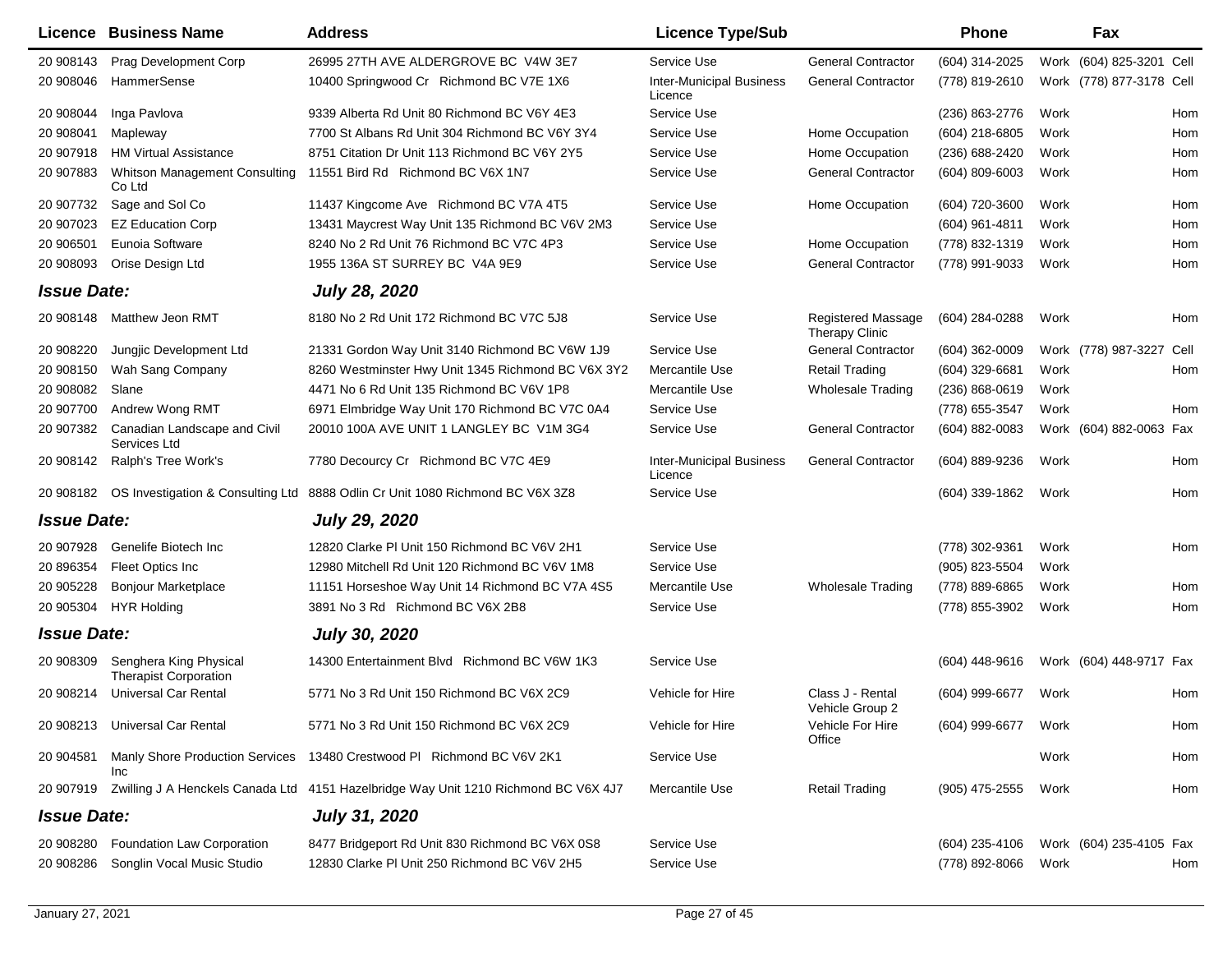| Licence | Business Name | Address | Licence Type/Sub | | Phone | | Fax | |
|---|---|---|---|---|---|---|---|---|
| 20 908143 | Prag Development Corp | 26995 27TH AVE ALDERGROVE BC V4W 3E7 | Service Use | General Contractor | (604) 314-2025 | Work | (604) 825-3201 | Cell |
| 20 908046 | HammerSense | 10400 Springwood Cr Richmond BC V7E 1X6 | Inter-Municipal Business Licence | General Contractor | (778) 819-2610 | Work | (778) 877-3178 | Cell |
| 20 908044 | Inga Pavlova | 9339 Alberta Rd Unit 80 Richmond BC V6Y 4E3 | Service Use | | (236) 863-2776 | Work | | Hom |
| 20 908041 | Mapleway | 7700 St Albans Rd Unit 304 Richmond BC V6Y 3Y4 | Service Use | Home Occupation | (604) 218-6805 | Work | | Hom |
| 20 907918 | HM Virtual Assistance | 8751 Citation Dr Unit 113 Richmond BC V6Y 2Y5 | Service Use | Home Occupation | (236) 688-2420 | Work | | Hom |
| 20 907883 | Whitson Management Consulting Co Ltd | 11551 Bird Rd Richmond BC V6X 1N7 | Service Use | General Contractor | (604) 809-6003 | Work | | Hom |
| 20 907732 | Sage and Sol Co | 11437 Kingcome Ave Richmond BC V7A 4T5 | Service Use | Home Occupation | (604) 720-3600 | Work | | Hom |
| 20 907023 | EZ Education Corp | 13431 Maycrest Way Unit 135 Richmond BC V6V 2M3 | Service Use | | (604) 961-4811 | Work | | Hom |
| 20 906501 | Eunoia Software | 8240 No 2 Rd Unit 76 Richmond BC V7C 4P3 | Service Use | Home Occupation | (778) 832-1319 | Work | | Hom |
| 20 908093 | Orise Design Ltd | 1955 136A ST SURREY BC V4A 9E9 | Service Use | General Contractor | (778) 991-9033 | Work | | Hom |
| ***Issue Date:*** | | ***July 28, 2020*** | | | | | | |
| 20 908148 | Matthew Jeon RMT | 8180 No 2 Rd Unit 172 Richmond BC V7C 5J8 | Service Use | Registered Massage Therapy Clinic | (604) 284-0288 | Work | | Hom |
| 20 908220 | Jungjic Development Ltd | 21331 Gordon Way Unit 3140 Richmond BC V6W 1J9 | Service Use | General Contractor | (604) 362-0009 | Work | (778) 987-3227 | Cell |
| 20 908150 | Wah Sang Company | 8260 Westminster Hwy Unit 1345 Richmond BC V6X 3Y2 | Mercantile Use | Retail Trading | (604) 329-6681 | Work | | Hom |
| 20 908082 | Slane | 4471 No 6 Rd Unit 135 Richmond BC V6V 1P8 | Mercantile Use | Wholesale Trading | (236) 868-0619 | Work | | |
| 20 907700 | Andrew Wong RMT | 6971 Elmbridge Way Unit 170 Richmond BC V7C 0A4 | Service Use | | (778) 655-3547 | Work | | Hom |
| 20 907382 | Canadian Landscape and Civil Services Ltd | 20010 100A AVE UNIT 1 LANGLEY BC V1M 3G4 | Service Use | General Contractor | (604) 882-0083 | Work | (604) 882-0063 | Fax |
| 20 908142 | Ralph's Tree Work's | 7780 Decourcy Cr Richmond BC V7C 4E9 | Inter-Municipal Business Licence | General Contractor | (604) 889-9236 | Work | | Hom |
| 20 908182 | OS Investigation & Consulting Ltd | 8888 Odlin Cr Unit 1080 Richmond BC V6X 3Z8 | Service Use | | (604) 339-1862 | Work | | Hom |
| ***Issue Date:*** | | ***July 29, 2020*** | | | | | | |
| 20 907928 | Genelife Biotech Inc | 12820 Clarke Pl Unit 150 Richmond BC V6V 2H1 | Service Use | | (778) 302-9361 | Work | | Hom |
| 20 896354 | Fleet Optics Inc | 12980 Mitchell Rd Unit 120 Richmond BC V6V 1M8 | Service Use | | (905) 823-5504 | Work | | |
| 20 905228 | Bonjour Marketplace | 11151 Horseshoe Way Unit 14 Richmond BC V7A 4S5 | Mercantile Use | Wholesale Trading | (778) 889-6865 | Work | | Hom |
| 20 905304 | HYR Holding | 3891 No 3 Rd Richmond BC V6X 2B8 | Service Use | | (778) 855-3902 | Work | | Hom |
| ***Issue Date:*** | | ***July 30, 2020*** | | | | | | |
| 20 908309 | Senghera King Physical Therapist Corporation | 14300 Entertainment Blvd Richmond BC V6W 1K3 | Service Use | | (604) 448-9616 | Work | (604) 448-9717 | Fax |
| 20 908214 | Universal Car Rental | 5771 No 3 Rd Unit 150 Richmond BC V6X 2C9 | Vehicle for Hire | Class J - Rental Vehicle Group 2 | (604) 999-6677 | Work | | Hom |
| 20 908213 | Universal Car Rental | 5771 No 3 Rd Unit 150 Richmond BC V6X 2C9 | Vehicle for Hire | Vehicle For Hire Office | (604) 999-6677 | Work | | Hom |
| 20 904581 | Manly Shore Production Services Inc | 13480 Crestwood Pl Richmond BC V6V 2K1 | Service Use | | | Work | | Hom |
| 20 907919 | Zwilling J A Henckels Canada Ltd | 4151 Hazelbridge Way Unit 1210 Richmond BC V6X 4J7 | Mercantile Use | Retail Trading | (905) 475-2555 | Work | | Hom |
| ***Issue Date:*** | | ***July 31, 2020*** | | | | | | |
| 20 908280 | Foundation Law Corporation | 8477 Bridgeport Rd Unit 830 Richmond BC V6X 0S8 | Service Use | | (604) 235-4106 | Work | (604) 235-4105 | Fax |
| 20 908286 | Songlin Vocal Music Studio | 12830 Clarke Pl Unit 250 Richmond BC V6V 2H5 | Service Use | | (778) 892-8066 | Work | | Hom |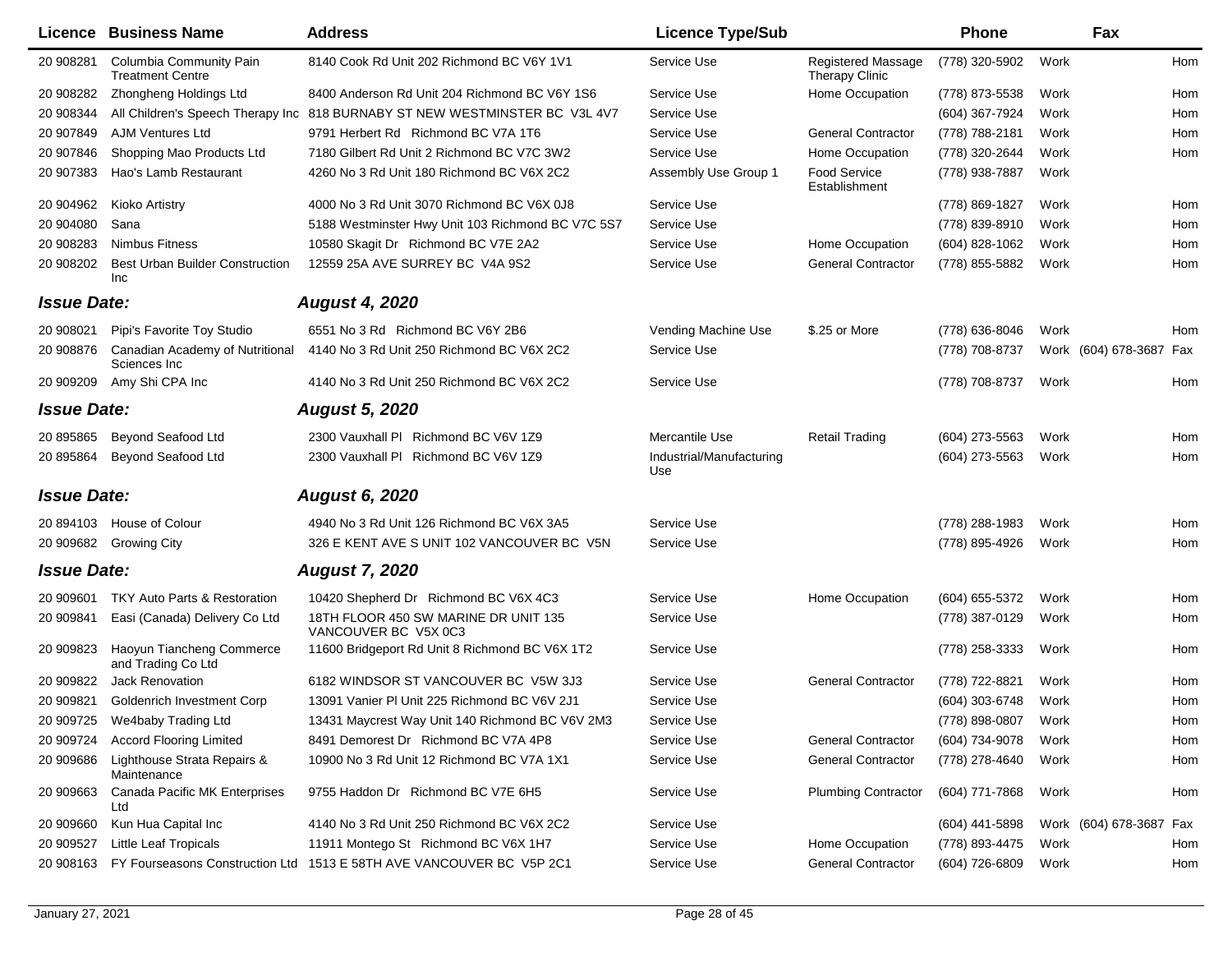| Licence | Business Name | Address | Licence Type/Sub | | Phone | | Fax | |
|---|---|---|---|---|---|---|---|---|
| 20 908281 | Columbia Community Pain Treatment Centre | 8140 Cook Rd Unit 202 Richmond BC V6Y 1V1 | Service Use | Registered Massage Therapy Clinic | (778) 320-5902 | Work | | Hom |
| 20 908282 | Zhongheng Holdings Ltd | 8400 Anderson Rd Unit 204 Richmond BC V6Y 1S6 | Service Use | Home Occupation | (778) 873-5538 | Work | | Hom |
| 20 908344 | All Children's Speech Therapy Inc | 818 BURNABY ST NEW WESTMINSTER BC V3L 4V7 | Service Use | | (604) 367-7924 | Work | | Hom |
| 20 907849 | AJM Ventures Ltd | 9791 Herbert Rd Richmond BC V7A 1T6 | Service Use | General Contractor | (778) 788-2181 | Work | | Hom |
| 20 907846 | Shopping Mao Products Ltd | 7180 Gilbert Rd Unit 2 Richmond BC V7C 3W2 | Service Use | Home Occupation | (778) 320-2644 | Work | | Hom |
| 20 907383 | Hao's Lamb Restaurant | 4260 No 3 Rd Unit 180 Richmond BC V6X 2C2 | Assembly Use Group 1 | Food Service Establishment | (778) 938-7887 | Work | | |
| 20 904962 | Kioko Artistry | 4000 No 3 Rd Unit 3070 Richmond BC V6X 0J8 | Service Use | | (778) 869-1827 | Work | | Hom |
| 20 904080 | Sana | 5188 Westminster Hwy Unit 103 Richmond BC V7C 5S7 | Service Use | | (778) 839-8910 | Work | | Hom |
| 20 908283 | Nimbus Fitness | 10580 Skagit Dr Richmond BC V7E 2A2 | Service Use | Home Occupation | (604) 828-1062 | Work | | Hom |
| 20 908202 | Best Urban Builder Construction Inc | 12559 25A AVE SURREY BC V4A 9S2 | Service Use | General Contractor | (778) 855-5882 | Work | | Hom |
| ***Issue Date:*** | | ***August 4, 2020*** | | | | | | |
| 20 908021 | Pipi's Favorite Toy Studio | 6551 No 3 Rd Richmond BC V6Y 2B6 | Vending Machine Use | $.25 or More | (778) 636-8046 | Work | | Hom |
| 20 908876 | Canadian Academy of Nutritional Sciences Inc | 4140 No 3 Rd Unit 250 Richmond BC V6X 2C2 | Service Use | | (778) 708-8737 | Work | (604) 678-3687 | Fax |
| 20 909209 | Amy Shi CPA Inc | 4140 No 3 Rd Unit 250 Richmond BC V6X 2C2 | Service Use | | (778) 708-8737 | Work | | Hom |
| ***Issue Date:*** | | ***August 5, 2020*** | | | | | | |
| 20 895865 | Beyond Seafood Ltd | 2300 Vauxhall Pl Richmond BC V6V 1Z9 | Mercantile Use | Retail Trading | (604) 273-5563 | Work | | Hom |
| 20 895864 | Beyond Seafood Ltd | 2300 Vauxhall Pl Richmond BC V6V 1Z9 | Industrial/Manufacturing Use | | (604) 273-5563 | Work | | Hom |
| ***Issue Date:*** | | ***August 6, 2020*** | | | | | | |
| 20 894103 | House of Colour | 4940 No 3 Rd Unit 126 Richmond BC V6X 3A5 | Service Use | | (778) 288-1983 | Work | | Hom |
| 20 909682 | Growing City | 326 E KENT AVE S UNIT 102 VANCOUVER BC V5N | Service Use | | (778) 895-4926 | Work | | Hom |
| ***Issue Date:*** | | ***August 7, 2020*** | | | | | | |
| 20 909601 | TKY Auto Parts & Restoration | 10420 Shepherd Dr Richmond BC V6X 4C3 | Service Use | Home Occupation | (604) 655-5372 | Work | | Hom |
| 20 909841 | Easi (Canada) Delivery Co Ltd | 18TH FLOOR 450 SW MARINE DR UNIT 135 VANCOUVER BC V5X 0C3 | Service Use | | (778) 387-0129 | Work | | Hom |
| 20 909823 | Haoyun Tiancheng Commerce and Trading Co Ltd | 11600 Bridgeport Rd Unit 8 Richmond BC V6X 1T2 | Service Use | | (778) 258-3333 | Work | | Hom |
| 20 909822 | Jack Renovation | 6182 WINDSOR ST VANCOUVER BC V5W 3J3 | Service Use | General Contractor | (778) 722-8821 | Work | | Hom |
| 20 909821 | Goldenrich Investment Corp | 13091 Vanier Pl Unit 225 Richmond BC V6V 2J1 | Service Use | | (604) 303-6748 | Work | | Hom |
| 20 909725 | We4baby Trading Ltd | 13431 Maycrest Way Unit 140 Richmond BC V6V 2M3 | Service Use | | (778) 898-0807 | Work | | Hom |
| 20 909724 | Accord Flooring Limited | 8491 Demorest Dr Richmond BC V7A 4P8 | Service Use | General Contractor | (604) 734-9078 | Work | | Hom |
| 20 909686 | Lighthouse Strata Repairs & Maintenance | 10900 No 3 Rd Unit 12 Richmond BC V7A 1X1 | Service Use | General Contractor | (778) 278-4640 | Work | | Hom |
| 20 909663 | Canada Pacific MK Enterprises Ltd | 9755 Haddon Dr Richmond BC V7E 6H5 | Service Use | Plumbing Contractor | (604) 771-7868 | Work | | Hom |
| 20 909660 | Kun Hua Capital Inc | 4140 No 3 Rd Unit 250 Richmond BC V6X 2C2 | Service Use | | (604) 441-5898 | Work | (604) 678-3687 | Fax |
| 20 909527 | Little Leaf Tropicals | 11911 Montego St Richmond BC V6X 1H7 | Service Use | Home Occupation | (778) 893-4475 | Work | | Hom |
| 20 908163 | FY Fourseasons Construction Ltd | 1513 E 58TH AVE VANCOUVER BC V5P 2C1 | Service Use | General Contractor | (604) 726-6809 | Work | | Hom |

January 27, 2021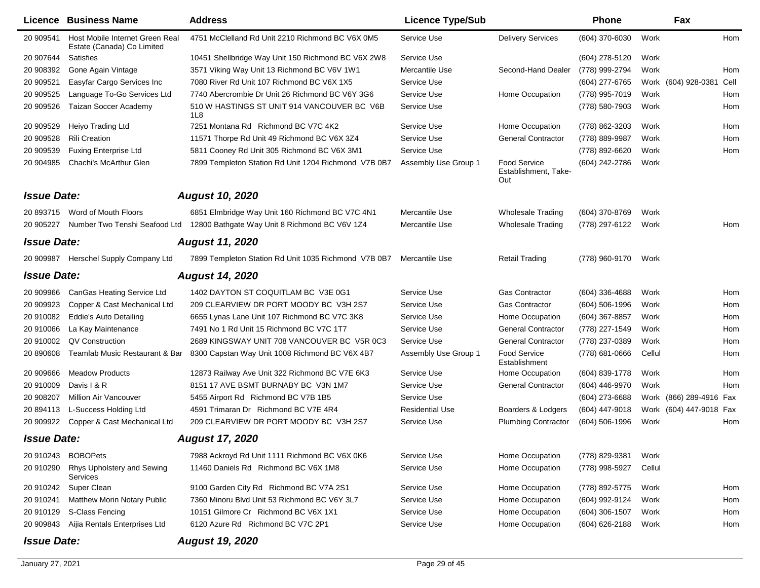| Licence | Business Name | Address | Licence Type/Sub | | Phone | | Fax | |
|---|---|---|---|---|---|---|---|---|
| 20 909541 | Host Mobile Internet Green Real Estate (Canada) Co Limited | 4751 McClelland Rd Unit 2210 Richmond BC V6X 0M5 | Service Use | Delivery Services | (604) 370-6030 | Work | | Hom |
| 20 907644 | Satisfies | 10451 Shellbridge Way Unit 150 Richmond BC V6X 2W8 | Service Use | | (604) 278-5120 | Work | | |
| 20 908392 | Gone Again Vintage | 3571 Viking Way Unit 13 Richmond BC V6V 1W1 | Mercantile Use | Second-Hand Dealer | (778) 999-2794 | Work | | Hom |
| 20 909521 | Easyfar Cargo Services Inc | 7080 River Rd Unit 107 Richmond BC V6X 1X5 | Service Use | | (604) 277-6765 | Work | (604) 928-0381 | Cell |
| 20 909525 | Language To-Go Services Ltd | 7740 Abercrombie Dr Unit 26 Richmond BC V6Y 3G6 | Service Use | Home Occupation | (778) 995-7019 | Work | | Hom |
| 20 909526 | Taizan Soccer Academy | 510 W HASTINGS ST UNIT 914 VANCOUVER BC V6B 1L8 | Service Use | | (778) 580-7903 | Work | | Hom |
| 20 909529 | Heiyo Trading Ltd | 7251 Montana Rd Richmond BC V7C 4K2 | Service Use | Home Occupation | (778) 862-3203 | Work | | Hom |
| 20 909528 | Rili Creation | 11571 Thorpe Rd Unit 49 Richmond BC V6X 3Z4 | Service Use | General Contractor | (778) 889-9987 | Work | | Hom |
| 20 909539 | Fuxing Enterprise Ltd | 5811 Cooney Rd Unit 305 Richmond BC V6X 3M1 | Service Use | | (778) 892-6620 | Work | | Hom |
| 20 904985 | Chachi's McArthur Glen | 7899 Templeton Station Rd Unit 1204 Richmond V7B 0B7 | Assembly Use Group 1 | Food Service Establishment, Take-Out | (604) 242-2786 | Work | | |
| ***Issue Date:*** | | ***August 10, 2020*** | | | | | | |
| 20 893715 | Word of Mouth Floors | 6851 Elmbridge Way Unit 160 Richmond BC V7C 4N1 | Mercantile Use | Wholesale Trading | (604) 370-8769 | Work | | |
| 20 905227 | Number Two Tenshi Seafood Ltd | 12800 Bathgate Way Unit 8 Richmond BC V6V 1Z4 | Mercantile Use | Wholesale Trading | (778) 297-6122 | Work | | Hom |
| ***Issue Date:*** | | ***August 11, 2020*** | | | | | | |
| 20 909987 | Herschel Supply Company Ltd | 7899 Templeton Station Rd Unit 1035 Richmond V7B 0B7 | Mercantile Use | Retail Trading | (778) 960-9170 | Work | | |
| ***Issue Date:*** | | ***August 14, 2020*** | | | | | | |
| 20 909966 | CanGas Heating Service Ltd | 1402 DAYTON ST COQUITLAM BC V3E 0G1 | Service Use | Gas Contractor | (604) 336-4688 | Work | | Hom |
| 20 909923 | Copper & Cast Mechanical Ltd | 209 CLEARVIEW DR PORT MOODY BC V3H 2S7 | Service Use | Gas Contractor | (604) 506-1996 | Work | | Hom |
| 20 910082 | Eddie's Auto Detailing | 6655 Lynas Lane Unit 107 Richmond BC V7C 3K8 | Service Use | Home Occupation | (604) 367-8857 | Work | | Hom |
| 20 910066 | La Kay Maintenance | 7491 No 1 Rd Unit 15 Richmond BC V7C 1T7 | Service Use | General Contractor | (778) 227-1549 | Work | | Hom |
| 20 910002 | QV Construction | 2689 KINGSWAY UNIT 708 VANCOUVER BC V5R 0C3 | Service Use | General Contractor | (778) 237-0389 | Work | | Hom |
| 20 890608 | Teamlab Music Restaurant & Bar | 8300 Capstan Way Unit 1008 Richmond BC V6X 4B7 | Assembly Use Group 1 | Food Service Establishment | (778) 681-0666 | Cellul | | Hom |
| 20 909666 | Meadow Products | 12873 Railway Ave Unit 322 Richmond BC V7E 6K3 | Service Use | Home Occupation | (604) 839-1778 | Work | | Hom |
| 20 910009 | Davis I & R | 8151 17 AVE BSMT BURNABY BC V3N 1M7 | Service Use | General Contractor | (604) 446-9970 | Work | | Hom |
| 20 908207 | Million Air Vancouver | 5455 Airport Rd Richmond BC V7B 1B5 | Service Use | | (604) 273-6688 | Work | (866) 289-4916 | Fax |
| 20 894113 | L-Success Holding Ltd | 4591 Trimaran Dr Richmond BC V7E 4R4 | Residential Use | Boarders & Lodgers | (604) 447-9018 | Work | (604) 447-9018 | Fax |
| 20 909922 | Copper & Cast Mechanical Ltd | 209 CLEARVIEW DR PORT MOODY BC V3H 2S7 | Service Use | Plumbing Contractor | (604) 506-1996 | Work | | Hom |
| ***Issue Date:*** | | ***August 17, 2020*** | | | | | | |
| 20 910243 | BOBOPets | 7988 Ackroyd Rd Unit 1111 Richmond BC V6X 0K6 | Service Use | Home Occupation | (778) 829-9381 | Work | | |
| 20 910290 | Rhys Upholstery and Sewing Services | 11460 Daniels Rd Richmond BC V6X 1M8 | Service Use | Home Occupation | (778) 998-5927 | Cellul | | |
| 20 910242 | Super Clean | 9100 Garden City Rd Richmond BC V7A 2S1 | Service Use | Home Occupation | (778) 892-5775 | Work | | Hom |
| 20 910241 | Matthew Morin Notary Public | 7360 Minoru Blvd Unit 53 Richmond BC V6Y 3L7 | Service Use | Home Occupation | (604) 992-9124 | Work | | Hom |
| 20 910129 | S-Class Fencing | 10151 Gilmore Cr Richmond BC V6X 1X1 | Service Use | Home Occupation | (604) 306-1507 | Work | | Hom |
| 20 909843 | Aijia Rentals Enterprises Ltd | 6120 Azure Rd Richmond BC V7C 2P1 | Service Use | Home Occupation | (604) 626-2188 | Work | | Hom |
| ***Issue Date:*** | | ***August 19, 2020*** | | | | | | |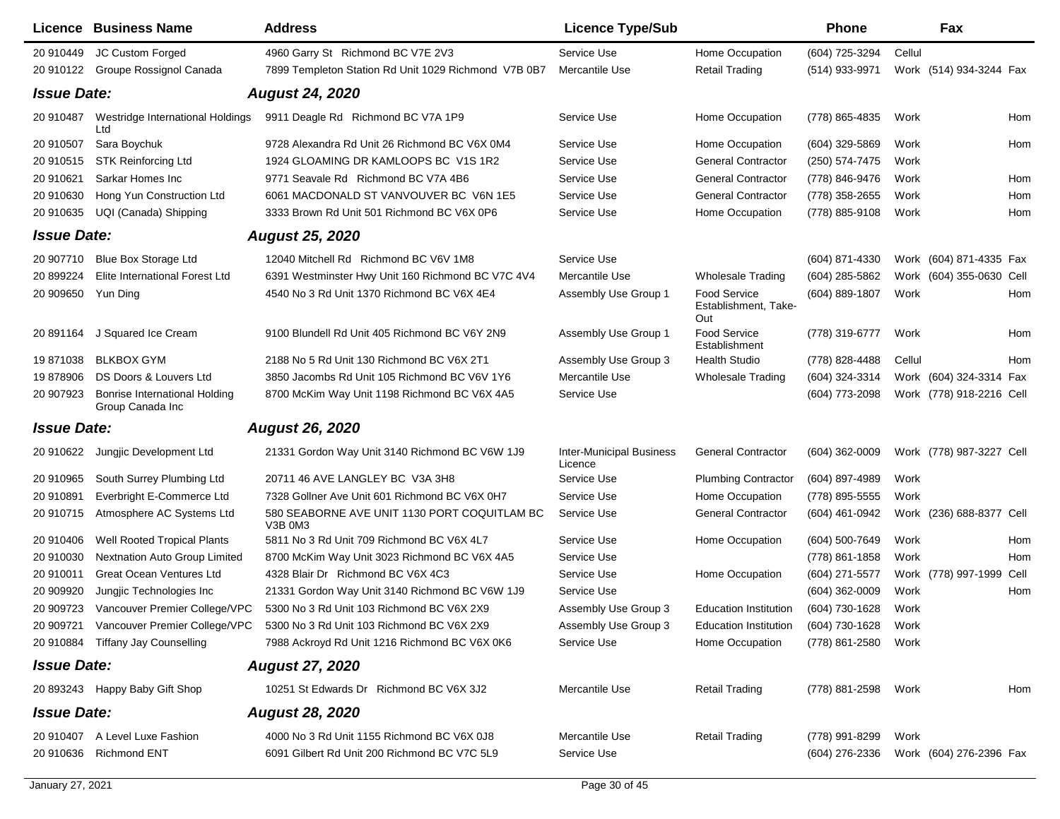| Licence | Business Name | Address | Licence Type/Sub | | Phone | | Fax | |
|---|---|---|---|---|---|---|---|---|
| 20 910449 | JC Custom Forged | 4960 Garry St Richmond BC V7E 2V3 | Service Use | Home Occupation | (604) 725-3294 | Cellul | | |
| 20 910122 | Groupe Rossignol Canada | 7899 Templeton Station Rd Unit 1029 Richmond V7B 0B7 | Mercantile Use | Retail Trading | (514) 933-9971 | Work | (514) 934-3244 | Fax |
| ***Issue Date:*** | | ***August 24, 2020*** | | | | | | |
| 20 910487 | Westridge International Holdings Ltd | 9911 Deagle Rd Richmond BC V7A 1P9 | Service Use | Home Occupation | (778) 865-4835 | Work | | Hom |
| 20 910507 | Sara Boychuk | 9728 Alexandra Rd Unit 26 Richmond BC V6X 0M4 | Service Use | Home Occupation | (604) 329-5869 | Work | | Hom |
| 20 910515 | STK Reinforcing Ltd | 1924 GLOAMING DR KAMLOOPS BC V1S 1R2 | Service Use | General Contractor | (250) 574-7475 | Work | | |
| 20 910621 | Sarkar Homes Inc | 9771 Seavale Rd Richmond BC V7A 4B6 | Service Use | General Contractor | (778) 846-9476 | Work | | Hom |
| 20 910630 | Hong Yun Construction Ltd | 6061 MACDONALD ST VANVOUVER BC V6N 1E5 | Service Use | General Contractor | (778) 358-2655 | Work | | Hom |
| 20 910635 | UQI (Canada) Shipping | 3333 Brown Rd Unit 501 Richmond BC V6X 0P6 | Service Use | Home Occupation | (778) 885-9108 | Work | | Hom |
| ***Issue Date:*** | | ***August 25, 2020*** | | | | | | |
| 20 907710 | Blue Box Storage Ltd | 12040 Mitchell Rd Richmond BC V6V 1M8 | Service Use | | (604) 871-4330 | Work | (604) 871-4335 | Fax |
| 20 899224 | Elite International Forest Ltd | 6391 Westminster Hwy Unit 160 Richmond BC V7C 4V4 | Mercantile Use | Wholesale Trading | (604) 285-5862 | Work | (604) 355-0630 | Cell |
| 20 909650 | Yun Ding | 4540 No 3 Rd Unit 1370 Richmond BC V6X 4E4 | Assembly Use Group 1 | Food Service Establishment, Take-Out | (604) 889-1807 | Work | | Hom |
| 20 891164 | J Squared Ice Cream | 9100 Blundell Rd Unit 405 Richmond BC V6Y 2N9 | Assembly Use Group 1 | Food Service Establishment | (778) 319-6777 | Work | | Hom |
| 19 871038 | BLKBOX GYM | 2188 No 5 Rd Unit 130 Richmond BC V6X 2T1 | Assembly Use Group 3 | Health Studio | (778) 828-4488 | Cellul | | Hom |
| 19 878906 | DS Doors & Louvers Ltd | 3850 Jacombs Rd Unit 105 Richmond BC V6V 1Y6 | Mercantile Use | Wholesale Trading | (604) 324-3314 | Work | (604) 324-3314 | Fax |
| 20 907923 | Bonrise International Holding Group Canada Inc | 8700 McKim Way Unit 1198 Richmond BC V6X 4A5 | Service Use | | (604) 773-2098 | Work | (778) 918-2216 | Cell |
| ***Issue Date:*** | | ***August 26, 2020*** | | | | | | |
| 20 910622 | Jungjic Development Ltd | 21331 Gordon Way Unit 3140 Richmond BC V6W 1J9 | Inter-Municipal Business Licence | General Contractor | (604) 362-0009 | Work | (778) 987-3227 | Cell |
| 20 910965 | South Surrey Plumbing Ltd | 20711 46 AVE LANGLEY BC V3A 3H8 | Service Use | Plumbing Contractor | (604) 897-4989 | Work | | |
| 20 910891 | Everbright E-Commerce Ltd | 7328 Gollner Ave Unit 601 Richmond BC V6X 0H7 | Service Use | Home Occupation | (778) 895-5555 | Work | | |
| 20 910715 | Atmosphere AC Systems Ltd | 580 SEABORNE AVE UNIT 1130 PORT COQUITLAM BC V3B 0M3 | Service Use | General Contractor | (604) 461-0942 | Work | (236) 688-8377 | Cell |
| 20 910406 | Well Rooted Tropical Plants | 5811 No 3 Rd Unit 709 Richmond BC V6X 4L7 | Service Use | Home Occupation | (604) 500-7649 | Work | | Hom |
| 20 910030 | Nextnation Auto Group Limited | 8700 McKim Way Unit 3023 Richmond BC V6X 4A5 | Service Use | | (778) 861-1858 | Work | | Hom |
| 20 910011 | Great Ocean Ventures Ltd | 4328 Blair Dr Richmond BC V6X 4C3 | Service Use | Home Occupation | (604) 271-5577 | Work | (778) 997-1999 | Cell |
| 20 909920 | Jungjic Technologies Inc | 21331 Gordon Way Unit 3140 Richmond BC V6W 1J9 | Service Use | | (604) 362-0009 | Work | | Hom |
| 20 909723 | Vancouver Premier College/VPC | 5300 No 3 Rd Unit 103 Richmond BC V6X 2X9 | Assembly Use Group 3 | Education Institution | (604) 730-1628 | Work | | |
| 20 909721 | Vancouver Premier College/VPC | 5300 No 3 Rd Unit 103 Richmond BC V6X 2X9 | Assembly Use Group 3 | Education Institution | (604) 730-1628 | Work | | |
| 20 910884 | Tiffany Jay Counselling | 7988 Ackroyd Rd Unit 1216 Richmond BC V6X 0K6 | Service Use | Home Occupation | (778) 861-2580 | Work | | |
| ***Issue Date:*** | | ***August 27, 2020*** | | | | | | |
| 20 893243 | Happy Baby Gift Shop | 10251 St Edwards Dr Richmond BC V6X 3J2 | Mercantile Use | Retail Trading | (778) 881-2598 | Work | | Hom |
| ***Issue Date:*** | | ***August 28, 2020*** | | | | | | |
| 20 910407 | A Level Luxe Fashion | 4000 No 3 Rd Unit 1155 Richmond BC V6X 0J8 | Mercantile Use | Retail Trading | (778) 991-8299 | Work | | |
| 20 910636 | Richmond ENT | 6091 Gilbert Rd Unit 200 Richmond BC V7C 5L9 | Service Use | | (604) 276-2336 | Work | (604) 276-2396 | Fax |

January 27, 2021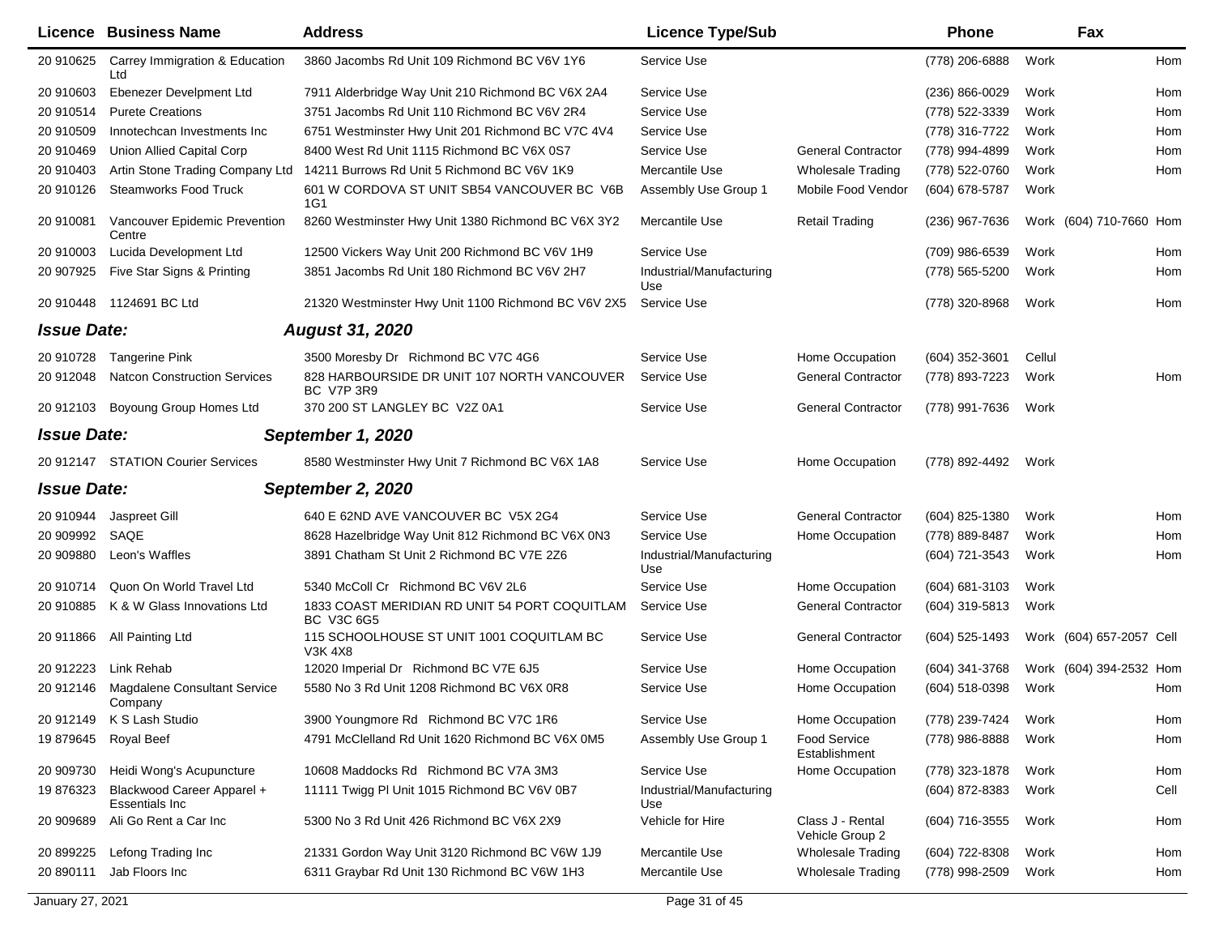| Licence | Business Name | Address | Licence Type/Sub | | Phone | | Fax | |
|---|---|---|---|---|---|---|---|---|
| 20 910625 | Carrey Immigration & Education Ltd | 3860 Jacombs Rd Unit 109 Richmond BC V6V 1Y6 | Service Use | | (778) 206-6888 | Work | | Hom |
| 20 910603 | Ebenezer Develpment Ltd | 7911 Alderbridge Way Unit 210 Richmond BC V6X 2A4 | Service Use | | (236) 866-0029 | Work | | Hom |
| 20 910514 | Purete Creations | 3751 Jacombs Rd Unit 110 Richmond BC V6V 2R4 | Service Use | | (778) 522-3339 | Work | | Hom |
| 20 910509 | Innotechcan Investments Inc | 6751 Westminster Hwy Unit 201 Richmond BC V7C 4V4 | Service Use | | (778) 316-7722 | Work | | Hom |
| 20 910469 | Union Allied Capital Corp | 8400 West Rd Unit 1115 Richmond BC V6X 0S7 | Service Use | General Contractor | (778) 994-4899 | Work | | Hom |
| 20 910403 | Artin Stone Trading Company Ltd | 14211 Burrows Rd Unit 5 Richmond BC V6V 1K9 | Mercantile Use | Wholesale Trading | (778) 522-0760 | Work | | Hom |
| 20 910126 | Steamworks Food Truck | 601 W CORDOVA ST UNIT SB54 VANCOUVER BC V6B 1G1 | Assembly Use Group 1 | Mobile Food Vendor | (604) 678-5787 | Work | | |
| 20 910081 | Vancouver Epidemic Prevention Centre | 8260 Westminster Hwy Unit 1380 Richmond BC V6X 3Y2 | Mercantile Use | Retail Trading | (236) 967-7636 | Work | (604) 710-7660 | Hom |
| 20 910003 | Lucida Development Ltd | 12500 Vickers Way Unit 200 Richmond BC V6V 1H9 | Service Use | | (709) 986-6539 | Work | | Hom |
| 20 907925 | Five Star Signs & Printing | 3851 Jacombs Rd Unit 180 Richmond BC V6V 2H7 | Industrial/Manufacturing Use | | (778) 565-5200 | Work | | Hom |
| 20 910448 | 1124691 BC Ltd | 21320 Westminster Hwy Unit 1100 Richmond BC V6V 2X5 | Service Use | | (778) 320-8968 | Work | | Hom |
| ***Issue Date:*** | | ***August 31, 2020*** | | | | | | |
| 20 910728 | Tangerine Pink | 3500 Moresby Dr Richmond BC V7C 4G6 | Service Use | Home Occupation | (604) 352-3601 | Cellul | | |
| 20 912048 | Natcon Construction Services | 828 HARBOURSIDE DR UNIT 107 NORTH VANCOUVER BC V7P 3R9 | Service Use | General Contractor | (778) 893-7223 | Work | | Hom |
| 20 912103 | Boyoung Group Homes Ltd | 370 200 ST LANGLEY BC V2Z 0A1 | Service Use | General Contractor | (778) 991-7636 | Work | | |
| ***Issue Date:*** | | ***September 1, 2020*** | | | | | | |
| 20 912147 | STATION Courier Services | 8580 Westminster Hwy Unit 7 Richmond BC V6X 1A8 | Service Use | Home Occupation | (778) 892-4492 | Work | | |
| ***Issue Date:*** | | ***September 2, 2020*** | | | | | | |
| 20 910944 | Jaspreet Gill | 640 E 62ND AVE VANCOUVER BC V5X 2G4 | Service Use | General Contractor | (604) 825-1380 | Work | | Hom |
| 20 909992 | SAQE | 8628 Hazelbridge Way Unit 812 Richmond BC V6X 0N3 | Service Use | Home Occupation | (778) 889-8487 | Work | | Hom |
| 20 909880 | Leon's Waffles | 3891 Chatham St Unit 2 Richmond BC V7E 2Z6 | Industrial/Manufacturing Use | | (604) 721-3543 | Work | | Hom |
| 20 910714 | Quon On World Travel Ltd | 5340 McColl Cr Richmond BC V6V 2L6 | Service Use | Home Occupation | (604) 681-3103 | Work | | |
| 20 910885 | K & W Glass Innovations Ltd | 1833 COAST MERIDIAN RD UNIT 54 PORT COQUITLAM BC V3C 6G5 | Service Use | General Contractor | (604) 319-5813 | Work | | |
| 20 911866 | All Painting Ltd | 115 SCHOOLHOUSE ST UNIT 1001 COQUITLAM BC V3K 4X8 | Service Use | General Contractor | (604) 525-1493 | Work | (604) 657-2057 | Cell |
| 20 912223 | Link Rehab | 12020 Imperial Dr Richmond BC V7E 6J5 | Service Use | Home Occupation | (604) 341-3768 | Work | (604) 394-2532 | Hom |
| 20 912146 | Magdalene Consultant Service Company | 5580 No 3 Rd Unit 1208 Richmond BC V6X 0R8 | Service Use | Home Occupation | (604) 518-0398 | Work | | Hom |
| 20 912149 | K S Lash Studio | 3900 Youngmore Rd Richmond BC V7C 1R6 | Service Use | Home Occupation | (778) 239-7424 | Work | | Hom |
| 19 879645 | Royal Beef | 4791 McClelland Rd Unit 1620 Richmond BC V6X 0M5 | Assembly Use Group 1 | Food Service Establishment | (778) 986-8888 | Work | | Hom |
| 20 909730 | Heidi Wong's Acupuncture | 10608 Maddocks Rd Richmond BC V7A 3M3 | Service Use | Home Occupation | (778) 323-1878 | Work | | Hom |
| 19 876323 | Blackwood Career Apparel + Essentials Inc | 11111 Twigg Pl Unit 1015 Richmond BC V6V 0B7 | Industrial/Manufacturing Use | | (604) 872-8383 | Work | | Cell |
| 20 909689 | Ali Go Rent a Car Inc | 5300 No 3 Rd Unit 426 Richmond BC V6X 2X9 | Vehicle for Hire | Class J - Rental Vehicle Group 2 | (604) 716-3555 | Work | | Hom |
| 20 899225 | Lefong Trading Inc | 21331 Gordon Way Unit 3120 Richmond BC V6W 1J9 | Mercantile Use | Wholesale Trading | (604) 722-8308 | Work | | Hom |
| 20 890111 | Jab Floors Inc | 6311 Graybar Rd Unit 130 Richmond BC V6W 1H3 | Mercantile Use | Wholesale Trading | (778) 998-2509 | Work | | Hom |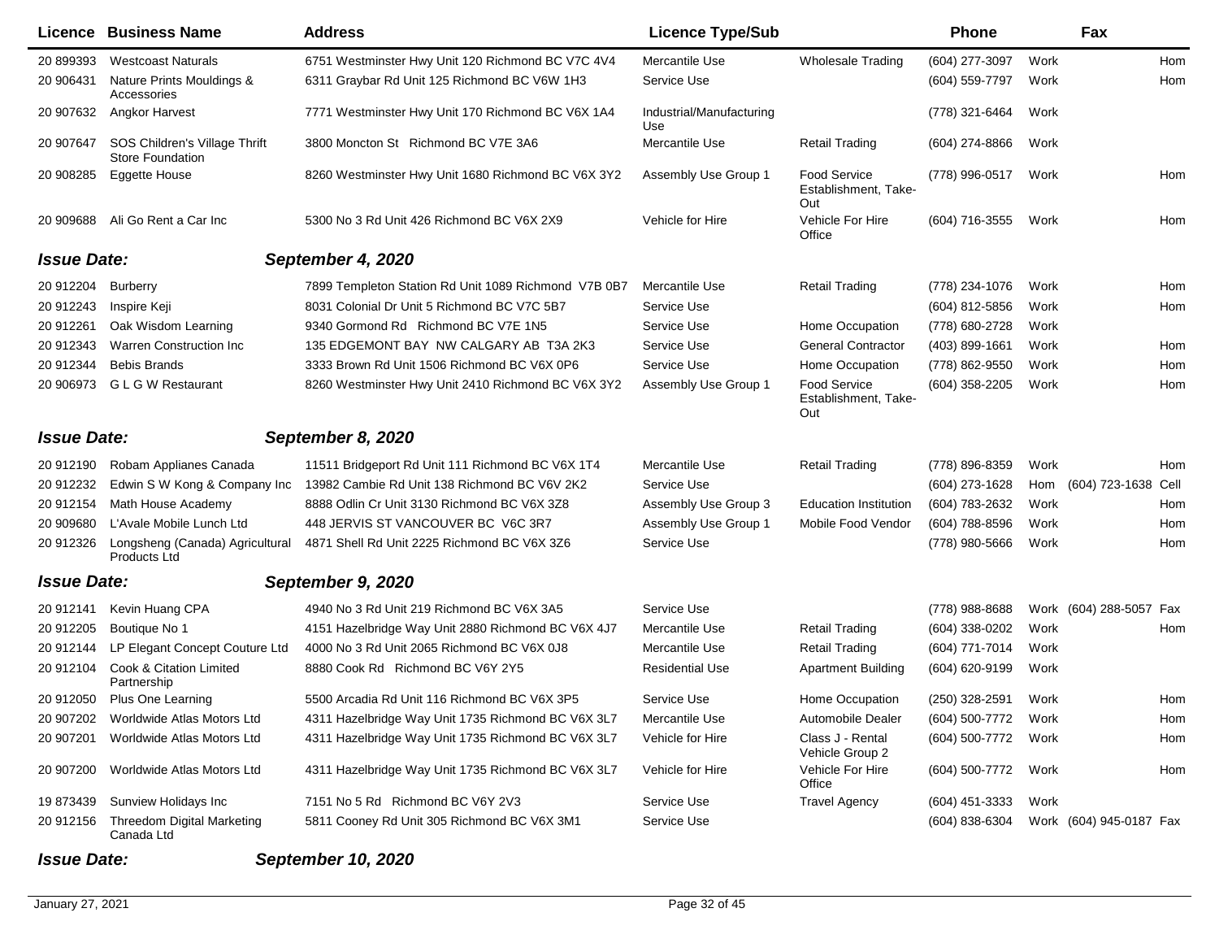| Licence | Business Name | Address | Licence Type/Sub | | Phone | | Fax | |
|---|---|---|---|---|---|---|---|---|
| 20 899393 | Westcoast Naturals | 6751 Westminster Hwy Unit 120 Richmond BC V7C 4V4 | Mercantile Use | Wholesale Trading | (604) 277-3097 | Work | | Hom |
| 20 906431 | Nature Prints Mouldings & Accessories | 6311 Graybar Rd Unit 125 Richmond BC V6W 1H3 | Service Use | | (604) 559-7797 | Work | | Hom |
| 20 907632 | Angkor Harvest | 7771 Westminster Hwy Unit 170 Richmond BC V6X 1A4 | Industrial/Manufacturing Use | | (778) 321-6464 | Work | | |
| 20 907647 | SOS Children's Village Thrift Store Foundation | 3800 Moncton St Richmond BC V7E 3A6 | Mercantile Use | Retail Trading | (604) 274-8866 | Work | | |
| 20 908285 | Eggette House | 8260 Westminster Hwy Unit 1680 Richmond BC V6X 3Y2 | Assembly Use Group 1 | Food Service Establishment, Take-Out | (778) 996-0517 | Work | | Hom |
| 20 909688 | Ali Go Rent a Car Inc | 5300 No 3 Rd Unit 426 Richmond BC V6X 2X9 | Vehicle for Hire | Vehicle For Hire Office | (604) 716-3555 | Work | | Hom |
| ***Issue Date:*** | | ***September 4, 2020*** | | | | | | |
| 20 912204 | Burberry | 7899 Templeton Station Rd Unit 1089 Richmond V7B 0B7 | Mercantile Use | Retail Trading | (778) 234-1076 | Work | | Hom |
| 20 912243 | Inspire Keji | 8031 Colonial Dr Unit 5 Richmond BC V7C 5B7 | Service Use | | (604) 812-5856 | Work | | Hom |
| 20 912261 | Oak Wisdom Learning | 9340 Gormond Rd Richmond BC V7E 1N5 | Service Use | Home Occupation | (778) 680-2728 | Work | | |
| 20 912343 | Warren Construction Inc | 135 EDGEMONT BAY NW CALGARY AB T3A 2K3 | Service Use | General Contractor | (403) 899-1661 | Work | | Hom |
| 20 912344 | Bebis Brands | 3333 Brown Rd Unit 1506 Richmond BC V6X 0P6 | Service Use | Home Occupation | (778) 862-9550 | Work | | Hom |
| 20 906973 | G L G W Restaurant | 8260 Westminster Hwy Unit 2410 Richmond BC V6X 3Y2 | Assembly Use Group 1 | Food Service Establishment, Take-Out | (604) 358-2205 | Work | | Hom |
| ***Issue Date:*** | | ***September 8, 2020*** | | | | | | |
| 20 912190 | Robam Applianes Canada | 11511 Bridgeport Rd Unit 111 Richmond BC V6X 1T4 | Mercantile Use | Retail Trading | (778) 896-8359 | Work | | Hom |
| 20 912232 | Edwin S W Kong & Company Inc | 13982 Cambie Rd Unit 138 Richmond BC V6V 2K2 | Service Use | | (604) 273-1628 | Hom | (604) 723-1638 | Cell |
| 20 912154 | Math House Academy | 8888 Odlin Cr Unit 3130 Richmond BC V6X 3Z8 | Assembly Use Group 3 | Education Institution | (604) 783-2632 | Work | | Hom |
| 20 909680 | L'Avale Mobile Lunch Ltd | 448 JERVIS ST VANCOUVER BC V6C 3R7 | Assembly Use Group 1 | Mobile Food Vendor | (604) 788-8596 | Work | | Hom |
| 20 912326 | Longsheng (Canada) Agricultural Products Ltd | 4871 Shell Rd Unit 2225 Richmond BC V6X 3Z6 | Service Use | | (778) 980-5666 | Work | | Hom |
| ***Issue Date:*** | | ***September 9, 2020*** | | | | | | |
| 20 912141 | Kevin Huang CPA | 4940 No 3 Rd Unit 219 Richmond BC V6X 3A5 | Service Use | | (778) 988-8688 | Work | (604) 288-5057 | Fax |
| 20 912205 | Boutique No 1 | 4151 Hazelbridge Way Unit 2880 Richmond BC V6X 4J7 | Mercantile Use | Retail Trading | (604) 338-0202 | Work | | Hom |
| 20 912144 | LP Elegant Concept Couture Ltd | 4000 No 3 Rd Unit 2065 Richmond BC V6X 0J8 | Mercantile Use | Retail Trading | (604) 771-7014 | Work | | |
| 20 912104 | Cook & Citation Limited Partnership | 8880 Cook Rd Richmond BC V6Y 2Y5 | Residential Use | Apartment Building | (604) 620-9199 | Work | | |
| 20 912050 | Plus One Learning | 5500 Arcadia Rd Unit 116 Richmond BC V6X 3P5 | Service Use | Home Occupation | (250) 328-2591 | Work | | Hom |
| 20 907202 | Worldwide Atlas Motors Ltd | 4311 Hazelbridge Way Unit 1735 Richmond BC V6X 3L7 | Mercantile Use | Automobile Dealer | (604) 500-7772 | Work | | Hom |
| 20 907201 | Worldwide Atlas Motors Ltd | 4311 Hazelbridge Way Unit 1735 Richmond BC V6X 3L7 | Vehicle for Hire | Class J - Rental Vehicle Group 2 | (604) 500-7772 | Work | | Hom |
| 20 907200 | Worldwide Atlas Motors Ltd | 4311 Hazelbridge Way Unit 1735 Richmond BC V6X 3L7 | Vehicle for Hire | Vehicle For Hire Office | (604) 500-7772 | Work | | Hom |
| 19 873439 | Sunview Holidays Inc | 7151 No 5 Rd Richmond BC V6Y 2V3 | Service Use | Travel Agency | (604) 451-3333 | Work | | |
| 20 912156 | Threedom Digital Marketing Canada Ltd | 5811 Cooney Rd Unit 305 Richmond BC V6X 3M1 | Service Use | | (604) 838-6304 | Work | (604) 945-0187 | Fax |
| ***Issue Date:*** | | ***September 10, 2020*** | | | | | | |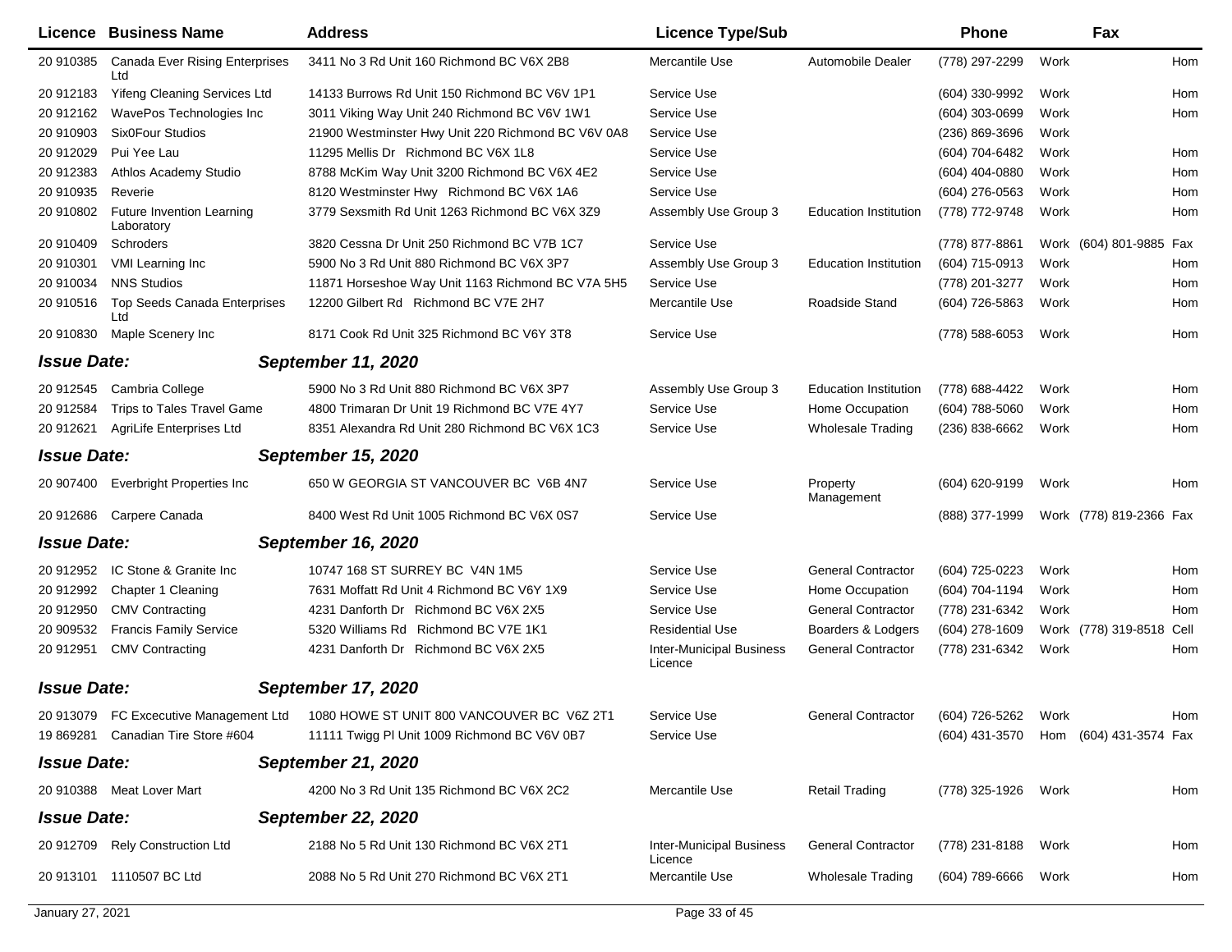| Licence | Business Name | Address | Licence Type/Sub | | Phone | | Fax | |
|---|---|---|---|---|---|---|---|---|
| 20 910385 | Canada Ever Rising Enterprises Ltd | 3411 No 3 Rd Unit 160 Richmond BC V6X 2B8 | Mercantile Use | Automobile Dealer | (778) 297-2299 | Work | | Hom |
| 20 912183 | Yifeng Cleaning Services Ltd | 14133 Burrows Rd Unit 150 Richmond BC V6V 1P1 | Service Use | | (604) 330-9992 | Work | | Hom |
| 20 912162 | WavePos Technologies Inc | 3011 Viking Way Unit 240 Richmond BC V6V 1W1 | Service Use | | (604) 303-0699 | Work | | Hom |
| 20 910903 | Six0Four Studios | 21900 Westminster Hwy Unit 220 Richmond BC V6V 0A8 | Service Use | | (236) 869-3696 | Work | | |
| 20 912029 | Pui Yee Lau | 11295 Mellis Dr Richmond BC V6X 1L8 | Service Use | | (604) 704-6482 | Work | | Hom |
| 20 912383 | Athlos Academy Studio | 8788 McKim Way Unit 3200 Richmond BC V6X 4E2 | Service Use | | (604) 404-0880 | Work | | Hom |
| 20 910935 | Reverie | 8120 Westminster Hwy Richmond BC V6X 1A6 | Service Use | | (604) 276-0563 | Work | | Hom |
| 20 910802 | Future Invention Learning Laboratory | 3779 Sexsmith Rd Unit 1263 Richmond BC V6X 3Z9 | Assembly Use Group 3 | Education Institution | (778) 772-9748 | Work | | Hom |
| 20 910409 | Schroders | 3820 Cessna Dr Unit 250 Richmond BC V7B 1C7 | Service Use | | (778) 877-8861 | Work | (604) 801-9885 | Fax |
| 20 910301 | VMI Learning Inc | 5900 No 3 Rd Unit 880 Richmond BC V6X 3P7 | Assembly Use Group 3 | Education Institution | (604) 715-0913 | Work | | Hom |
| 20 910034 | NNS Studios | 11871 Horseshoe Way Unit 1163 Richmond BC V7A 5H5 | Service Use | | (778) 201-3277 | Work | | Hom |
| 20 910516 | Top Seeds Canada Enterprises Ltd | 12200 Gilbert Rd Richmond BC V7E 2H7 | Mercantile Use | Roadside Stand | (604) 726-5863 | Work | | Hom |
| 20 910830 | Maple Scenery Inc | 8171 Cook Rd Unit 325 Richmond BC V6Y 3T8 | Service Use | | (778) 588-6053 | Work | | Hom |
| ***Issue Date:*** | | ***September 11, 2020*** | | | | | | |
| 20 912545 | Cambria College | 5900 No 3 Rd Unit 880 Richmond BC V6X 3P7 | Assembly Use Group 3 | Education Institution | (778) 688-4422 | Work | | Hom |
| 20 912584 | Trips to Tales Travel Game | 4800 Trimaran Dr Unit 19 Richmond BC V7E 4Y7 | Service Use | Home Occupation | (604) 788-5060 | Work | | Hom |
| 20 912621 | AgriLife Enterprises Ltd | 8351 Alexandra Rd Unit 280 Richmond BC V6X 1C3 | Service Use | Wholesale Trading | (236) 838-6662 | Work | | Hom |
| ***Issue Date:*** | | ***September 15, 2020*** | | | | | | |
| 20 907400 | Everbright Properties Inc | 650 W GEORGIA ST VANCOUVER BC V6B 4N7 | Service Use | Property Management | (604) 620-9199 | Work | | Hom |
| 20 912686 | Carpere Canada | 8400 West Rd Unit 1005 Richmond BC V6X 0S7 | Service Use | | (888) 377-1999 | Work | (778) 819-2366 | Fax |
| ***Issue Date:*** | | ***September 16, 2020*** | | | | | | |
| 20 912952 | IC Stone & Granite Inc | 10747 168 ST SURREY BC V4N 1M5 | Service Use | General Contractor | (604) 725-0223 | Work | | Hom |
| 20 912992 | Chapter 1 Cleaning | 7631 Moffatt Rd Unit 4 Richmond BC V6Y 1X9 | Service Use | Home Occupation | (604) 704-1194 | Work | | Hom |
| 20 912950 | CMV Contracting | 4231 Danforth Dr Richmond BC V6X 2X5 | Service Use | General Contractor | (778) 231-6342 | Work | | Hom |
| 20 909532 | Francis Family Service | 5320 Williams Rd Richmond BC V7E 1K1 | Residential Use | Boarders & Lodgers | (604) 278-1609 | Work | (778) 319-8518 | Cell |
| 20 912951 | CMV Contracting | 4231 Danforth Dr Richmond BC V6X 2X5 | Inter-Municipal Business Licence | General Contractor | (778) 231-6342 | Work | | Hom |
| ***Issue Date:*** | | ***September 17, 2020*** | | | | | | |
| 20 913079 | FC Excecutive Management Ltd | 1080 HOWE ST UNIT 800 VANCOUVER BC V6Z 2T1 | Service Use | General Contractor | (604) 726-5262 | Work | | Hom |
| 19 869281 | Canadian Tire Store #604 | 11111 Twigg Pl Unit 1009 Richmond BC V6V 0B7 | Service Use | | (604) 431-3570 | Hom | (604) 431-3574 | Fax |
| ***Issue Date:*** | | ***September 21, 2020*** | | | | | | |
| 20 910388 | Meat Lover Mart | 4200 No 3 Rd Unit 135 Richmond BC V6X 2C2 | Mercantile Use | Retail Trading | (778) 325-1926 | Work | | Hom |
| ***Issue Date:*** | | ***September 22, 2020*** | | | | | | |
| 20 912709 | Rely Construction Ltd | 2188 No 5 Rd Unit 130 Richmond BC V6X 2T1 | Inter-Municipal Business Licence | General Contractor | (778) 231-8188 | Work | | Hom |
| 20 913101 | 1110507 BC Ltd | 2088 No 5 Rd Unit 270 Richmond BC V6X 2T1 | Mercantile Use | Wholesale Trading | (604) 789-6666 | Work | | Hom |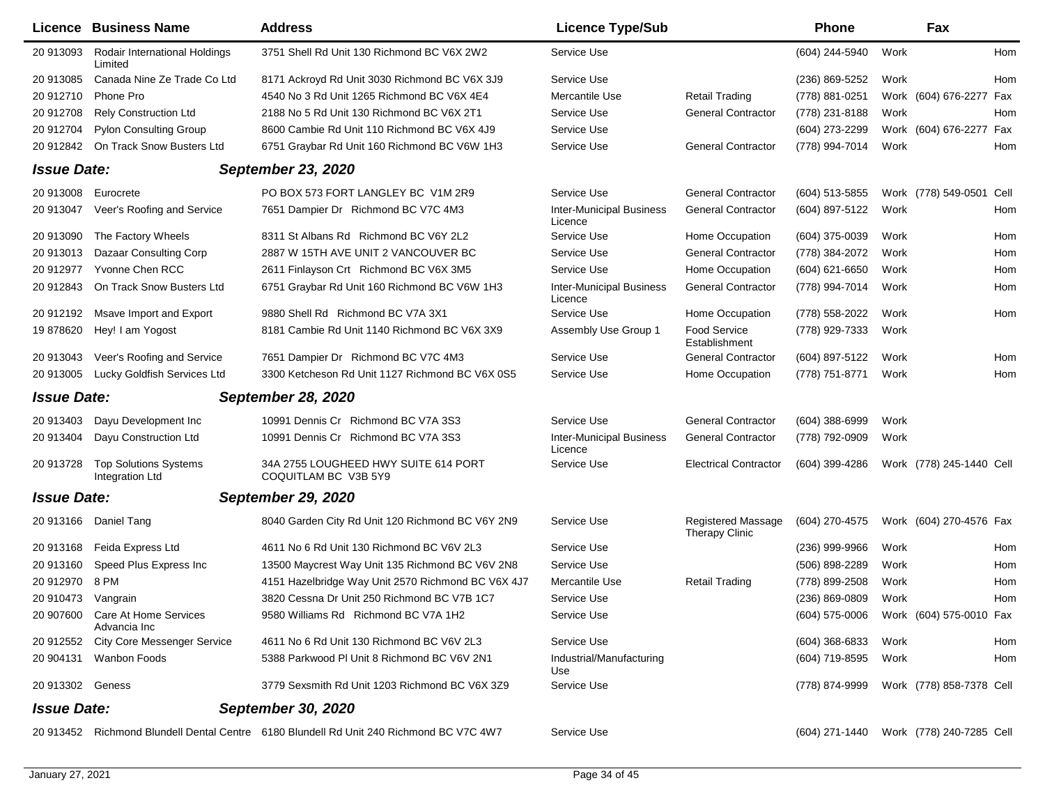| Licence | Business Name | Address | Licence Type/Sub | | Phone | | Fax | |
|---|---|---|---|---|---|---|---|---|
| 20 913093 | Rodair International Holdings Limited | 3751 Shell Rd Unit 130 Richmond BC V6X 2W2 | Service Use | | (604) 244-5940 | Work | | Hom |
| 20 913085 | Canada Nine Ze Trade Co Ltd | 8171 Ackroyd Rd Unit 3030 Richmond BC V6X 3J9 | Service Use | | (236) 869-5252 | Work | | Hom |
| 20 912710 | Phone Pro | 4540 No 3 Rd Unit 1265 Richmond BC V6X 4E4 | Mercantile Use | Retail Trading | (778) 881-0251 | Work | (604) 676-2277 | Fax |
| 20 912708 | Rely Construction Ltd | 2188 No 5 Rd Unit 130 Richmond BC V6X 2T1 | Service Use | General Contractor | (778) 231-8188 | Work | | Hom |
| 20 912704 | Pylon Consulting Group | 8600 Cambie Rd Unit 110 Richmond BC V6X 4J9 | Service Use | | (604) 273-2299 | Work | (604) 676-2277 | Fax |
| 20 912842 | On Track Snow Busters Ltd | 6751 Graybar Rd Unit 160 Richmond BC V6W 1H3 | Service Use | General Contractor | (778) 994-7014 | Work | | Hom |
| ***Issue Date:*** | | ***September 23, 2020*** | | | | | | |
| 20 913008 | Eurocrete | PO BOX 573 FORT LANGLEY BC V1M 2R9 | Service Use | General Contractor | (604) 513-5855 | Work | (778) 549-0501 | Cell |
| 20 913047 | Veer's Roofing and Service | 7651 Dampier Dr Richmond BC V7C 4M3 | Inter-Municipal Business Licence | General Contractor | (604) 897-5122 | Work | | Hom |
| 20 913090 | The Factory Wheels | 8311 St Albans Rd Richmond BC V6Y 2L2 | Service Use | Home Occupation | (604) 375-0039 | Work | | Hom |
| 20 913013 | Dazaar Consulting Corp | 2887 W 15TH AVE UNIT 2 VANCOUVER BC | Service Use | General Contractor | (778) 384-2072 | Work | | Hom |
| 20 912977 | Yvonne Chen RCC | 2611 Finlayson Crt Richmond BC V6X 3M5 | Service Use | Home Occupation | (604) 621-6650 | Work | | Hom |
| 20 912843 | On Track Snow Busters Ltd | 6751 Graybar Rd Unit 160 Richmond BC V6W 1H3 | Inter-Municipal Business Licence | General Contractor | (778) 994-7014 | Work | | Hom |
| 20 912192 | Msave Import and Export | 9880 Shell Rd Richmond BC V7A 3X1 | Service Use | Home Occupation | (778) 558-2022 | Work | | Hom |
| 19 878620 | Hey! I am Yogost | 8181 Cambie Rd Unit 1140 Richmond BC V6X 3X9 | Assembly Use Group 1 | Food Service Establishment | (778) 929-7333 | Work | | |
| 20 913043 | Veer's Roofing and Service | 7651 Dampier Dr Richmond BC V7C 4M3 | Service Use | General Contractor | (604) 897-5122 | Work | | Hom |
| 20 913005 | Lucky Goldfish Services Ltd | 3300 Ketcheson Rd Unit 1127 Richmond BC V6X 0S5 | Service Use | Home Occupation | (778) 751-8771 | Work | | Hom |
| ***Issue Date:*** | | ***September 28, 2020*** | | | | | | |
| 20 913403 | Dayu Development Inc | 10991 Dennis Cr Richmond BC V7A 3S3 | Service Use | General Contractor | (604) 388-6999 | Work | | |
| 20 913404 | Dayu Construction Ltd | 10991 Dennis Cr Richmond BC V7A 3S3 | Inter-Municipal Business Licence | General Contractor | (778) 792-0909 | Work | | |
| 20 913728 | Top Solutions Systems Integration Ltd | 34A 2755 LOUGHEED HWY SUITE 614 PORT COQUITLAM BC V3B 5Y9 | Service Use | Electrical Contractor | (604) 399-4286 | Work | (778) 245-1440 | Cell |
| ***Issue Date:*** | | ***September 29, 2020*** | | | | | | |
| 20 913166 | Daniel Tang | 8040 Garden City Rd Unit 120 Richmond BC V6Y 2N9 | Service Use | Registered Massage Therapy Clinic | (604) 270-4575 | Work | (604) 270-4576 | Fax |
| 20 913168 | Feida Express Ltd | 4611 No 6 Rd Unit 130 Richmond BC V6V 2L3 | Service Use | | (236) 999-9966 | Work | | Hom |
| 20 913160 | Speed Plus Express Inc | 13500 Maycrest Way Unit 135 Richmond BC V6V 2N8 | Service Use | | (506) 898-2289 | Work | | Hom |
| 20 912970 | 8 PM | 4151 Hazelbridge Way Unit 2570 Richmond BC V6X 4J7 | Mercantile Use | Retail Trading | (778) 899-2508 | Work | | Hom |
| 20 910473 | Vangrain | 3820 Cessna Dr Unit 250 Richmond BC V7B 1C7 | Service Use | | (236) 869-0809 | Work | | Hom |
| 20 907600 | Care At Home Services Advancia Inc | 9580 Williams Rd Richmond BC V7A 1H2 | Service Use | | (604) 575-0006 | Work | (604) 575-0010 | Fax |
| 20 912552 | City Core Messenger Service | 4611 No 6 Rd Unit 130 Richmond BC V6V 2L3 | Service Use | | (604) 368-6833 | Work | | Hom |
| 20 904131 | Wanbon Foods | 5388 Parkwood Pl Unit 8 Richmond BC V6V 2N1 | Industrial/Manufacturing Use | | (604) 719-8595 | Work | | Hom |
| 20 913302 | Geness | 3779 Sexsmith Rd Unit 1203 Richmond BC V6X 3Z9 | Service Use | | (778) 874-9999 | Work | (778) 858-7378 | Cell |
| ***Issue Date:*** | | ***September 30, 2020*** | | | | | | |
| 20 913452 | Richmond Blundell Dental Centre | 6180 Blundell Rd Unit 240 Richmond BC V7C 4W7 | Service Use | | (604) 271-1440 | Work | (778) 240-7285 | Cell |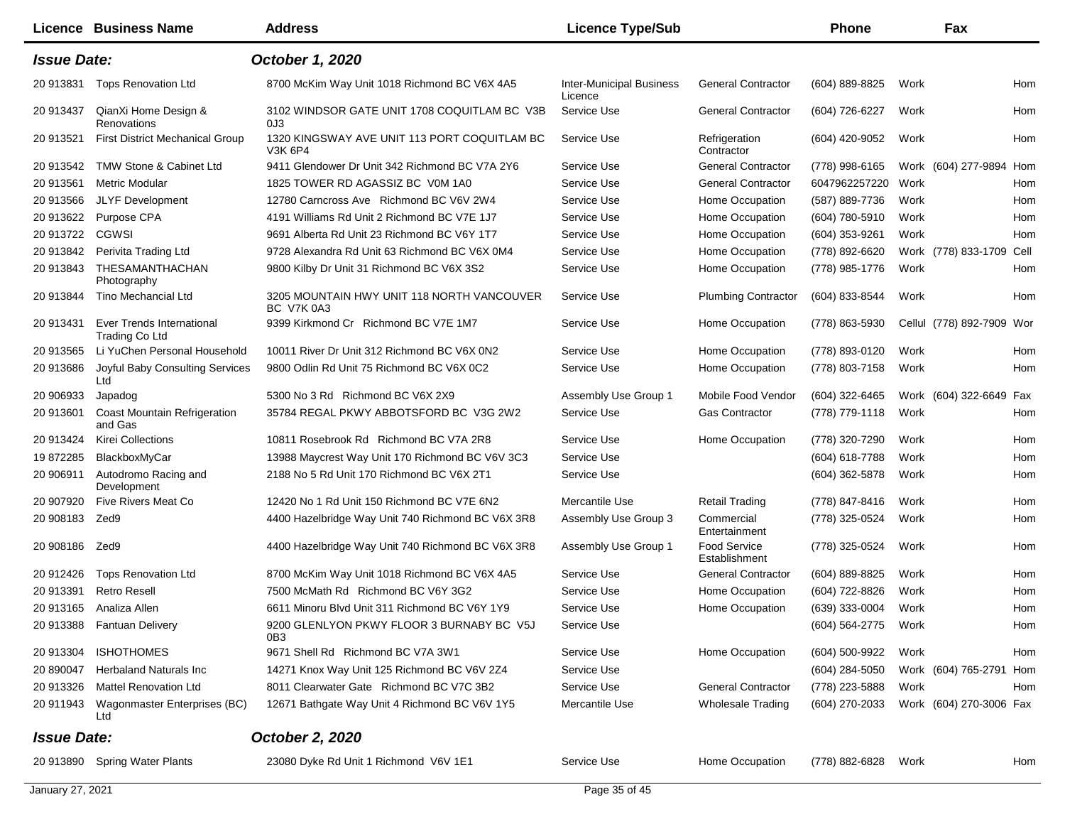| Licence | Business Name | Address | Licence Type/Sub | | Phone | | Fax | |
|---|---|---|---|---|---|---|---|---|
| ***Issue Date:*** | | ***October 1, 2020*** | | | | | | |
| 20 913831 | Tops Renovation Ltd | 8700 McKim Way Unit 1018 Richmond BC V6X 4A5 | Inter-Municipal Business Licence | General Contractor | (604) 889-8825 | Work | | Hom |
| 20 913437 | QianXi Home Design & Renovations | 3102 WINDSOR GATE UNIT 1708 COQUITLAM BC V3B 0J3 | Service Use | General Contractor | (604) 726-6227 | Work | | Hom |
| 20 913521 | First District Mechanical Group | 1320 KINGSWAY AVE UNIT 113 PORT COQUITLAM BC V3K 6P4 | Service Use | Refrigeration Contractor | (604) 420-9052 | Work | | Hom |
| 20 913542 | TMW Stone & Cabinet Ltd | 9411 Glendower Dr Unit 342 Richmond BC V7A 2Y6 | Service Use | General Contractor | (778) 998-6165 | Work | (604) 277-9894 | Hom |
| 20 913561 | Metric Modular | 1825 TOWER RD AGASSIZ BC V0M 1A0 | Service Use | General Contractor | 6047962257220 | Work | | Hom |
| 20 913566 | JLYF Development | 12780 Carncross Ave Richmond BC V6V 2W4 | Service Use | Home Occupation | (587) 889-7736 | Work | | Hom |
| 20 913622 | Purpose CPA | 4191 Williams Rd Unit 2 Richmond BC V7E 1J7 | Service Use | Home Occupation | (604) 780-5910 | Work | | Hom |
| 20 913722 | CGWSI | 9691 Alberta Rd Unit 23 Richmond BC V6Y 1T7 | Service Use | Home Occupation | (604) 353-9261 | Work | | Hom |
| 20 913842 | Perivita Trading Ltd | 9728 Alexandra Rd Unit 63 Richmond BC V6X 0M4 | Service Use | Home Occupation | (778) 892-6620 | Work | (778) 833-1709 | Cell |
| 20 913843 | THESAMANTHACHAN Photography | 9800 Kilby Dr Unit 31 Richmond BC V6X 3S2 | Service Use | Home Occupation | (778) 985-1776 | Work | | Hom |
| 20 913844 | Tino Mechancial Ltd | 3205 MOUNTAIN HWY UNIT 118 NORTH VANCOUVER BC V7K 0A3 | Service Use | Plumbing Contractor | (604) 833-8544 | Work | | Hom |
| 20 913431 | Ever Trends International Trading Co Ltd | 9399 Kirkmond Cr Richmond BC V7E 1M7 | Service Use | Home Occupation | (778) 863-5930 | Cellul | (778) 892-7909 | Wor |
| 20 913565 | Li YuChen Personal Household | 10011 River Dr Unit 312 Richmond BC V6X 0N2 | Service Use | Home Occupation | (778) 893-0120 | Work | | Hom |
| 20 913686 | Joyful Baby Consulting Services Ltd | 9800 Odlin Rd Unit 75 Richmond BC V6X 0C2 | Service Use | Home Occupation | (778) 803-7158 | Work | | Hom |
| 20 906933 | Japadog | 5300 No 3 Rd Richmond BC V6X 2X9 | Assembly Use Group 1 | Mobile Food Vendor | (604) 322-6465 | Work | (604) 322-6649 | Fax |
| 20 913601 | Coast Mountain Refrigeration and Gas | 35784 REGAL PKWY ABBOTSFORD BC V3G 2W2 | Service Use | Gas Contractor | (778) 779-1118 | Work | | Hom |
| 20 913424 | Kirei Collections | 10811 Rosebrook Rd Richmond BC V7A 2R8 | Service Use | Home Occupation | (778) 320-7290 | Work | | Hom |
| 19 872285 | BlackboxMyCar | 13988 Maycrest Way Unit 170 Richmond BC V6V 3C3 | Service Use | | (604) 618-7788 | Work | | Hom |
| 20 906911 | Autodromo Racing and Development | 2188 No 5 Rd Unit 170 Richmond BC V6X 2T1 | Service Use | | (604) 362-5878 | Work | | Hom |
| 20 907920 | Five Rivers Meat Co | 12420 No 1 Rd Unit 150 Richmond BC V7E 6N2 | Mercantile Use | Retail Trading | (778) 847-8416 | Work | | Hom |
| 20 908183 | Zed9 | 4400 Hazelbridge Way Unit 740 Richmond BC V6X 3R8 | Assembly Use Group 3 | Commercial Entertainment | (778) 325-0524 | Work | | Hom |
| 20 908186 | Zed9 | 4400 Hazelbridge Way Unit 740 Richmond BC V6X 3R8 | Assembly Use Group 1 | Food Service Establishment | (778) 325-0524 | Work | | Hom |
| 20 912426 | Tops Renovation Ltd | 8700 McKim Way Unit 1018 Richmond BC V6X 4A5 | Service Use | General Contractor | (604) 889-8825 | Work | | Hom |
| 20 913391 | Retro Resell | 7500 McMath Rd Richmond BC V6Y 3G2 | Service Use | Home Occupation | (604) 722-8826 | Work | | Hom |
| 20 913165 | Analiza Allen | 6611 Minoru Blvd Unit 311 Richmond BC V6Y 1Y9 | Service Use | Home Occupation | (639) 333-0004 | Work | | Hom |
| 20 913388 | Fantuan Delivery | 9200 GLENLYON PKWY FLOOR 3 BURNABY BC V5J 0B3 | Service Use | | (604) 564-2775 | Work | | Hom |
| 20 913304 | ISHOTHOMES | 9671 Shell Rd Richmond BC V7A 3W1 | Service Use | Home Occupation | (604) 500-9922 | Work | | Hom |
| 20 890047 | Herbaland Naturals Inc | 14271 Knox Way Unit 125 Richmond BC V6V 2Z4 | Service Use | | (604) 284-5050 | Work | (604) 765-2791 | Hom |
| 20 913326 | Mattel Renovation Ltd | 8011 Clearwater Gate Richmond BC V7C 3B2 | Service Use | General Contractor | (778) 223-5888 | Work | | Hom |
| 20 911943 | Wagonmaster Enterprises (BC) Ltd | 12671 Bathgate Way Unit 4 Richmond BC V6V 1Y5 | Mercantile Use | Wholesale Trading | (604) 270-2033 | Work | (604) 270-3006 | Fax |
| ***Issue Date:*** | | ***October 2, 2020*** | | | | | | |
| 20 913890 | Spring Water Plants | 23080 Dyke Rd Unit 1 Richmond V6V 1E1 | Service Use | Home Occupation | (778) 882-6828 | Work | | Hom |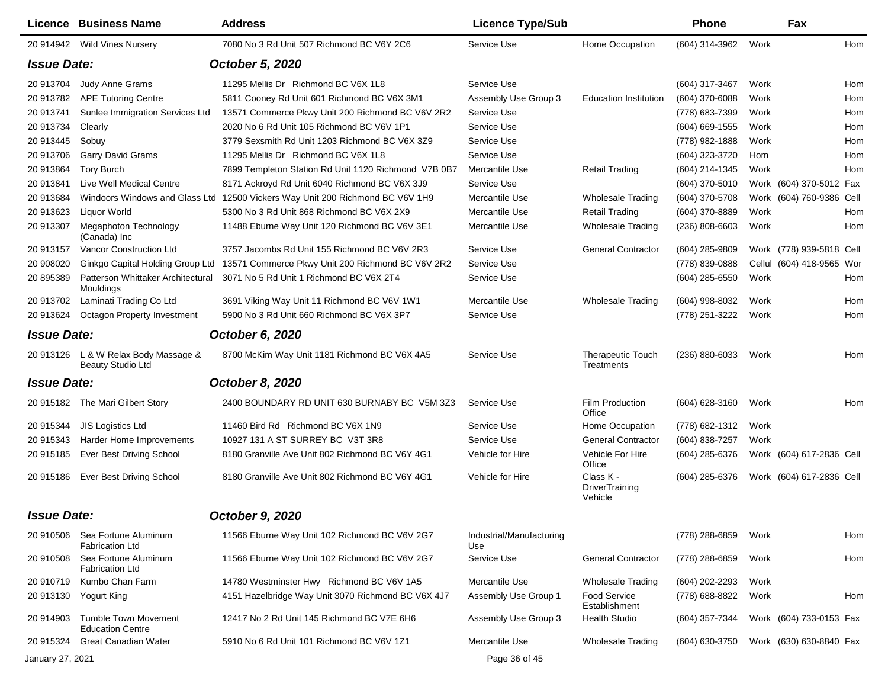| Licence | Business Name | Address | Licence Type/Sub | | Phone | | Fax | |
|---|---|---|---|---|---|---|---|---|
| 20 914942 | Wild Vines Nursery | 7080 No 3 Rd Unit 507 Richmond BC V6Y 2C6 | Service Use | Home Occupation | (604) 314-3962 | Work | | Hom |
| ***Issue Date:*** | | ***October 5, 2020*** | | | | | | |
| 20 913704 | Judy Anne Grams | 11295 Mellis Dr Richmond BC V6X 1L8 | Service Use | | (604) 317-3467 | Work | | Hom |
| 20 913782 | APE Tutoring Centre | 5811 Cooney Rd Unit 601 Richmond BC V6X 3M1 | Assembly Use Group 3 | Education Institution | (604) 370-6088 | Work | | Hom |
| 20 913741 | Sunlee Immigration Services Ltd | 13571 Commerce Pkwy Unit 200 Richmond BC V6V 2R2 | Service Use | | (778) 683-7399 | Work | | Hom |
| 20 913734 | Clearly | 2020 No 6 Rd Unit 105 Richmond BC V6V 1P1 | Service Use | | (604) 669-1555 | Work | | Hom |
| 20 913445 | Sobuy | 3779 Sexsmith Rd Unit 1203 Richmond BC V6X 3Z9 | Service Use | | (778) 982-1888 | Work | | Hom |
| 20 913706 | Garry David Grams | 11295 Mellis Dr Richmond BC V6X 1L8 | Service Use | | (604) 323-3720 | Hom | | Hom |
| 20 913864 | Tory Burch | 7899 Templeton Station Rd Unit 1120 Richmond V7B 0B7 | Mercantile Use | Retail Trading | (604) 214-1345 | Work | | Hom |
| 20 913841 | Live Well Medical Centre | 8171 Ackroyd Rd Unit 6040 Richmond BC V6X 3J9 | Service Use | | (604) 370-5010 | Work | (604) 370-5012 | Fax |
| 20 913684 | Windoors Windows and Glass Ltd | 12500 Vickers Way Unit 200 Richmond BC V6V 1H9 | Mercantile Use | Wholesale Trading | (604) 370-5708 | Work | (604) 760-9386 | Cell |
| 20 913623 | Liquor World | 5300 No 3 Rd Unit 868 Richmond BC V6X 2X9 | Mercantile Use | Retail Trading | (604) 370-8889 | Work | | Hom |
| 20 913307 | Megaphoton Technology (Canada) Inc | 11488 Eburne Way Unit 120 Richmond BC V6V 3E1 | Mercantile Use | Wholesale Trading | (236) 808-6603 | Work | | Hom |
| 20 913157 | Vancor Construction Ltd | 3757 Jacombs Rd Unit 155 Richmond BC V6V 2R3 | Service Use | General Contractor | (604) 285-9809 | Work | (778) 939-5818 | Cell |
| 20 908020 | Ginkgo Capital Holding Group Ltd | 13571 Commerce Pkwy Unit 200 Richmond BC V6V 2R2 | Service Use | | (778) 839-0888 | Cellul | (604) 418-9565 | Wor |
| 20 895389 | Patterson Whittaker Architectural Mouldings | 3071 No 5 Rd Unit 1 Richmond BC V6X 2T4 | Service Use | | (604) 285-6550 | Work | | Hom |
| 20 913702 | Laminati Trading Co Ltd | 3691 Viking Way Unit 11 Richmond BC V6V 1W1 | Mercantile Use | Wholesale Trading | (604) 998-8032 | Work | | Hom |
| 20 913624 | Octagon Property Investment | 5900 No 3 Rd Unit 660 Richmond BC V6X 3P7 | Service Use | | (778) 251-3222 | Work | | Hom |
| ***Issue Date:*** | | ***October 6, 2020*** | | | | | | |
| 20 913126 | L & W Relax Body Massage & Beauty Studio Ltd | 8700 McKim Way Unit 1181 Richmond BC V6X 4A5 | Service Use | Therapeutic Touch Treatments | (236) 880-6033 | Work | | Hom |
| ***Issue Date:*** | | ***October 8, 2020*** | | | | | | |
| 20 915182 | The Mari Gilbert Story | 2400 BOUNDARY RD UNIT 630 BURNABY BC V5M 3Z3 | Service Use | Film Production Office | (604) 628-3160 | Work | | Hom |
| 20 915344 | JIS Logistics Ltd | 11460 Bird Rd Richmond BC V6X 1N9 | Service Use | Home Occupation | (778) 682-1312 | Work | | |
| 20 915343 | Harder Home Improvements | 10927 131 A ST SURREY BC V3T 3R8 | Service Use | General Contractor | (604) 838-7257 | Work | | |
| 20 915185 | Ever Best Driving School | 8180 Granville Ave Unit 802 Richmond BC V6Y 4G1 | Vehicle for Hire | Vehicle For Hire Office | (604) 285-6376 | Work | (604) 617-2836 | Cell |
| 20 915186 | Ever Best Driving School | 8180 Granville Ave Unit 802 Richmond BC V6Y 4G1 | Vehicle for Hire | Class K - DriverTraining Vehicle | (604) 285-6376 | Work | (604) 617-2836 | Cell |
| ***Issue Date:*** | | ***October 9, 2020*** | | | | | | |
| 20 910506 | Sea Fortune Aluminum Fabrication Ltd | 11566 Eburne Way Unit 102 Richmond BC V6V 2G7 | Industrial/Manufacturing Use | | (778) 288-6859 | Work | | Hom |
| 20 910508 | Sea Fortune Aluminum Fabrication Ltd | 11566 Eburne Way Unit 102 Richmond BC V6V 2G7 | Service Use | General Contractor | (778) 288-6859 | Work | | Hom |
| 20 910719 | Kumbo Chan Farm | 14780 Westminster Hwy Richmond BC V6V 1A5 | Mercantile Use | Wholesale Trading | (604) 202-2293 | Work | | |
| 20 913130 | Yogurt King | 4151 Hazelbridge Way Unit 3070 Richmond BC V6X 4J7 | Assembly Use Group 1 | Food Service Establishment | (778) 688-8822 | Work | | Hom |
| 20 914903 | Tumble Town Movement Education Centre | 12417 No 2 Rd Unit 145 Richmond BC V7E 6H6 | Assembly Use Group 3 | Health Studio | (604) 357-7344 | Work | (604) 733-0153 | Fax |
| 20 915324 | Great Canadian Water | 5910 No 6 Rd Unit 101 Richmond BC V6V 1Z1 | Mercantile Use | Wholesale Trading | (604) 630-3750 | Work | (630) 630-8840 | Fax |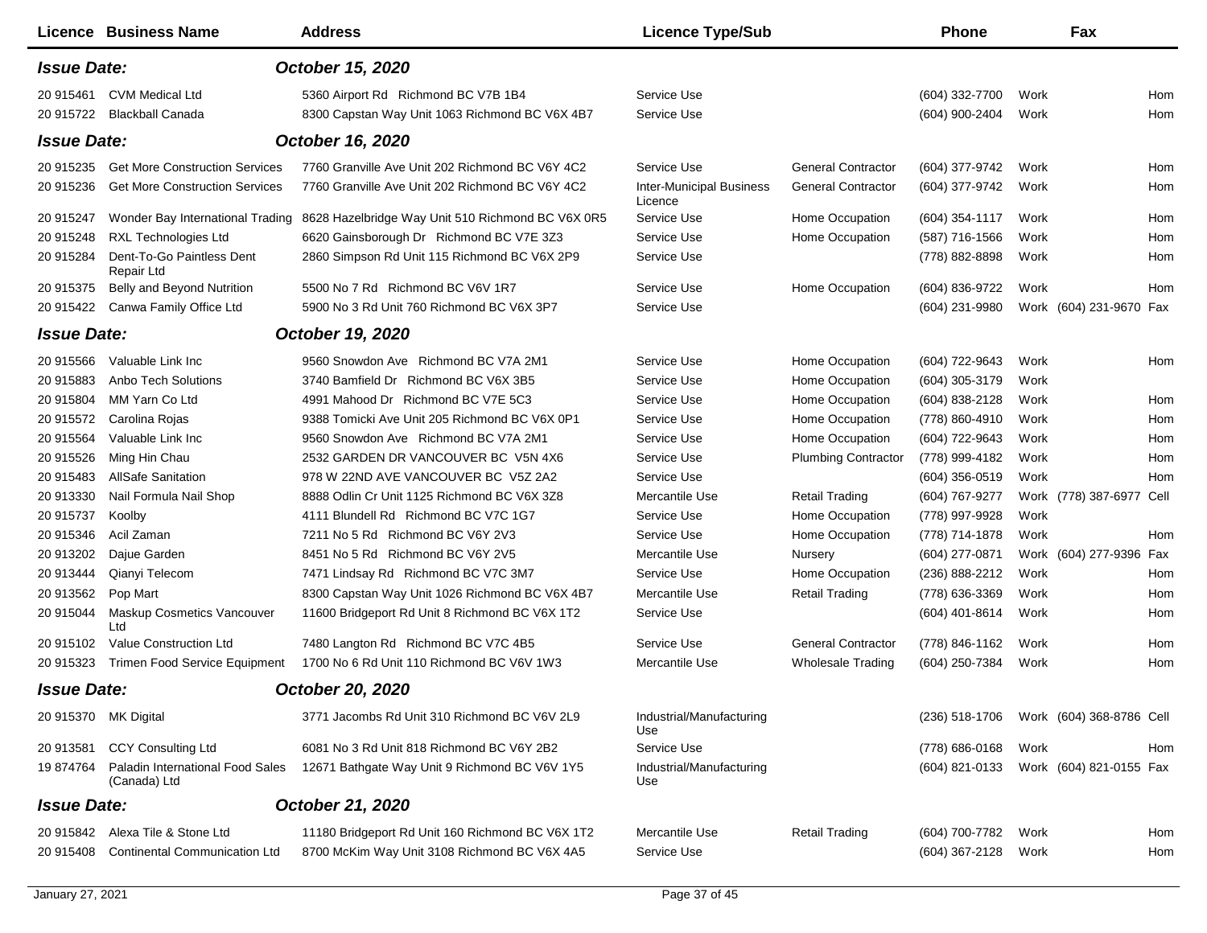| Licence | Business Name | Address | Licence Type/Sub | | Phone | Fax | |
|---|---|---|---|---|---|---|---|
| ***Issue Date:*** | | ***October 15, 2020*** | | | | | |
| 20 915461 | CVM Medical Ltd | 5360 Airport Rd Richmond BC V7B 1B4 | Service Use | | (604) 332-7700 | Work | Hom |
| 20 915722 | Blackball Canada | 8300 Capstan Way Unit 1063 Richmond BC V6X 4B7 | Service Use | | (604) 900-2404 | Work | Hom |
| ***Issue Date:*** | | ***October 16, 2020*** | | | | | |
| 20 915235 | Get More Construction Services | 7760 Granville Ave Unit 202 Richmond BC V6Y 4C2 | Service Use | General Contractor | (604) 377-9742 | Work | Hom |
| 20 915236 | Get More Construction Services | 7760 Granville Ave Unit 202 Richmond BC V6Y 4C2 | Inter-Municipal Business Licence | General Contractor | (604) 377-9742 | Work | Hom |
| 20 915247 | Wonder Bay International Trading | 8628 Hazelbridge Way Unit 510 Richmond BC V6X 0R5 | Service Use | Home Occupation | (604) 354-1117 | Work | Hom |
| 20 915248 | RXL Technologies Ltd | 6620 Gainsborough Dr Richmond BC V7E 3Z3 | Service Use | Home Occupation | (587) 716-1566 | Work | Hom |
| 20 915284 | Dent-To-Go Paintless Dent Repair Ltd | 2860 Simpson Rd Unit 115 Richmond BC V6X 2P9 | Service Use | | (778) 882-8898 | Work | Hom |
| 20 915375 | Belly and Beyond Nutrition | 5500 No 7 Rd Richmond BC V6V 1R7 | Service Use | Home Occupation | (604) 836-9722 | Work | Hom |
| 20 915422 | Canwa Family Office Ltd | 5900 No 3 Rd Unit 760 Richmond BC V6X 3P7 | Service Use | | (604) 231-9980 | Work (604) 231-9670 | Fax |
| ***Issue Date:*** | | ***October 19, 2020*** | | | | | |
| 20 915566 | Valuable Link Inc | 9560 Snowdon Ave Richmond BC V7A 2M1 | Service Use | Home Occupation | (604) 722-9643 | Work | Hom |
| 20 915883 | Anbo Tech Solutions | 3740 Bamfield Dr Richmond BC V6X 3B5 | Service Use | Home Occupation | (604) 305-3179 | Work | |
| 20 915804 | MM Yarn Co Ltd | 4991 Mahood Dr Richmond BC V7E 5C3 | Service Use | Home Occupation | (604) 838-2128 | Work | Hom |
| 20 915572 | Carolina Rojas | 9388 Tomicki Ave Unit 205 Richmond BC V6X 0P1 | Service Use | Home Occupation | (778) 860-4910 | Work | Hom |
| 20 915564 | Valuable Link Inc | 9560 Snowdon Ave Richmond BC V7A 2M1 | Service Use | Home Occupation | (604) 722-9643 | Work | Hom |
| 20 915526 | Ming Hin Chau | 2532 GARDEN DR VANCOUVER BC V5N 4X6 | Service Use | Plumbing Contractor | (778) 999-4182 | Work | Hom |
| 20 915483 | AllSafe Sanitation | 978 W 22ND AVE VANCOUVER BC V5Z 2A2 | Service Use | | (604) 356-0519 | Work | Hom |
| 20 913330 | Nail Formula Nail Shop | 8888 Odlin Cr Unit 1125 Richmond BC V6X 3Z8 | Mercantile Use | Retail Trading | (604) 767-9277 | Work (778) 387-6977 | Cell |
| 20 915737 | Koolby | 4111 Blundell Rd Richmond BC V7C 1G7 | Service Use | Home Occupation | (778) 997-9928 | Work | |
| 20 915346 | Acil Zaman | 7211 No 5 Rd Richmond BC V6Y 2V3 | Service Use | Home Occupation | (778) 714-1878 | Work | Hom |
| 20 913202 | Dajue Garden | 8451 No 5 Rd Richmond BC V6Y 2V5 | Mercantile Use | Nursery | (604) 277-0871 | Work (604) 277-9396 | Fax |
| 20 913444 | Qianyi Telecom | 7471 Lindsay Rd Richmond BC V7C 3M7 | Service Use | Home Occupation | (236) 888-2212 | Work | Hom |
| 20 913562 | Pop Mart | 8300 Capstan Way Unit 1026 Richmond BC V6X 4B7 | Mercantile Use | Retail Trading | (778) 636-3369 | Work | Hom |
| 20 915044 | Maskup Cosmetics Vancouver Ltd | 11600 Bridgeport Rd Unit 8 Richmond BC V6X 1T2 | Service Use | | (604) 401-8614 | Work | Hom |
| 20 915102 | Value Construction Ltd | 7480 Langton Rd Richmond BC V7C 4B5 | Service Use | General Contractor | (778) 846-1162 | Work | Hom |
| 20 915323 | Trimen Food Service Equipment | 1700 No 6 Rd Unit 110 Richmond BC V6V 1W3 | Mercantile Use | Wholesale Trading | (604) 250-7384 | Work | Hom |
| ***Issue Date:*** | | ***October 20, 2020*** | | | | | |
| 20 915370 | MK Digital | 3771 Jacombs Rd Unit 310 Richmond BC V6V 2L9 | Industrial/Manufacturing Use | | (236) 518-1706 | Work (604) 368-8786 | Cell |
| 20 913581 | CCY Consulting Ltd | 6081 No 3 Rd Unit 818 Richmond BC V6Y 2B2 | Service Use | | (778) 686-0168 | Work | Hom |
| 19 874764 | Paladin International Food Sales (Canada) Ltd | 12671 Bathgate Way Unit 9 Richmond BC V6V 1Y5 | Industrial/Manufacturing Use | | (604) 821-0133 | Work (604) 821-0155 | Fax |
| ***Issue Date:*** | | ***October 21, 2020*** | | | | | |
| 20 915842 | Alexa Tile & Stone Ltd | 11180 Bridgeport Rd Unit 160 Richmond BC V6X 1T2 | Mercantile Use | Retail Trading | (604) 700-7782 | Work | Hom |
| 20 915408 | Continental Communication Ltd | 8700 McKim Way Unit 3108 Richmond BC V6X 4A5 | Service Use | | (604) 367-2128 | Work | Hom |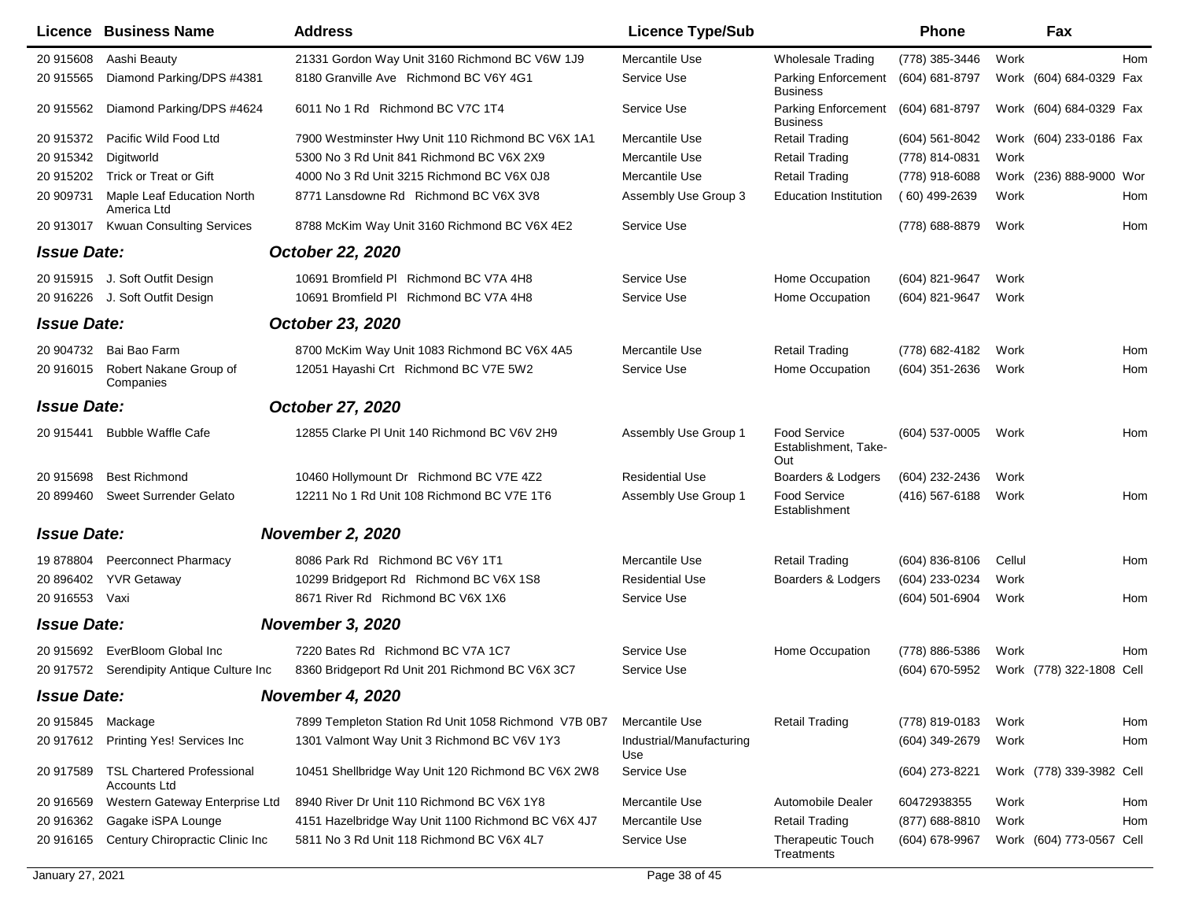| Licence | Business Name | Address | Licence Type/Sub | | Phone | | Fax | |
|---|---|---|---|---|---|---|---|---|
| 20 915608 | Aashi Beauty | 21331 Gordon Way Unit 3160 Richmond BC V6W 1J9 | Mercantile Use | Wholesale Trading | (778) 385-3446 | Work | | Hom |
| 20 915565 | Diamond Parking/DPS #4381 | 8180 Granville Ave Richmond BC V6Y 4G1 | Service Use | Parking Enforcement Business | (604) 681-8797 | Work | (604) 684-0329 | Fax |
| 20 915562 | Diamond Parking/DPS #4624 | 6011 No 1 Rd Richmond BC V7C 1T4 | Service Use | Parking Enforcement Business | (604) 681-8797 | Work | (604) 684-0329 | Fax |
| 20 915372 | Pacific Wild Food Ltd | 7900 Westminster Hwy Unit 110 Richmond BC V6X 1A1 | Mercantile Use | Retail Trading | (604) 561-8042 | Work | (604) 233-0186 | Fax |
| 20 915342 | Digitworld | 5300 No 3 Rd Unit 841 Richmond BC V6X 2X9 | Mercantile Use | Retail Trading | (778) 814-0831 | Work | | |
| 20 915202 | Trick or Treat or Gift | 4000 No 3 Rd Unit 3215 Richmond BC V6X 0J8 | Mercantile Use | Retail Trading | (778) 918-6088 | Work | (236) 888-9000 | Wor |
| 20 909731 | Maple Leaf Education North America Ltd | 8771 Lansdowne Rd Richmond BC V6X 3V8 | Assembly Use Group 3 | Education Institution | ( 60) 499-2639 | Work | | Hom |
| 20 913017 | Kwuan Consulting Services | 8788 McKim Way Unit 3160 Richmond BC V6X 4E2 | Service Use | | (778) 688-8879 | Work | | Hom |
| ***Issue Date:*** | | ***October 22, 2020*** | | | | | | |
| 20 915915 | J. Soft Outfit Design | 10691 Bromfield Pl Richmond BC V7A 4H8 | Service Use | Home Occupation | (604) 821-9647 | Work | | |
| 20 916226 | J. Soft Outfit Design | 10691 Bromfield Pl Richmond BC V7A 4H8 | Service Use | Home Occupation | (604) 821-9647 | Work | | |
| ***Issue Date:*** | | ***October 23, 2020*** | | | | | | |
| 20 904732 | Bai Bao Farm | 8700 McKim Way Unit 1083 Richmond BC V6X 4A5 | Mercantile Use | Retail Trading | (778) 682-4182 | Work | | Hom |
| 20 916015 | Robert Nakane Group of Companies | 12051 Hayashi Crt Richmond BC V7E 5W2 | Service Use | Home Occupation | (604) 351-2636 | Work | | Hom |
| ***Issue Date:*** | | ***October 27, 2020*** | | | | | | |
| 20 915441 | Bubble Waffle Cafe | 12855 Clarke Pl Unit 140 Richmond BC V6V 2H9 | Assembly Use Group 1 | Food Service Establishment, Take-Out | (604) 537-0005 | Work | | Hom |
| 20 915698 | Best Richmond | 10460 Hollymount Dr Richmond BC V7E 4Z2 | Residential Use | Boarders & Lodgers | (604) 232-2436 | Work | | |
| 20 899460 | Sweet Surrender Gelato | 12211 No 1 Rd Unit 108 Richmond BC V7E 1T6 | Assembly Use Group 1 | Food Service Establishment | (416) 567-6188 | Work | | Hom |
| ***Issue Date:*** | | ***November 2, 2020*** | | | | | | |
| 19 878804 | Peerconnect Pharmacy | 8086 Park Rd Richmond BC V6Y 1T1 | Mercantile Use | Retail Trading | (604) 836-8106 | Cellul | | Hom |
| 20 896402 | YVR Getaway | 10299 Bridgeport Rd Richmond BC V6X 1S8 | Residential Use | Boarders & Lodgers | (604) 233-0234 | Work | | |
| 20 916553 | Vaxi | 8671 River Rd Richmond BC V6X 1X6 | Service Use | | (604) 501-6904 | Work | | Hom |
| ***Issue Date:*** | | ***November 3, 2020*** | | | | | | |
| 20 915692 | EverBloom Global Inc | 7220 Bates Rd Richmond BC V7A 1C7 | Service Use | Home Occupation | (778) 886-5386 | Work | | Hom |
| 20 917572 | Serendipity Antique Culture Inc | 8360 Bridgeport Rd Unit 201 Richmond BC V6X 3C7 | Service Use | | (604) 670-5952 | Work | (778) 322-1808 | Cell |
| ***Issue Date:*** | | ***November 4, 2020*** | | | | | | |
| 20 915845 | Mackage | 7899 Templeton Station Rd Unit 1058 Richmond V7B 0B7 | Mercantile Use | Retail Trading | (778) 819-0183 | Work | | Hom |
| 20 917612 | Printing Yes! Services Inc | 1301 Valmont Way Unit 3 Richmond BC V6V 1Y3 | Industrial/Manufacturing Use | | (604) 349-2679 | Work | | Hom |
| 20 917589 | TSL Chartered Professional Accounts Ltd | 10451 Shellbridge Way Unit 120 Richmond BC V6X 2W8 | Service Use | | (604) 273-8221 | Work | (778) 339-3982 | Cell |
| 20 916569 | Western Gateway Enterprise Ltd | 8940 River Dr Unit 110 Richmond BC V6X 1Y8 | Mercantile Use | Automobile Dealer | 60472938355 | Work | | Hom |
| 20 916362 | Gagake iSPA Lounge | 4151 Hazelbridge Way Unit 1100 Richmond BC V6X 4J7 | Mercantile Use | Retail Trading | (877) 688-8810 | Work | | Hom |
| 20 916165 | Century Chiropractic Clinic Inc | 5811 No 3 Rd Unit 118 Richmond BC V6X 4L7 | Service Use | Therapeutic Touch Treatments | (604) 678-9967 | Work | (604) 773-0567 | Cell |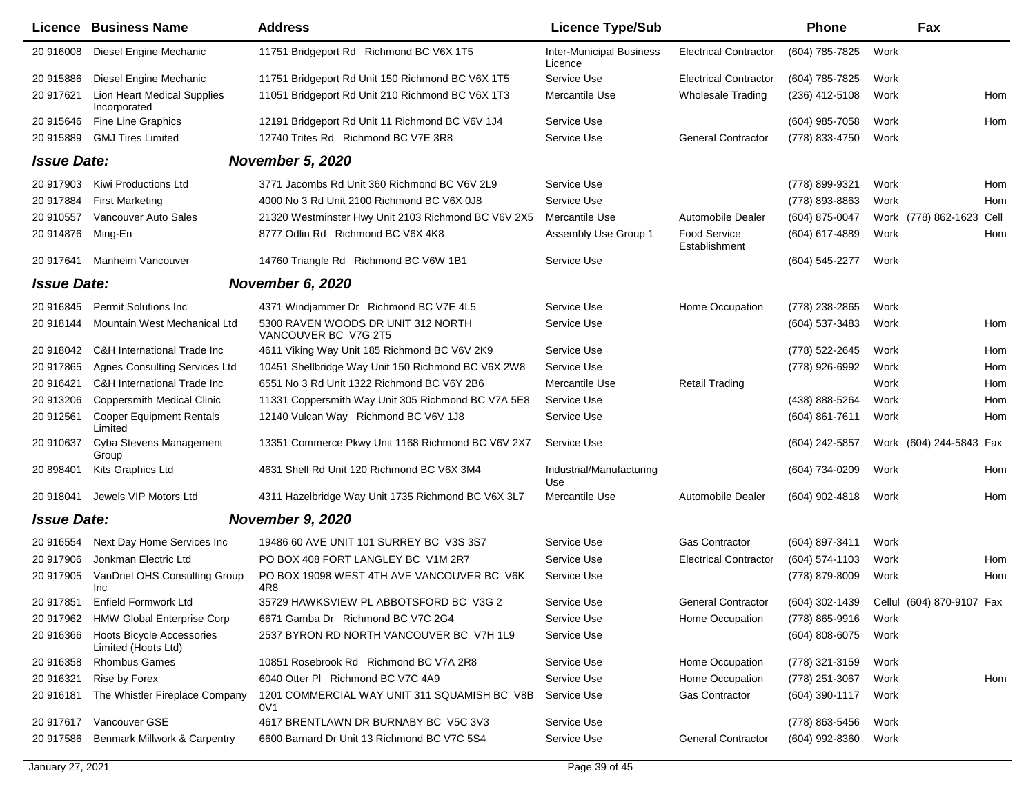| Licence | Business Name | Address | Licence Type/Sub | | Phone | | Fax | |
|---|---|---|---|---|---|---|---|---|
| 20 916008 | Diesel Engine Mechanic | 11751 Bridgeport Rd Richmond BC V6X 1T5 | Inter-Municipal Business Licence | Electrical Contractor | (604) 785-7825 | Work | | |
| 20 915886 | Diesel Engine Mechanic | 11751 Bridgeport Rd Unit 150 Richmond BC V6X 1T5 | Service Use | Electrical Contractor | (604) 785-7825 | Work | | |
| 20 917621 | Lion Heart Medical Supplies Incorporated | 11051 Bridgeport Rd Unit 210 Richmond BC V6X 1T3 | Mercantile Use | Wholesale Trading | (236) 412-5108 | Work | | Hom |
| 20 915646 | Fine Line Graphics | 12191 Bridgeport Rd Unit 11 Richmond BC V6V 1J4 | Service Use | | (604) 985-7058 | Work | | Hom |
| 20 915889 | GMJ Tires Limited | 12740 Trites Rd Richmond BC V7E 3R8 | Service Use | General Contractor | (778) 833-4750 | Work | | |
| ***Issue Date:*** | | ***November 5, 2020*** | | | | | | |
| 20 917903 | Kiwi Productions Ltd | 3771 Jacombs Rd Unit 360 Richmond BC V6V 2L9 | Service Use | | (778) 899-9321 | Work | | Hom |
| 20 917884 | First Marketing | 4000 No 3 Rd Unit 2100 Richmond BC V6X 0J8 | Service Use | | (778) 893-8863 | Work | | Hom |
| 20 910557 | Vancouver Auto Sales | 21320 Westminster Hwy Unit 2103 Richmond BC V6V 2X5 | Mercantile Use | Automobile Dealer | (604) 875-0047 | Work | (778) 862-1623 | Cell |
| 20 914876 | Ming-En | 8777 Odlin Rd Richmond BC V6X 4K8 | Assembly Use Group 1 | Food Service Establishment | (604) 617-4889 | Work | | Hom |
| 20 917641 | Manheim Vancouver | 14760 Triangle Rd Richmond BC V6W 1B1 | Service Use | | (604) 545-2277 | Work | | |
| ***Issue Date:*** | | ***November 6, 2020*** | | | | | | |
| 20 916845 | Permit Solutions Inc | 4371 Windjammer Dr Richmond BC V7E 4L5 | Service Use | Home Occupation | (778) 238-2865 | Work | | |
| 20 918144 | Mountain West Mechanical Ltd | 5300 RAVEN WOODS DR UNIT 312 NORTH VANCOUVER BC V7G 2T5 | Service Use | | (604) 537-3483 | Work | | Hom |
| 20 918042 | C&H International Trade Inc | 4611 Viking Way Unit 185 Richmond BC V6V 2K9 | Service Use | | (778) 522-2645 | Work | | Hom |
| 20 917865 | Agnes Consulting Services Ltd | 10451 Shellbridge Way Unit 150 Richmond BC V6X 2W8 | Service Use | | (778) 926-6992 | Work | | Hom |
| 20 916421 | C&H International Trade Inc | 6551 No 3 Rd Unit 1322 Richmond BC V6Y 2B6 | Mercantile Use | Retail Trading | | Work | | Hom |
| 20 913206 | Coppersmith Medical Clinic | 11331 Coppersmith Way Unit 305 Richmond BC V7A 5E8 | Service Use | | (438) 888-5264 | Work | | Hom |
| 20 912561 | Cooper Equipment Rentals Limited | 12140 Vulcan Way Richmond BC V6V 1J8 | Service Use | | (604) 861-7611 | Work | | Hom |
| 20 910637 | Cyba Stevens Management Group | 13351 Commerce Pkwy Unit 1168 Richmond BC V6V 2X7 | Service Use | | (604) 242-5857 | Work | (604) 244-5843 | Fax |
| 20 898401 | Kits Graphics Ltd | 4631 Shell Rd Unit 120 Richmond BC V6X 3M4 | Industrial/Manufacturing Use | | (604) 734-0209 | Work | | Hom |
| 20 918041 | Jewels VIP Motors Ltd | 4311 Hazelbridge Way Unit 1735 Richmond BC V6X 3L7 | Mercantile Use | Automobile Dealer | (604) 902-4818 | Work | | Hom |
| ***Issue Date:*** | | ***November 9, 2020*** | | | | | | |
| 20 916554 | Next Day Home Services Inc | 19486 60 AVE UNIT 101 SURREY BC V3S 3S7 | Service Use | Gas Contractor | (604) 897-3411 | Work | | |
| 20 917906 | Jonkman Electric Ltd | PO BOX 408 FORT LANGLEY BC V1M 2R7 | Service Use | Electrical Contractor | (604) 574-1103 | Work | | Hom |
| 20 917905 | VanDriel OHS Consulting Group Inc | PO BOX 19098 WEST 4TH AVE VANCOUVER BC V6K 4R8 | Service Use | | (778) 879-8009 | Work | | Hom |
| 20 917851 | Enfield Formwork Ltd | 35729 HAWKSVIEW PL ABBOTSFORD BC V3G 2 | Service Use | General Contractor | (604) 302-1439 | Cellul | (604) 870-9107 | Fax |
| 20 917962 | HMW Global Enterprise Corp | 6671 Gamba Dr Richmond BC V7C 2G4 | Service Use | Home Occupation | (778) 865-9916 | Work | | |
| 20 916366 | Hoots Bicycle Accessories Limited (Hoots Ltd) | 2537 BYRON RD NORTH VANCOUVER BC V7H 1L9 | Service Use | | (604) 808-6075 | Work | | |
| 20 916358 | Rhombus Games | 10851 Rosebrook Rd Richmond BC V7A 2R8 | Service Use | Home Occupation | (778) 321-3159 | Work | | |
| 20 916321 | Rise by Forex | 6040 Otter Pl Richmond BC V7C 4A9 | Service Use | Home Occupation | (778) 251-3067 | Work | | Hom |
| 20 916181 | The Whistler Fireplace Company | 1201 COMMERCIAL WAY UNIT 311 SQUAMISH BC V8B 0V1 | Service Use | Gas Contractor | (604) 390-1117 | Work | | |
| 20 917617 | Vancouver GSE | 4617 BRENTLAWN DR BURNABY BC V5C 3V3 | Service Use | | (778) 863-5456 | Work | | |
| 20 917586 | Benmark Millwork & Carpentry | 6600 Barnard Dr Unit 13 Richmond BC V7C 5S4 | Service Use | General Contractor | (604) 992-8360 | Work | | |

January 27, 2021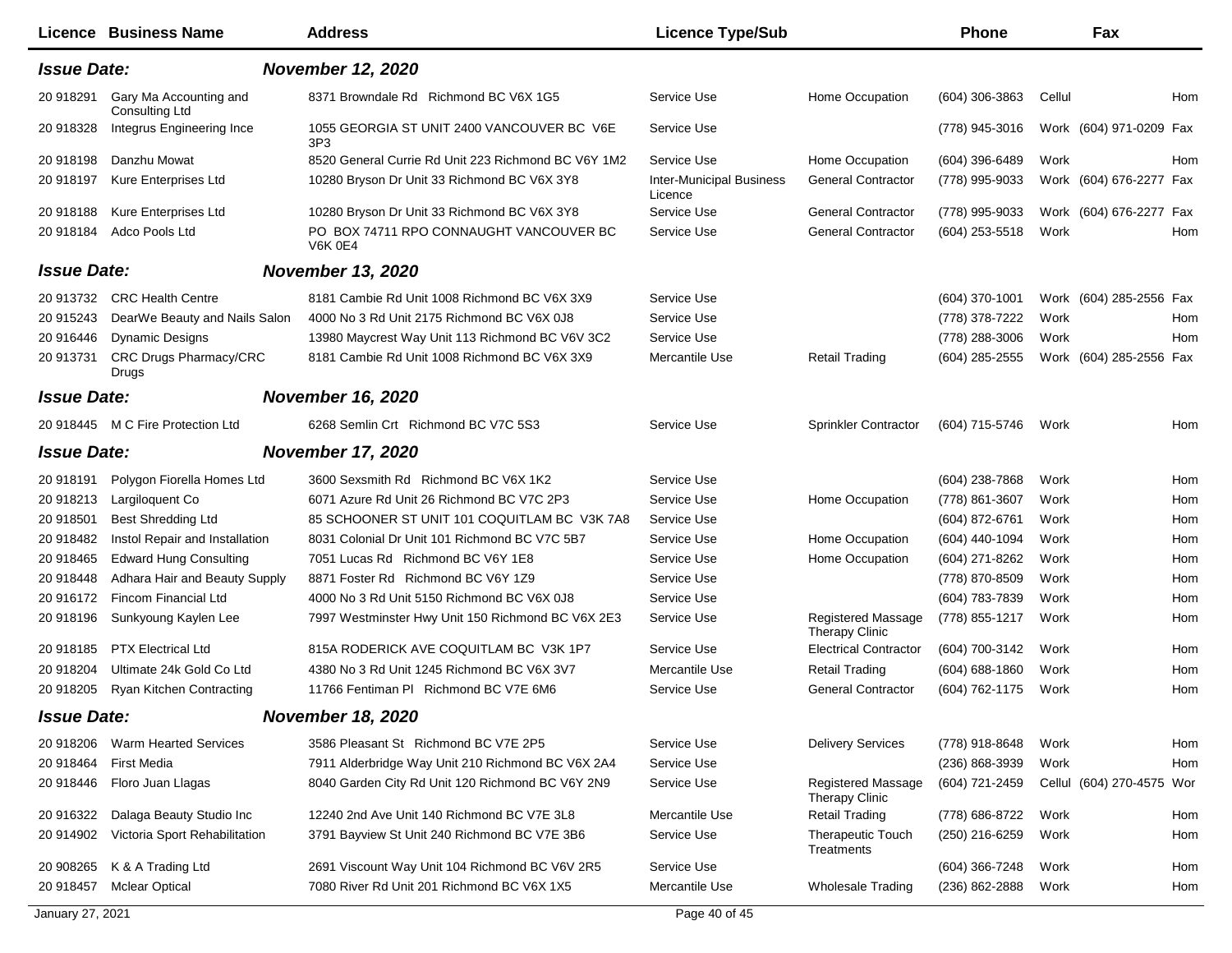| Licence | Business Name | Address | Licence Type/Sub | | Phone | Fax | | |
|---|---|---|---|---|---|---|---|---|
| ***Issue Date:*** | | ***November 12, 2020*** | | | | | | |
| 20 918291 | Gary Ma Accounting and Consulting Ltd | 8371 Browndale Rd Richmond BC V6X 1G5 | Service Use | Home Occupation | (604) 306-3863 | Cellul | | Hom |
| 20 918328 | Integrus Engineering Ince | 1055 GEORGIA ST UNIT 2400 VANCOUVER BC V6E 3P3 | Service Use | | (778) 945-3016 | Work | (604) 971-0209 | Fax |
| 20 918198 | Danzhu Mowat | 8520 General Currie Rd Unit 223 Richmond BC V6Y 1M2 | Service Use | Home Occupation | (604) 396-6489 | Work | | Hom |
| 20 918197 | Kure Enterprises Ltd | 10280 Bryson Dr Unit 33 Richmond BC V6X 3Y8 | Inter-Municipal Business Licence | General Contractor | (778) 995-9033 | Work | (604) 676-2277 | Fax |
| 20 918188 | Kure Enterprises Ltd | 10280 Bryson Dr Unit 33 Richmond BC V6X 3Y8 | Service Use | General Contractor | (778) 995-9033 | Work | (604) 676-2277 | Fax |
| 20 918184 | Adco Pools Ltd | PO BOX 74711 RPO CONNAUGHT VANCOUVER BC V6K 0E4 | Service Use | General Contractor | (604) 253-5518 | Work | | Hom |
| ***Issue Date:*** | | ***November 13, 2020*** | | | | | | |
| 20 913732 | CRC Health Centre | 8181 Cambie Rd Unit 1008 Richmond BC V6X 3X9 | Service Use | | (604) 370-1001 | Work | (604) 285-2556 | Fax |
| 20 915243 | DearWe Beauty and Nails Salon | 4000 No 3 Rd Unit 2175 Richmond BC V6X 0J8 | Service Use | | (778) 378-7222 | Work | | Hom |
| 20 916446 | Dynamic Designs | 13980 Maycrest Way Unit 113 Richmond BC V6V 3C2 | Service Use | | (778) 288-3006 | Work | | Hom |
| 20 913731 | CRC Drugs Pharmacy/CRC Drugs | 8181 Cambie Rd Unit 1008 Richmond BC V6X 3X9 | Mercantile Use | Retail Trading | (604) 285-2555 | Work | (604) 285-2556 | Fax |
| ***Issue Date:*** | | ***November 16, 2020*** | | | | | | |
| 20 918445 | M C Fire Protection Ltd | 6268 Semlin Crt Richmond BC V7C 5S3 | Service Use | Sprinkler Contractor | (604) 715-5746 | Work | | Hom |
| ***Issue Date:*** | | ***November 17, 2020*** | | | | | | |
| 20 918191 | Polygon Fiorella Homes Ltd | 3600 Sexsmith Rd Richmond BC V6X 1K2 | Service Use | | (604) 238-7868 | Work | | Hom |
| 20 918213 | Largiloquent Co | 6071 Azure Rd Unit 26 Richmond BC V7C 2P3 | Service Use | Home Occupation | (778) 861-3607 | Work | | Hom |
| 20 918501 | Best Shredding Ltd | 85 SCHOONER ST UNIT 101 COQUITLAM BC V3K 7A8 | Service Use | | (604) 872-6761 | Work | | Hom |
| 20 918482 | Instol Repair and Installation | 8031 Colonial Dr Unit 101 Richmond BC V7C 5B7 | Service Use | Home Occupation | (604) 440-1094 | Work | | Hom |
| 20 918465 | Edward Hung Consulting | 7051 Lucas Rd Richmond BC V6Y 1E8 | Service Use | Home Occupation | (604) 271-8262 | Work | | Hom |
| 20 918448 | Adhara Hair and Beauty Supply | 8871 Foster Rd Richmond BC V6Y 1Z9 | Service Use | | (778) 870-8509 | Work | | Hom |
| 20 916172 | Fincom Financial Ltd | 4000 No 3 Rd Unit 5150 Richmond BC V6X 0J8 | Service Use | | (604) 783-7839 | Work | | Hom |
| 20 918196 | Sunkyoung Kaylen Lee | 7997 Westminster Hwy Unit 150 Richmond BC V6X 2E3 | Service Use | Registered Massage Therapy Clinic | (778) 855-1217 | Work | | Hom |
| 20 918185 | PTX Electrical Ltd | 815A RODERICK AVE COQUITLAM BC V3K 1P7 | Service Use | Electrical Contractor | (604) 700-3142 | Work | | Hom |
| 20 918204 | Ultimate 24k Gold Co Ltd | 4380 No 3 Rd Unit 1245 Richmond BC V6X 3V7 | Mercantile Use | Retail Trading | (604) 688-1860 | Work | | Hom |
| 20 918205 | Ryan Kitchen Contracting | 11766 Fentiman Pl Richmond BC V7E 6M6 | Service Use | General Contractor | (604) 762-1175 | Work | | Hom |
| ***Issue Date:*** | | ***November 18, 2020*** | | | | | | |
| 20 918206 | Warm Hearted Services | 3586 Pleasant St Richmond BC V7E 2P5 | Service Use | Delivery Services | (778) 918-8648 | Work | | Hom |
| 20 918464 | First Media | 7911 Alderbridge Way Unit 210 Richmond BC V6X 2A4 | Service Use | | (236) 868-3939 | Work | | Hom |
| 20 918446 | Floro Juan Llagas | 8040 Garden City Rd Unit 120 Richmond BC V6Y 2N9 | Service Use | Registered Massage Therapy Clinic | (604) 721-2459 | Cellul | (604) 270-4575 | Wor |
| 20 916322 | Dalaga Beauty Studio Inc | 12240 2nd Ave Unit 140 Richmond BC V7E 3L8 | Mercantile Use | Retail Trading | (778) 686-8722 | Work | | Hom |
| 20 914902 | Victoria Sport Rehabilitation | 3791 Bayview St Unit 240 Richmond BC V7E 3B6 | Service Use | Therapeutic Touch Treatments | (250) 216-6259 | Work | | Hom |
| 20 908265 | K & A Trading Ltd | 2691 Viscount Way Unit 104 Richmond BC V6V 2R5 | Service Use | | (604) 366-7248 | Work | | Hom |
| 20 918457 | Mclear Optical | 7080 River Rd Unit 201 Richmond BC V6X 1X5 | Mercantile Use | Wholesale Trading | (236) 862-2888 | Work | | Hom |

January 27, 2021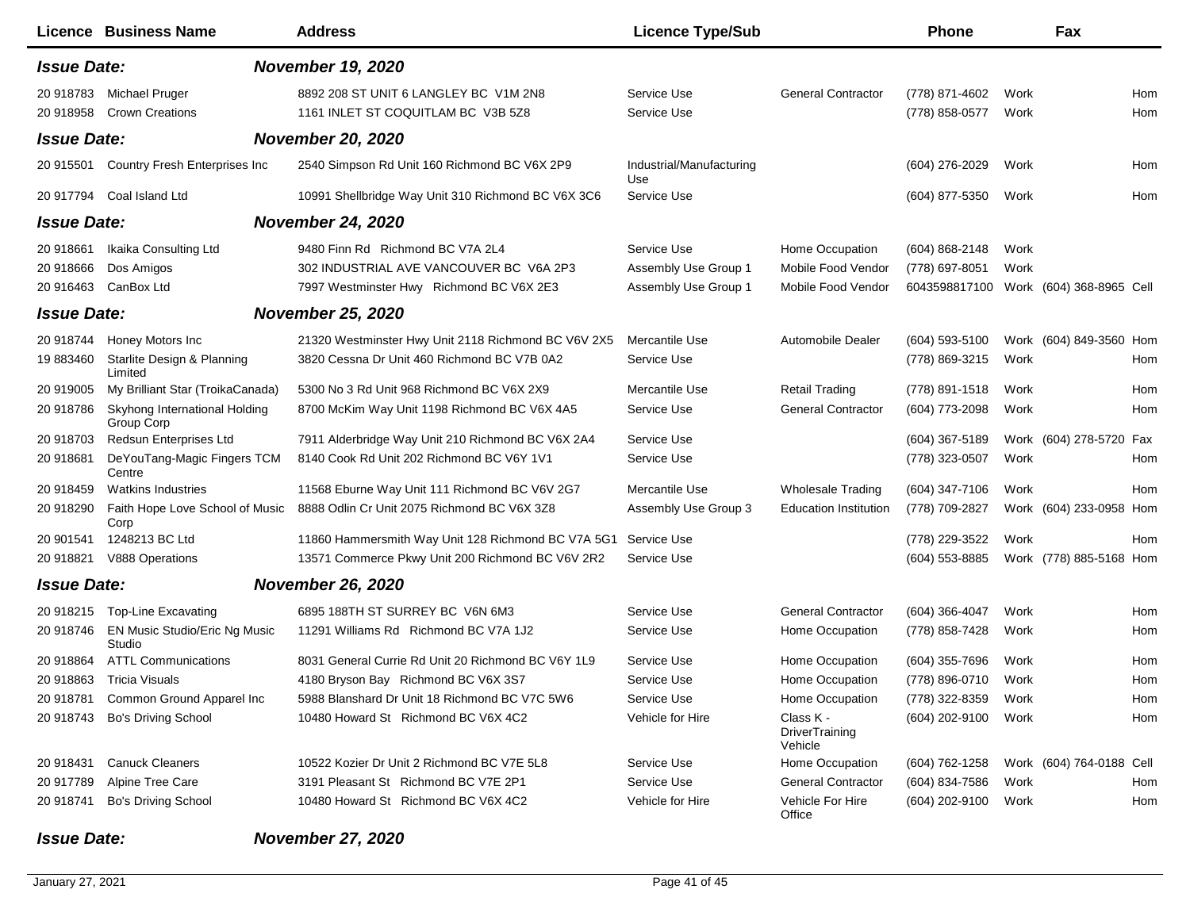| Licence | Business Name | Address | Licence Type/Sub | | Phone | | Fax | |
|---|---|---|---|---|---|---|---|---|
| ***Issue Date:*** | | ***November 19, 2020*** | | | | | | |
| 20 918783 | Michael Pruger | 8892 208 ST UNIT 6 LANGLEY BC V1M 2N8 | Service Use | General Contractor | (778) 871-4602 | Work | | Hom |
| 20 918958 | Crown Creations | 1161 INLET ST COQUITLAM BC V3B 5Z8 | Service Use | | (778) 858-0577 | Work | | Hom |
| ***Issue Date:*** | | ***November 20, 2020*** | | | | | | |
| 20 915501 | Country Fresh Enterprises Inc | 2540 Simpson Rd Unit 160 Richmond BC V6X 2P9 | Industrial/Manufacturing Use | | (604) 276-2029 | Work | | Hom |
| 20 917794 | Coal Island Ltd | 10991 Shellbridge Way Unit 310 Richmond BC V6X 3C6 | Service Use | | (604) 877-5350 | Work | | Hom |
| ***Issue Date:*** | | ***November 24, 2020*** | | | | | | |
| 20 918661 | Ikaika Consulting Ltd | 9480 Finn Rd Richmond BC V7A 2L4 | Service Use | Home Occupation | (604) 868-2148 | Work | | |
| 20 918666 | Dos Amigos | 302 INDUSTRIAL AVE VANCOUVER BC V6A 2P3 | Assembly Use Group 1 | Mobile Food Vendor | (778) 697-8051 | Work | | |
| 20 916463 | CanBox Ltd | 7997 Westminster Hwy Richmond BC V6X 2E3 | Assembly Use Group 1 | Mobile Food Vendor | 6043598817100 | Work | (604) 368-8965 | Cell |
| ***Issue Date:*** | | ***November 25, 2020*** | | | | | | |
| 20 918744 | Honey Motors Inc | 21320 Westminster Hwy Unit 2118 Richmond BC V6V 2X5 | Mercantile Use | Automobile Dealer | (604) 593-5100 | Work | (604) 849-3560 | Hom |
| 19 883460 | Starlite Design & Planning Limited | 3820 Cessna Dr Unit 460 Richmond BC V7B 0A2 | Service Use | | (778) 869-3215 | Work | | Hom |
| 20 919005 | My Brilliant Star (TroikaCanada) | 5300 No 3 Rd Unit 968 Richmond BC V6X 2X9 | Mercantile Use | Retail Trading | (778) 891-1518 | Work | | Hom |
| 20 918786 | Skyhong International Holding Group Corp | 8700 McKim Way Unit 1198 Richmond BC V6X 4A5 | Service Use | General Contractor | (604) 773-2098 | Work | | Hom |
| 20 918703 | Redsun Enterprises Ltd | 7911 Alderbridge Way Unit 210 Richmond BC V6X 2A4 | Service Use | | (604) 367-5189 | Work | (604) 278-5720 | Fax |
| 20 918681 | DeYouTang-Magic Fingers TCM Centre | 8140 Cook Rd Unit 202 Richmond BC V6Y 1V1 | Service Use | | (778) 323-0507 | Work | | Hom |
| 20 918459 | Watkins Industries | 11568 Eburne Way Unit 111 Richmond BC V6V 2G7 | Mercantile Use | Wholesale Trading | (604) 347-7106 | Work | | Hom |
| 20 918290 | Faith Hope Love School of Music Corp | 8888 Odlin Cr Unit 2075 Richmond BC V6X 3Z8 | Assembly Use Group 3 | Education Institution | (778) 709-2827 | Work | (604) 233-0958 | Hom |
| 20 901541 | 1248213 BC Ltd | 11860 Hammersmith Way Unit 128 Richmond BC V7A 5G1 | Service Use | | (778) 229-3522 | Work | | Hom |
| 20 918821 | V888 Operations | 13571 Commerce Pkwy Unit 200 Richmond BC V6V 2R2 | Service Use | | (604) 553-8885 | Work | (778) 885-5168 | Hom |
| ***Issue Date:*** | | ***November 26, 2020*** | | | | | | |
| 20 918215 | Top-Line Excavating | 6895 188TH ST SURREY BC V6N 6M3 | Service Use | General Contractor | (604) 366-4047 | Work | | Hom |
| 20 918746 | EN Music Studio/Eric Ng Music Studio | 11291 Williams Rd Richmond BC V7A 1J2 | Service Use | Home Occupation | (778) 858-7428 | Work | | Hom |
| 20 918864 | ATTL Communications | 8031 General Currie Rd Unit 20 Richmond BC V6Y 1L9 | Service Use | Home Occupation | (604) 355-7696 | Work | | Hom |
| 20 918863 | Tricia Visuals | 4180 Bryson Bay Richmond BC V6X 3S7 | Service Use | Home Occupation | (778) 896-0710 | Work | | Hom |
| 20 918781 | Common Ground Apparel Inc | 5988 Blanshard Dr Unit 18 Richmond BC V7C 5W6 | Service Use | Home Occupation | (778) 322-8359 | Work | | Hom |
| 20 918743 | Bo's Driving School | 10480 Howard St Richmond BC V6X 4C2 | Vehicle for Hire | Class K - DriverTraining Vehicle | (604) 202-9100 | Work | | Hom |
| 20 918431 | Canuck Cleaners | 10522 Kozier Dr Unit 2 Richmond BC V7E 5L8 | Service Use | Home Occupation | (604) 762-1258 | Work | (604) 764-0188 | Cell |
| 20 917789 | Alpine Tree Care | 3191 Pleasant St Richmond BC V7E 2P1 | Service Use | General Contractor | (604) 834-7586 | Work | | Hom |
| 20 918741 | Bo's Driving School | 10480 Howard St Richmond BC V6X 4C2 | Vehicle for Hire | Vehicle For Hire Office | (604) 202-9100 | Work | | Hom |
| ***Issue Date:*** | | ***November 27, 2020*** | | | | | | |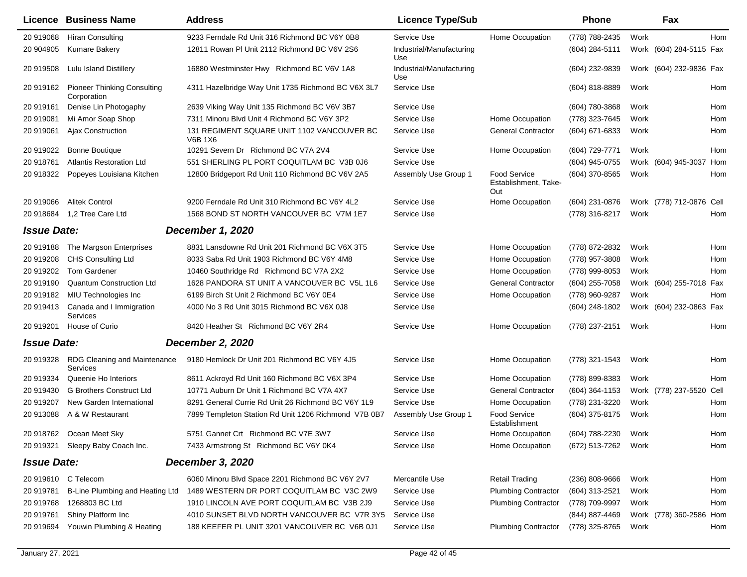| Licence | Business Name | Address | Licence Type/Sub | | Phone | | Fax | |
|---|---|---|---|---|---|---|---|---|
| 20 919068 | Hiran Consulting | 9233 Ferndale Rd Unit 316 Richmond BC V6Y 0B8 | Service Use | Home Occupation | (778) 788-2435 | Work | | Hom |
| 20 904905 | Kumare Bakery | 12811 Rowan Pl Unit 2112 Richmond BC V6V 2S6 | Industrial/Manufacturing Use | | (604) 284-5111 | Work | (604) 284-5115 | Fax |
| 20 919508 | Lulu Island Distillery | 16880 Westminster Hwy Richmond BC V6V 1A8 | Industrial/Manufacturing Use | | (604) 232-9839 | Work | (604) 232-9836 | Fax |
| 20 919162 | Pioneer Thinking Consulting Corporation | 4311 Hazelbridge Way Unit 1735 Richmond BC V6X 3L7 | Service Use | | (604) 818-8889 | Work | | Hom |
| 20 919161 | Denise Lin Photogaphy | 2639 Viking Way Unit 135 Richmond BC V6V 3B7 | Service Use | | (604) 780-3868 | Work | | Hom |
| 20 919081 | Mi Amor Soap Shop | 7311 Minoru Blvd Unit 4 Richmond BC V6Y 3P2 | Service Use | Home Occupation | (778) 323-7645 | Work | | Hom |
| 20 919061 | Ajax Construction | 131 REGIMENT SQUARE UNIT 1102 VANCOUVER BC V6B 1X6 | Service Use | General Contractor | (604) 671-6833 | Work | | Hom |
| 20 919022 | Bonne Boutique | 10291 Severn Dr Richmond BC V7A 2V4 | Service Use | Home Occupation | (604) 729-7771 | Work | | Hom |
| 20 918761 | Atlantis Restoration Ltd | 551 SHERLING PL PORT COQUITLAM BC V3B 0J6 | Service Use | | (604) 945-0755 | Work | (604) 945-3037 | Hom |
| 20 918322 | Popeyes Louisiana Kitchen | 12800 Bridgeport Rd Unit 110 Richmond BC V6V 2A5 | Assembly Use Group 1 | Food Service Establishment, Take-Out | (604) 370-8565 | Work | | Hom |
| 20 919066 | Alitek Control | 9200 Ferndale Rd Unit 310 Richmond BC V6Y 4L2 | Service Use | Home Occupation | (604) 231-0876 | Work | (778) 712-0876 | Cell |
| 20 918684 | 1,2 Tree Care Ltd | 1568 BOND ST NORTH VANCOUVER BC V7M 1E7 | Service Use | | (778) 316-8217 | Work | | Hom |
| ***Issue Date:*** | | ***December 1, 2020*** | | | | | | |
| 20 919188 | The Margson Enterprises | 8831 Lansdowne Rd Unit 201 Richmond BC V6X 3T5 | Service Use | Home Occupation | (778) 872-2832 | Work | | Hom |
| 20 919208 | CHS Consulting Ltd | 8033 Saba Rd Unit 1903 Richmond BC V6Y 4M8 | Service Use | Home Occupation | (778) 957-3808 | Work | | Hom |
| 20 919202 | Tom Gardener | 10460 Southridge Rd Richmond BC V7A 2X2 | Service Use | Home Occupation | (778) 999-8053 | Work | | Hom |
| 20 919190 | Quantum Construction Ltd | 1628 PANDORA ST UNIT A VANCOUVER BC V5L 1L6 | Service Use | General Contractor | (604) 255-7058 | Work | (604) 255-7018 | Fax |
| 20 919182 | MIU Technologies Inc | 6199 Birch St Unit 2 Richmond BC V6Y 0E4 | Service Use | Home Occupation | (778) 960-9287 | Work | | Hom |
| 20 919413 | Canada and I Immigration Services | 4000 No 3 Rd Unit 3015 Richmond BC V6X 0J8 | Service Use | | (604) 248-1802 | Work | (604) 232-0863 | Fax |
| 20 919201 | House of Curio | 8420 Heather St Richmond BC V6Y 2R4 | Service Use | Home Occupation | (778) 237-2151 | Work | | Hom |
| ***Issue Date:*** | | ***December 2, 2020*** | | | | | | |
| 20 919328 | RDG Cleaning and Maintenance Services | 9180 Hemlock Dr Unit 201 Richmond BC V6Y 4J5 | Service Use | Home Occupation | (778) 321-1543 | Work | | Hom |
| 20 919334 | Queenie Ho Interiors | 8611 Ackroyd Rd Unit 160 Richmond BC V6X 3P4 | Service Use | Home Occupation | (778) 899-8383 | Work | | Hom |
| 20 919430 | G Brothers Construct Ltd | 10771 Auburn Dr Unit 1 Richmond BC V7A 4X7 | Service Use | General Contractor | (604) 364-1153 | Work | (778) 237-5520 | Cell |
| 20 919207 | New Garden International | 8291 General Currie Rd Unit 26 Richmond BC V6Y 1L9 | Service Use | Home Occupation | (778) 231-3220 | Work | | Hom |
| 20 913088 | A & W Restaurant | 7899 Templeton Station Rd Unit 1206 Richmond V7B 0B7 | Assembly Use Group 1 | Food Service Establishment | (604) 375-8175 | Work | | Hom |
| 20 918762 | Ocean Meet Sky | 5751 Gannet Crt Richmond BC V7E 3W7 | Service Use | Home Occupation | (604) 788-2230 | Work | | Hom |
| 20 919321 | Sleepy Baby Coach Inc. | 7433 Armstrong St Richmond BC V6Y 0K4 | Service Use | Home Occupation | (672) 513-7262 | Work | | Hom |
| ***Issue Date:*** | | ***December 3, 2020*** | | | | | | |
| 20 919610 | C Telecom | 6060 Minoru Blvd Space 2201 Richmond BC V6Y 2V7 | Mercantile Use | Retail Trading | (236) 808-9666 | Work | | Hom |
| 20 919781 | B-Line Plumbing and Heating Ltd | 1489 WESTERN DR PORT COQUITLAM BC V3C 2W9 | Service Use | Plumbing Contractor | (604) 313-2521 | Work | | Hom |
| 20 919768 | 1268803 BC Ltd | 1910 LINCOLN AVE PORT COQUITLAM BC V3B 2J9 | Service Use | Plumbing Contractor | (778) 709-9997 | Work | | Hom |
| 20 919761 | Shiny Platform Inc | 4010 SUNSET BLVD NORTH VANCOUVER BC V7R 3Y5 | Service Use | | (844) 887-4469 | Work | (778) 360-2586 | Hom |
| 20 919694 | Youwin Plumbing & Heating | 188 KEEFER PL UNIT 3201 VANCOUVER BC V6B 0J1 | Service Use | Plumbing Contractor | (778) 325-8765 | Work | | Hom |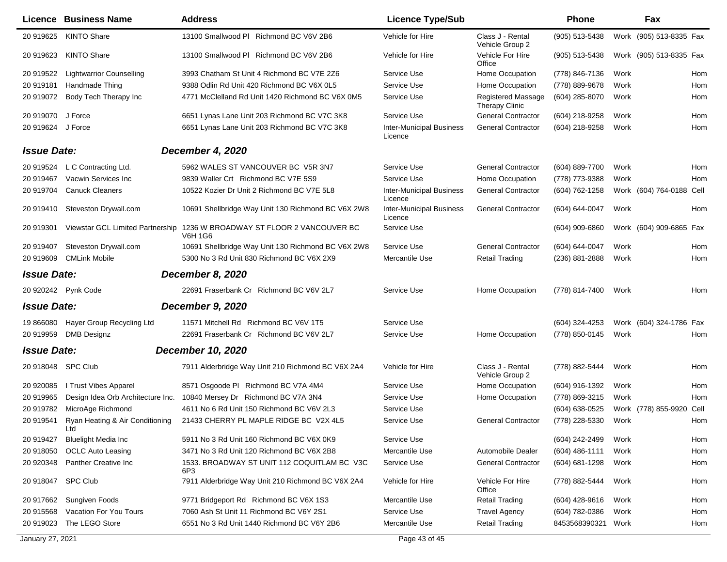| Licence | Business Name | Address | Licence Type/Sub | | Phone | | Fax | |
|---|---|---|---|---|---|---|---|---|
| 20 919625 | KINTO Share | 13100 Smallwood Pl Richmond BC V6V 2B6 | Vehicle for Hire | Class J - Rental Vehicle Group 2 | (905) 513-5438 | Work | (905) 513-8335 | Fax |
| 20 919623 | KINTO Share | 13100 Smallwood Pl Richmond BC V6V 2B6 | Vehicle for Hire | Vehicle For Hire Office | (905) 513-5438 | Work | (905) 513-8335 | Fax |
| 20 919522 | Lightwarrior Counselling | 3993 Chatham St Unit 4 Richmond BC V7E 2Z6 | Service Use | Home Occupation | (778) 846-7136 | Work | | Hom |
| 20 919181 | Handmade Thing | 9388 Odlin Rd Unit 420 Richmond BC V6X 0L5 | Service Use | Home Occupation | (778) 889-9678 | Work | | Hom |
| 20 919072 | Body Tech Therapy Inc | 4771 McClelland Rd Unit 1420 Richmond BC V6X 0M5 | Service Use | Registered Massage Therapy Clinic | (604) 285-8070 | Work | | Hom |
| 20 919070 | J Force | 6651 Lynas Lane Unit 203 Richmond BC V7C 3K8 | Service Use | General Contractor | (604) 218-9258 | Work | | Hom |
| 20 919624 | J Force | 6651 Lynas Lane Unit 203 Richmond BC V7C 3K8 | Inter-Municipal Business Licence | General Contractor | (604) 218-9258 | Work | | Hom |
| ***Issue Date:*** | | ***December 4, 2020*** | | | | | | |
| 20 919524 | L C Contracting Ltd. | 5962 WALES ST VANCOUVER BC V5R 3N7 | Service Use | General Contractor | (604) 889-7700 | Work | | Hom |
| 20 919467 | Vacwin Services Inc | 9839 Waller Crt Richmond BC V7E 5S9 | Service Use | Home Occupation | (778) 773-9388 | Work | | Hom |
| 20 919704 | Canuck Cleaners | 10522 Kozier Dr Unit 2 Richmond BC V7E 5L8 | Inter-Municipal Business Licence | General Contractor | (604) 762-1258 | Work | (604) 764-0188 | Cell |
| 20 919410 | Steveston Drywall.com | 10691 Shellbridge Way Unit 130 Richmond BC V6X 2W8 | Inter-Municipal Business Licence | General Contractor | (604) 644-0047 | Work | | Hom |
| 20 919301 | Viewstar GCL Limited Partnership | 1236 W BROADWAY ST FLOOR 2 VANCOUVER BC V6H 1G6 | Service Use | | (604) 909-6860 | Work | (604) 909-6865 | Fax |
| 20 919407 | Steveston Drywall.com | 10691 Shellbridge Way Unit 130 Richmond BC V6X 2W8 | Service Use | General Contractor | (604) 644-0047 | Work | | Hom |
| 20 919609 | CMLink Mobile | 5300 No 3 Rd Unit 830 Richmond BC V6X 2X9 | Mercantile Use | Retail Trading | (236) 881-2888 | Work | | Hom |
| ***Issue Date:*** | | ***December 8, 2020*** | | | | | | |
| 20 920242 | Pynk Code | 22691 Fraserbank Cr Richmond BC V6V 2L7 | Service Use | Home Occupation | (778) 814-7400 | Work | | Hom |
| ***Issue Date:*** | | ***December 9, 2020*** | | | | | | |
| 19 866080 | Hayer Group Recycling Ltd | 11571 Mitchell Rd Richmond BC V6V 1T5 | Service Use | | (604) 324-4253 | Work | (604) 324-1786 | Fax |
| 20 919959 | DMB Designz | 22691 Fraserbank Cr Richmond BC V6V 2L7 | Service Use | Home Occupation | (778) 850-0145 | Work | | Hom |
| ***Issue Date:*** | | ***December 10, 2020*** | | | | | | |
| 20 918048 | SPC Club | 7911 Alderbridge Way Unit 210 Richmond BC V6X 2A4 | Vehicle for Hire | Class J - Rental Vehicle Group 2 | (778) 882-5444 | Work | | Hom |
| 20 920085 | I Trust Vibes Apparel | 8571 Osgoode Pl Richmond BC V7A 4M4 | Service Use | Home Occupation | (604) 916-1392 | Work | | Hom |
| 20 919965 | Design Idea Orb Architecture Inc. | 10840 Mersey Dr Richmond BC V7A 3N4 | Service Use | Home Occupation | (778) 869-3215 | Work | | Hom |
| 20 919782 | MicroAge Richmond | 4611 No 6 Rd Unit 150 Richmond BC V6V 2L3 | Service Use | | (604) 638-0525 | Work | (778) 855-9920 | Cell |
| 20 919541 | Ryan Heating & Air Conditioning Ltd | 21433 CHERRY PL MAPLE RIDGE BC V2X 4L5 | Service Use | General Contractor | (778) 228-5330 | Work | | Hom |
| 20 919427 | Bluelight Media Inc | 5911 No 3 Rd Unit 160 Richmond BC V6X 0K9 | Service Use | | (604) 242-2499 | Work | | Hom |
| 20 918050 | OCLC Auto Leasing | 3471 No 3 Rd Unit 120 Richmond BC V6X 2B8 | Mercantile Use | Automobile Dealer | (604) 486-1111 | Work | | Hom |
| 20 920348 | Panther Creative Inc | 1533. BROADWAY ST UNIT 112 COQUITLAM BC V3C 6P3 | Service Use | General Contractor | (604) 681-1298 | Work | | Hom |
| 20 918047 | SPC Club | 7911 Alderbridge Way Unit 210 Richmond BC V6X 2A4 | Vehicle for Hire | Vehicle For Hire Office | (778) 882-5444 | Work | | Hom |
| 20 917662 | Sungiven Foods | 9771 Bridgeport Rd Richmond BC V6X 1S3 | Mercantile Use | Retail Trading | (604) 428-9616 | Work | | Hom |
| 20 915568 | Vacation For You Tours | 7060 Ash St Unit 11 Richmond BC V6Y 2S1 | Service Use | Travel Agency | (604) 782-0386 | Work | | Hom |
| 20 919023 | The LEGO Store | 6551 No 3 Rd Unit 1440 Richmond BC V6Y 2B6 | Mercantile Use | Retail Trading | 8453568390321 | Work | | Hom |

January 27, 2021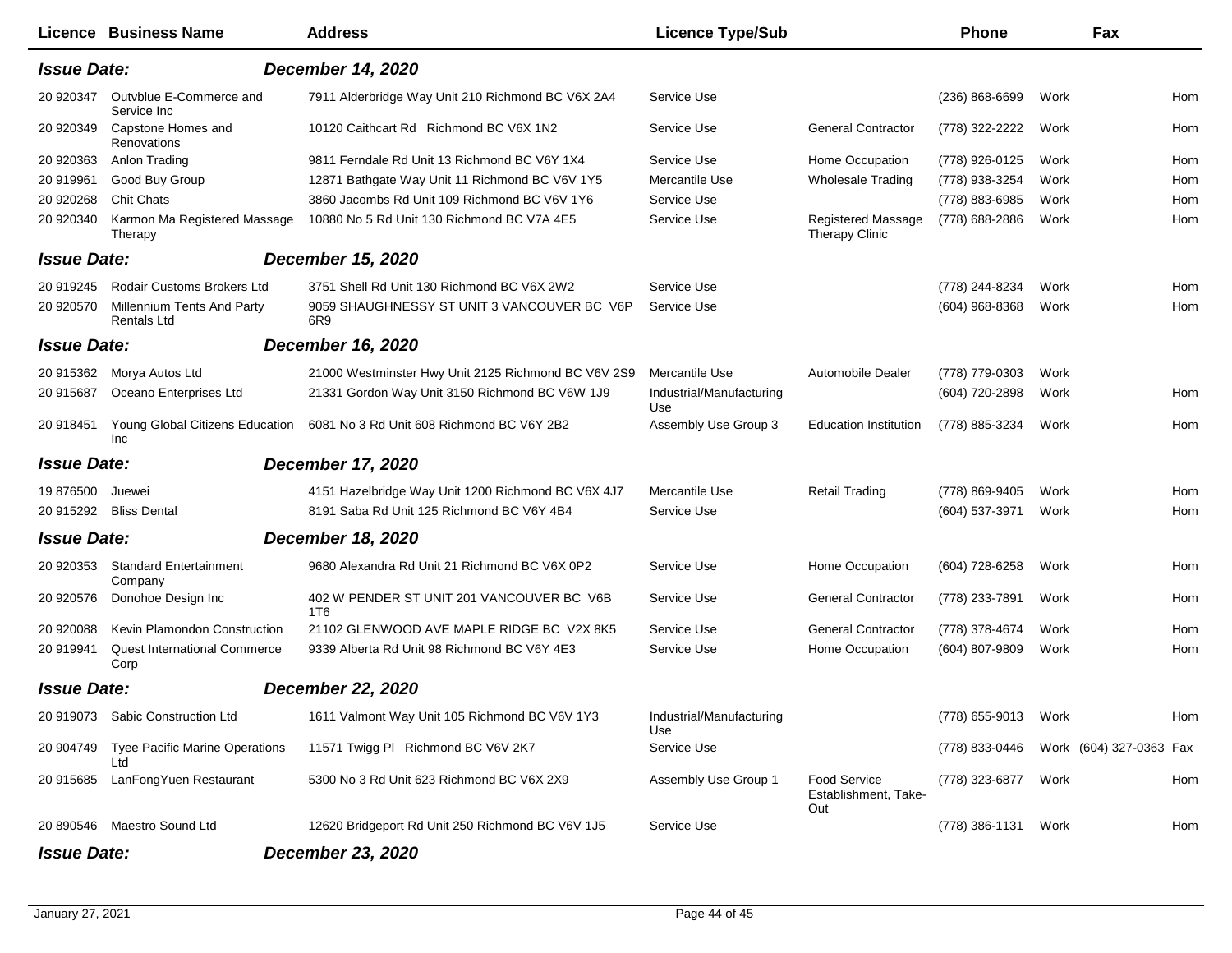| Licence | Business Name | Address | Licence Type/Sub | | Phone | | Fax | |
|---|---|---|---|---|---|---|---|---|
| ***Issue Date:*** | | ***December 14, 2020*** | | | | | | |
| 20 920347 | Outvblue E-Commerce and Service Inc | 7911 Alderbridge Way Unit 210 Richmond BC V6X 2A4 | Service Use | | (236) 868-6699 | Work | | Hom |
| 20 920349 | Capstone Homes and Renovations | 10120 Caithcart Rd Richmond BC V6X 1N2 | Service Use | General Contractor | (778) 322-2222 | Work | | Hom |
| 20 920363 | Anlon Trading | 9811 Ferndale Rd Unit 13 Richmond BC V6Y 1X4 | Service Use | Home Occupation | (778) 926-0125 | Work | | Hom |
| 20 919961 | Good Buy Group | 12871 Bathgate Way Unit 11 Richmond BC V6V 1Y5 | Mercantile Use | Wholesale Trading | (778) 938-3254 | Work | | Hom |
| 20 920268 | Chit Chats | 3860 Jacombs Rd Unit 109 Richmond BC V6V 1Y6 | Service Use | | (778) 883-6985 | Work | | Hom |
| 20 920340 | Karmon Ma Registered Massage Therapy | 10880 No 5 Rd Unit 130 Richmond BC V7A 4E5 | Service Use | Registered Massage Therapy Clinic | (778) 688-2886 | Work | | Hom |
| ***Issue Date:*** | | ***December 15, 2020*** | | | | | | |
| 20 919245 | Rodair Customs Brokers Ltd | 3751 Shell Rd Unit 130 Richmond BC V6X 2W2 | Service Use | | (778) 244-8234 | Work | | Hom |
| 20 920570 | Millennium Tents And Party Rentals Ltd | 9059 SHAUGHNESSY ST UNIT 3 VANCOUVER BC V6P 6R9 | Service Use | | (604) 968-8368 | Work | | Hom |
| ***Issue Date:*** | | ***December 16, 2020*** | | | | | | |
| 20 915362 | Morya Autos Ltd | 21000 Westminster Hwy Unit 2125 Richmond BC V6V 2S9 | Mercantile Use | Automobile Dealer | (778) 779-0303 | Work | | |
| 20 915687 | Oceano Enterprises Ltd | 21331 Gordon Way Unit 3150 Richmond BC V6W 1J9 | Industrial/Manufacturing Use | | (604) 720-2898 | Work | | Hom |
| 20 918451 | Young Global Citizens Education Inc | 6081 No 3 Rd Unit 608 Richmond BC V6Y 2B2 | Assembly Use Group 3 | Education Institution | (778) 885-3234 | Work | | Hom |
| ***Issue Date:*** | | ***December 17, 2020*** | | | | | | |
| 19 876500 | Juewei | 4151 Hazelbridge Way Unit 1200 Richmond BC V6X 4J7 | Mercantile Use | Retail Trading | (778) 869-9405 | Work | | Hom |
| 20 915292 | Bliss Dental | 8191 Saba Rd Unit 125 Richmond BC V6Y 4B4 | Service Use | | (604) 537-3971 | Work | | Hom |
| ***Issue Date:*** | | ***December 18, 2020*** | | | | | | |
| 20 920353 | Standard Entertainment Company | 9680 Alexandra Rd Unit 21 Richmond BC V6X 0P2 | Service Use | Home Occupation | (604) 728-6258 | Work | | Hom |
| 20 920576 | Donohoe Design Inc | 402 W PENDER ST UNIT 201 VANCOUVER BC V6B 1T6 | Service Use | General Contractor | (778) 233-7891 | Work | | Hom |
| 20 920088 | Kevin Plamondon Construction | 21102 GLENWOOD AVE MAPLE RIDGE BC V2X 8K5 | Service Use | General Contractor | (778) 378-4674 | Work | | Hom |
| 20 919941 | Quest International Commerce Corp | 9339 Alberta Rd Unit 98 Richmond BC V6Y 4E3 | Service Use | Home Occupation | (604) 807-9809 | Work | | Hom |
| ***Issue Date:*** | | ***December 22, 2020*** | | | | | | |
| 20 919073 | Sabic Construction Ltd | 1611 Valmont Way Unit 105 Richmond BC V6V 1Y3 | Industrial/Manufacturing Use | | (778) 655-9013 | Work | | Hom |
| 20 904749 | Tyee Pacific Marine Operations Ltd | 11571 Twigg Pl Richmond BC V6V 2K7 | Service Use | | (778) 833-0446 | Work | (604) 327-0363 | Fax |
| 20 915685 | LanFongYuen Restaurant | 5300 No 3 Rd Unit 623 Richmond BC V6X 2X9 | Assembly Use Group 1 | Food Service Establishment, Take-Out | (778) 323-6877 | Work | | Hom |
| 20 890546 | Maestro Sound Ltd | 12620 Bridgeport Rd Unit 250 Richmond BC V6V 1J5 | Service Use | | (778) 386-1131 | Work | | Hom |
| ***Issue Date:*** | | ***December 23, 2020*** | | | | | | |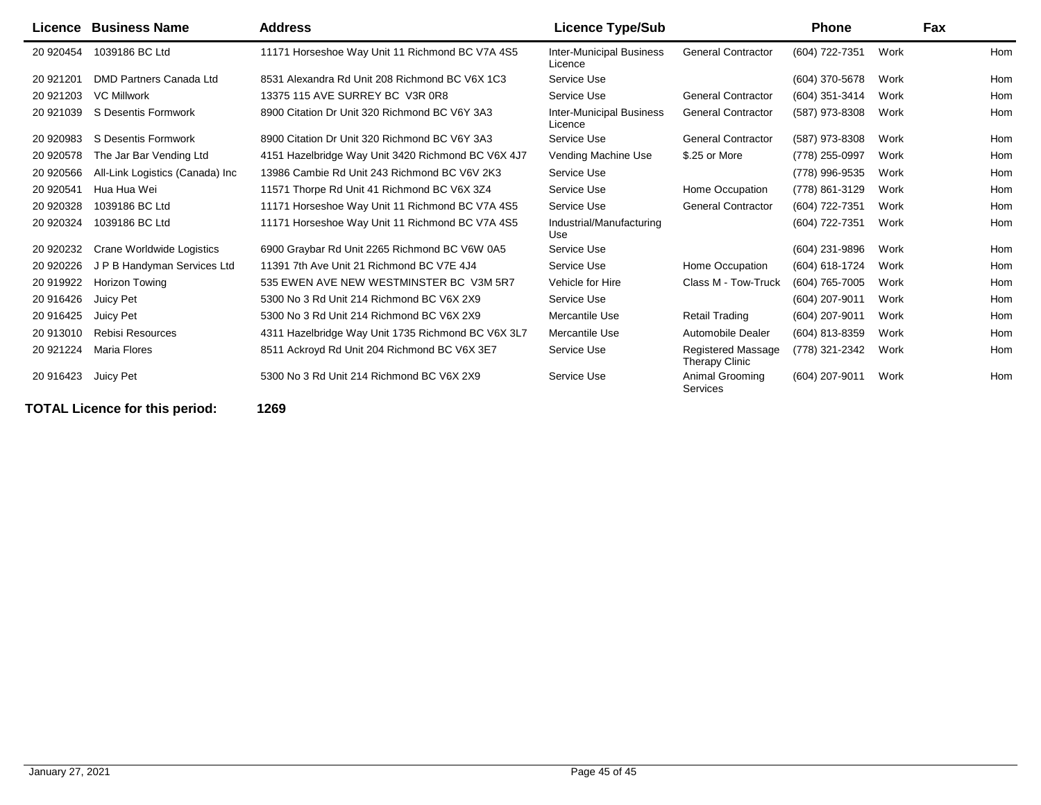| Licence | Business Name | Address | Licence Type/Sub | | Phone | | Fax |
|---|---|---|---|---|---|---|---|
| 20 920454 | 1039186 BC Ltd | 11171 Horseshoe Way Unit 11 Richmond BC V7A 4S5 | Inter-Municipal Business Licence | General Contractor | (604) 722-7351 | Work | Hom |
| 20 921201 | DMD Partners Canada Ltd | 8531 Alexandra Rd Unit 208 Richmond BC V6X 1C3 | Service Use | | (604) 370-5678 | Work | Hom |
| 20 921203 | VC Millwork | 13375 115 AVE SURREY BC V3R 0R8 | Service Use | General Contractor | (604) 351-3414 | Work | Hom |
| 20 921039 | S Desentis Formwork | 8900 Citation Dr Unit 320 Richmond BC V6Y 3A3 | Inter-Municipal Business Licence | General Contractor | (587) 973-8308 | Work | Hom |
| 20 920983 | S Desentis Formwork | 8900 Citation Dr Unit 320 Richmond BC V6Y 3A3 | Service Use | General Contractor | (587) 973-8308 | Work | Hom |
| 20 920578 | The Jar Bar Vending Ltd | 4151 Hazelbridge Way Unit 3420 Richmond BC V6X 4J7 | Vending Machine Use | $.25 or More | (778) 255-0997 | Work | Hom |
| 20 920566 | All-Link Logistics (Canada) Inc | 13986 Cambie Rd Unit 243 Richmond BC V6V 2K3 | Service Use | | (778) 996-9535 | Work | Hom |
| 20 920541 | Hua Hua Wei | 11571 Thorpe Rd Unit 41 Richmond BC V6X 3Z4 | Service Use | Home Occupation | (778) 861-3129 | Work | Hom |
| 20 920328 | 1039186 BC Ltd | 11171 Horseshoe Way Unit 11 Richmond BC V7A 4S5 | Service Use | General Contractor | (604) 722-7351 | Work | Hom |
| 20 920324 | 1039186 BC Ltd | 11171 Horseshoe Way Unit 11 Richmond BC V7A 4S5 | Industrial/Manufacturing Use | | (604) 722-7351 | Work | Hom |
| 20 920232 | Crane Worldwide Logistics | 6900 Graybar Rd Unit 2265 Richmond BC V6W 0A5 | Service Use | | (604) 231-9896 | Work | Hom |
| 20 920226 | J P B Handyman Services Ltd | 11391 7th Ave Unit 21 Richmond BC V7E 4J4 | Service Use | Home Occupation | (604) 618-1724 | Work | Hom |
| 20 919922 | Horizon Towing | 535 EWEN AVE NEW WESTMINSTER BC V3M 5R7 | Vehicle for Hire | Class M - Tow-Truck | (604) 765-7005 | Work | Hom |
| 20 916426 | Juicy Pet | 5300 No 3 Rd Unit 214 Richmond BC V6X 2X9 | Service Use | | (604) 207-9011 | Work | Hom |
| 20 916425 | Juicy Pet | 5300 No 3 Rd Unit 214 Richmond BC V6X 2X9 | Mercantile Use | Retail Trading | (604) 207-9011 | Work | Hom |
| 20 913010 | Rebisi Resources | 4311 Hazelbridge Way Unit 1735 Richmond BC V6X 3L7 | Mercantile Use | Automobile Dealer | (604) 813-8359 | Work | Hom |
| 20 921224 | Maria Flores | 8511 Ackroyd Rd Unit 204 Richmond BC V6X 3E7 | Service Use | Registered Massage Therapy Clinic | (778) 321-2342 | Work | Hom |
| 20 916423 | Juicy Pet | 5300 No 3 Rd Unit 214 Richmond BC V6X 2X9 | Service Use | Animal Grooming Services | (604) 207-9011 | Work | Hom |

**TOTAL Licence for this period: 1269**